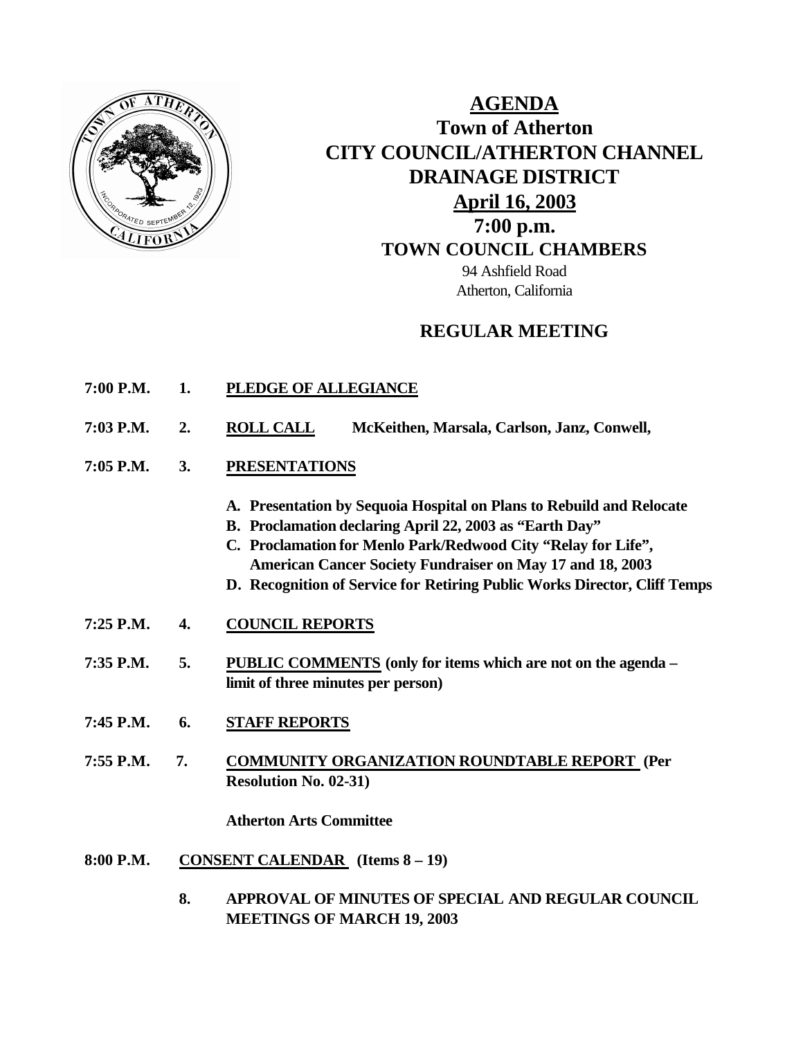# AGENDA

## Town of Atherton
## CITY COUNCIL/ATHERTON CHANNEL DRAINAGE DISTRICT
## April 16, 2003
## 7:00 p.m.
## TOWN COUNCIL CHAMBERS

94 Ashfield Road
Atherton, California

## REGULAR MEETING

**7:00 P.M. 1. PLEDGE OF ALLEGIANCE**

**7:03 P.M. 2. ROLL CALL** McKeithen, Marsala, Carlson, Janz, Conwell,

**7:05 P.M. 3. PRESENTATIONS**

- **A. Presentation by Sequoia Hospital on Plans to Rebuild and Relocate**
- **B. Proclamation declaring April 22, 2003 as "Earth Day"**
- **C. Proclamation for Menlo Park/Redwood City "Relay for Life", American Cancer Society Fundraiser on May 17 and 18, 2003**
- **D. Recognition of Service for Retiring Public Works Director, Cliff Temps**

**7:25 P.M. 4. COUNCIL REPORTS**

**7:35 P.M. 5. PUBLIC COMMENTS (only for items which are not on the agenda – limit of three minutes per person)**

**7:45 P.M. 6. STAFF REPORTS**

**7:55 P.M. 7. COMMUNITY ORGANIZATION ROUNDTABLE REPORT (Per Resolution No. 02-31)**

**Atherton Arts Committee**

**8:00 P.M. CONSENT CALENDAR (Items 8 – 19)**

**8. APPROVAL OF MINUTES OF SPECIAL AND REGULAR COUNCIL MEETINGS OF MARCH 19, 2003**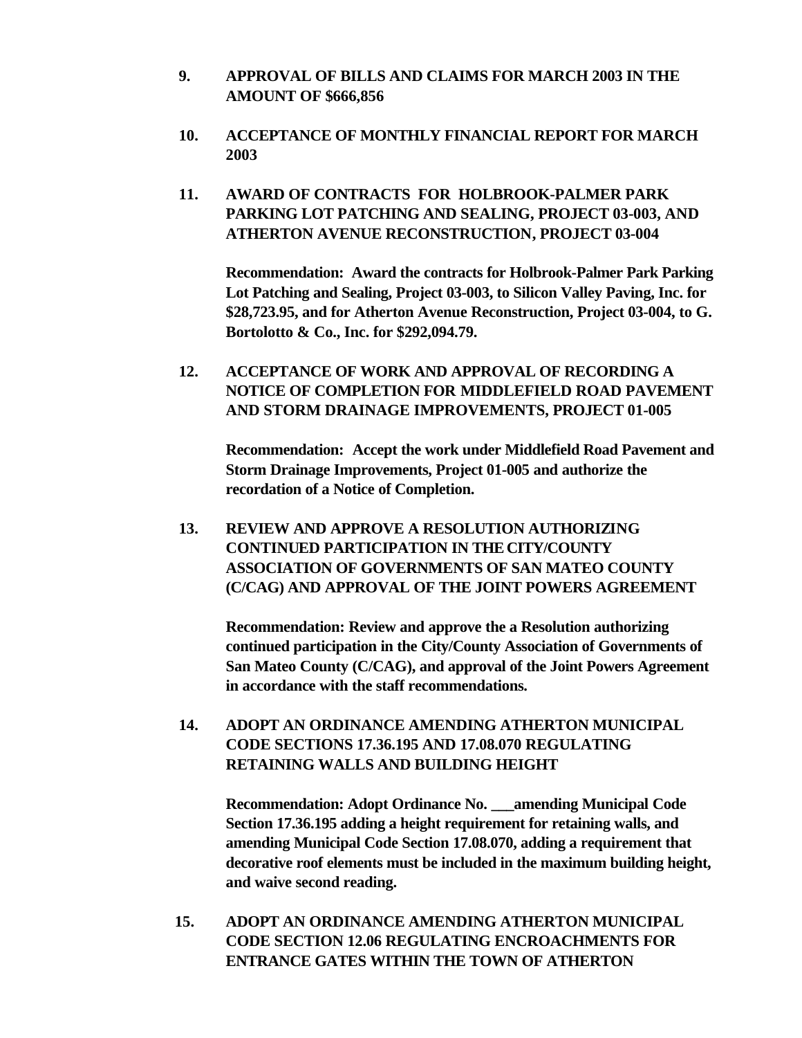**9. APPROVAL OF BILLS AND CLAIMS FOR MARCH 2003 IN THE AMOUNT OF $666,856**

**10. ACCEPTANCE OF MONTHLY FINANCIAL REPORT FOR MARCH 2003**

**11. AWARD OF CONTRACTS FOR HOLBROOK-PALMER PARK PARKING LOT PATCHING AND SEALING, PROJECT 03-003, AND ATHERTON AVENUE RECONSTRUCTION, PROJECT 03-004**

**Recommendation: Award the contracts for Holbrook-Palmer Park Parking Lot Patching and Sealing, Project 03-003, to Silicon Valley Paving, Inc. for $28,723.95, and for Atherton Avenue Reconstruction, Project 03-004, to G. Bortolotto & Co., Inc. for $292,094.79.**

**12. ACCEPTANCE OF WORK AND APPROVAL OF RECORDING A NOTICE OF COMPLETION FOR MIDDLEFIELD ROAD PAVEMENT AND STORM DRAINAGE IMPROVEMENTS, PROJECT 01-005**

**Recommendation: Accept the work under Middlefield Road Pavement and Storm Drainage Improvements, Project 01-005 and authorize the recordation of a Notice of Completion.**

**13. REVIEW AND APPROVE A RESOLUTION AUTHORIZING CONTINUED PARTICIPATION IN THE CITY/COUNTY ASSOCIATION OF GOVERNMENTS OF SAN MATEO COUNTY (C/CAG) AND APPROVAL OF THE JOINT POWERS AGREEMENT**

**Recommendation: Review and approve the a Resolution authorizing continued participation in the City/County Association of Governments of San Mateo County (C/CAG), and approval of the Joint Powers Agreement in accordance with the staff recommendations.**

**14. ADOPT AN ORDINANCE AMENDING ATHERTON MUNICIPAL CODE SECTIONS 17.36.195 AND 17.08.070 REGULATING RETAINING WALLS AND BUILDING HEIGHT**

**Recommendation: Adopt Ordinance No. ___amending Municipal Code Section 17.36.195 adding a height requirement for retaining walls, and amending Municipal Code Section 17.08.070, adding a requirement that decorative roof elements must be included in the maximum building height, and waive second reading.**

**15. ADOPT AN ORDINANCE AMENDING ATHERTON MUNICIPAL CODE SECTION 12.06 REGULATING ENCROACHMENTS FOR ENTRANCE GATES WITHIN THE TOWN OF ATHERTON**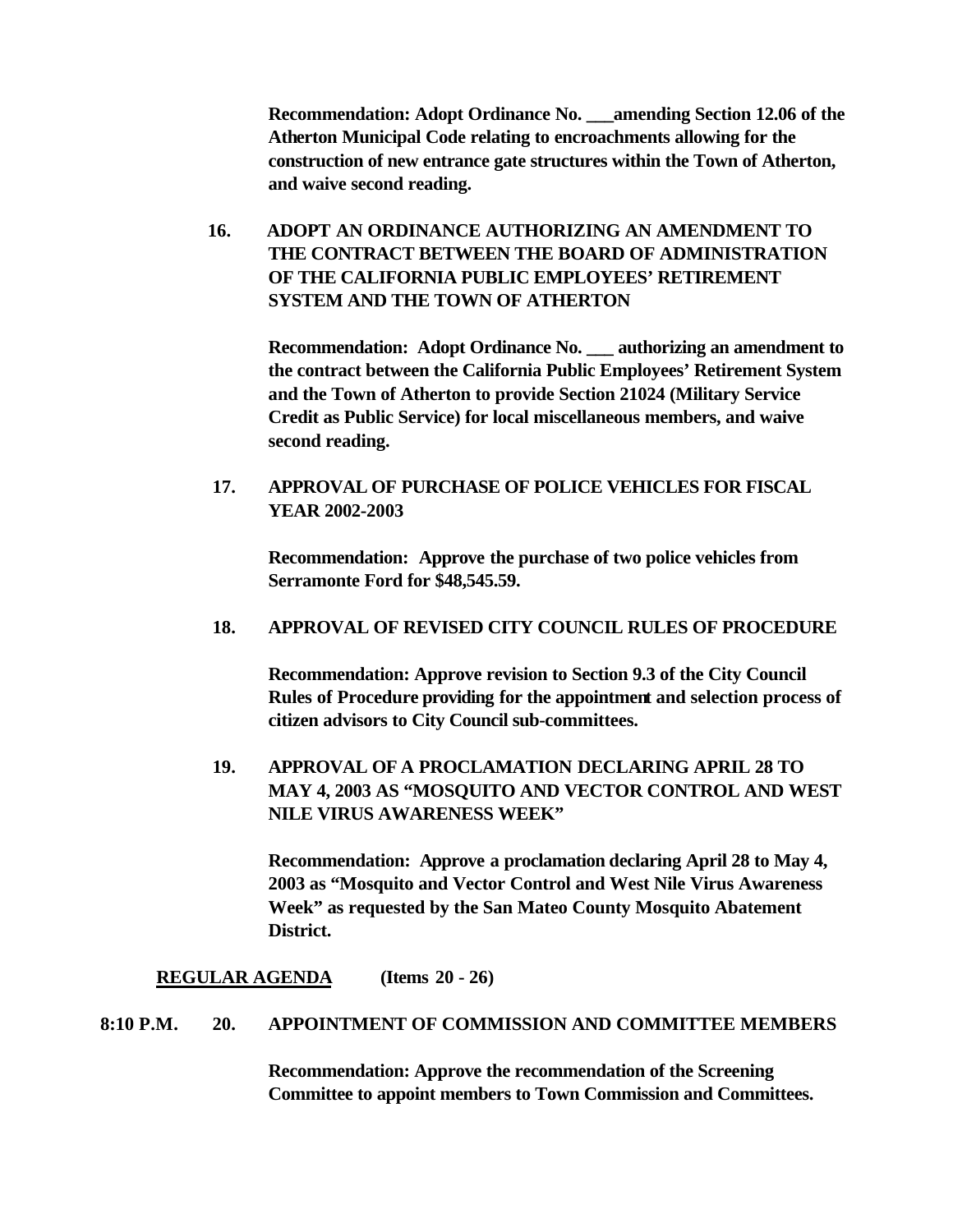**Recommendation: Adopt Ordinance No. ___amending Section 12.06 of the Atherton Municipal Code relating to encroachments allowing for the construction of new entrance gate structures within the Town of Atherton, and waive second reading.**

**16. ADOPT AN ORDINANCE AUTHORIZING AN AMENDMENT TO THE CONTRACT BETWEEN THE BOARD OF ADMINISTRATION OF THE CALIFORNIA PUBLIC EMPLOYEES' RETIREMENT SYSTEM AND THE TOWN OF ATHERTON**

**Recommendation: Adopt Ordinance No. ___ authorizing an amendment to the contract between the California Public Employees' Retirement System and the Town of Atherton to provide Section 21024 (Military Service Credit as Public Service) for local miscellaneous members, and waive second reading.**

**17. APPROVAL OF PURCHASE OF POLICE VEHICLES FOR FISCAL YEAR 2002-2003**

**Recommendation: Approve the purchase of two police vehicles from Serramonte Ford for $48,545.59.**

**18. APPROVAL OF REVISED CITY COUNCIL RULES OF PROCEDURE**

**Recommendation: Approve revision to Section 9.3 of the City Council Rules of Procedure providing for the appointment and selection process of citizen advisors to City Council sub-committees.**

**19. APPROVAL OF A PROCLAMATION DECLARING APRIL 28 TO MAY 4, 2003 AS "MOSQUITO AND VECTOR CONTROL AND WEST NILE VIRUS AWARENESS WEEK"**

**Recommendation: Approve a proclamation declaring April 28 to May 4, 2003 as "Mosquito and Vector Control and West Nile Virus Awareness Week" as requested by the San Mateo County Mosquito Abatement District.**

**REGULAR AGENDA (Items 20 - 26)**

**8:10 P.M. 20. APPOINTMENT OF COMMISSION AND COMMITTEE MEMBERS**

**Recommendation: Approve the recommendation of the Screening Committee to appoint members to Town Commission and Committees.**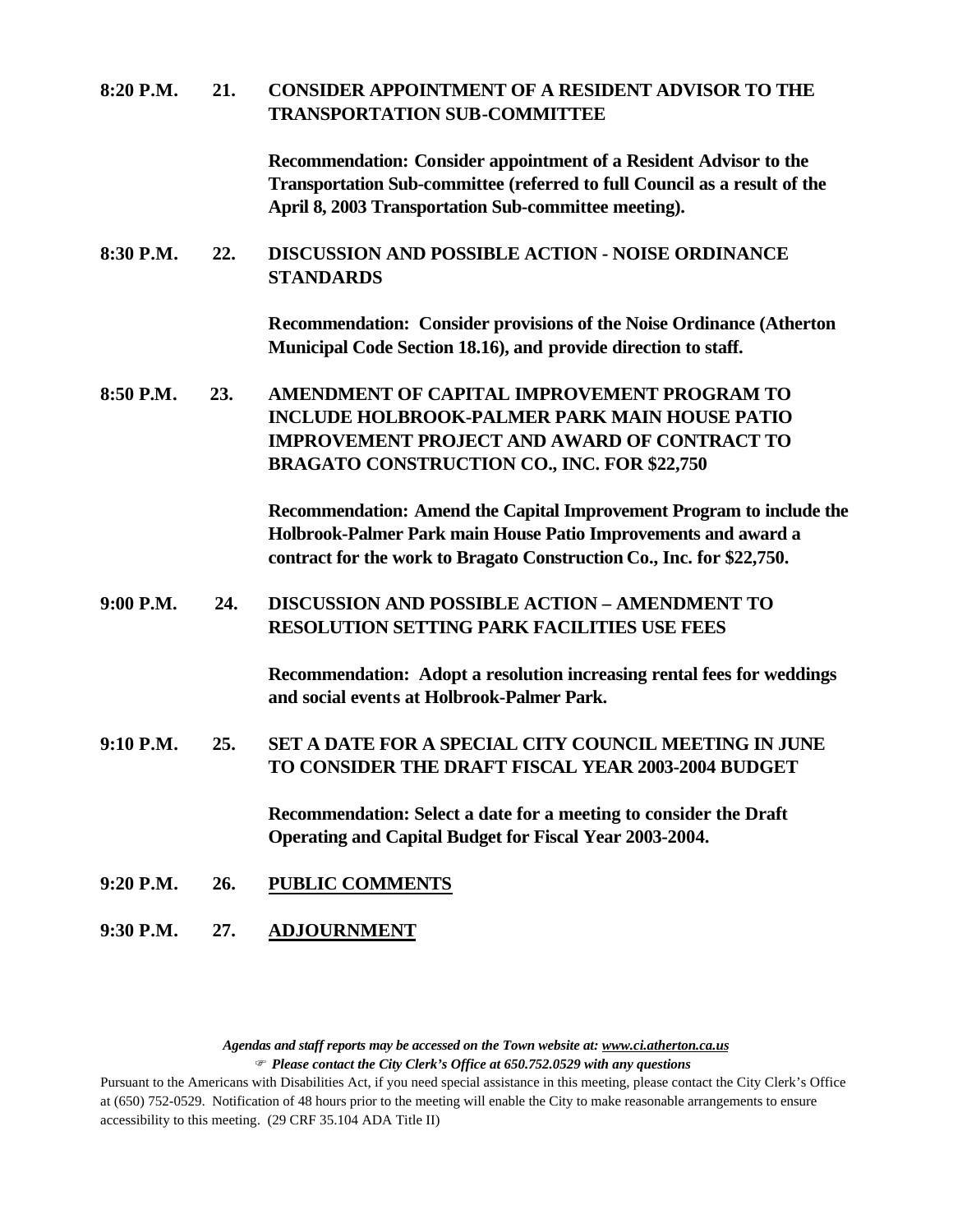**8:20 P.M. 21. CONSIDER APPOINTMENT OF A RESIDENT ADVISOR TO THE TRANSPORTATION SUB-COMMITTEE**

**Recommendation: Consider appointment of a Resident Advisor to the Transportation Sub-committee (referred to full Council as a result of the April 8, 2003 Transportation Sub-committee meeting).**

**8:30 P.M. 22. DISCUSSION AND POSSIBLE ACTION - NOISE ORDINANCE STANDARDS**

**Recommendation: Consider provisions of the Noise Ordinance (Atherton Municipal Code Section 18.16), and provide direction to staff.**

**8:50 P.M. 23. AMENDMENT OF CAPITAL IMPROVEMENT PROGRAM TO INCLUDE HOLBROOK-PALMER PARK MAIN HOUSE PATIO IMPROVEMENT PROJECT AND AWARD OF CONTRACT TO BRAGATO CONSTRUCTION CO., INC. FOR $22,750**

**Recommendation: Amend the Capital Improvement Program to include the Holbrook-Palmer Park main House Patio Improvements and award a contract for the work to Bragato Construction Co., Inc. for $22,750.**

**9:00 P.M. 24. DISCUSSION AND POSSIBLE ACTION – AMENDMENT TO RESOLUTION SETTING PARK FACILITIES USE FEES**

**Recommendation: Adopt a resolution increasing rental fees for weddings and social events at Holbrook-Palmer Park.**

**9:10 P.M. 25. SET A DATE FOR A SPECIAL CITY COUNCIL MEETING IN JUNE TO CONSIDER THE DRAFT FISCAL YEAR 2003-2004 BUDGET**

**Recommendation: Select a date for a meeting to consider the Draft Operating and Capital Budget for Fiscal Year 2003-2004.**

**9:20 P.M. 26. PUBLIC COMMENTS**

**9:30 P.M. 27. ADJOURNMENT**

*Agendas and staff reports may be accessed on the Town website at: www.ci.atherton.ca.us*

☞ *Please contact the City Clerk's Office at 650.752.0529 with any questions*

Pursuant to the Americans with Disabilities Act, if you need special assistance in this meeting, please contact the City Clerk's Office at (650) 752-0529. Notification of 48 hours prior to the meeting will enable the City to make reasonable arrangements to ensure accessibility to this meeting. (29 CRF 35.104 ADA Title II)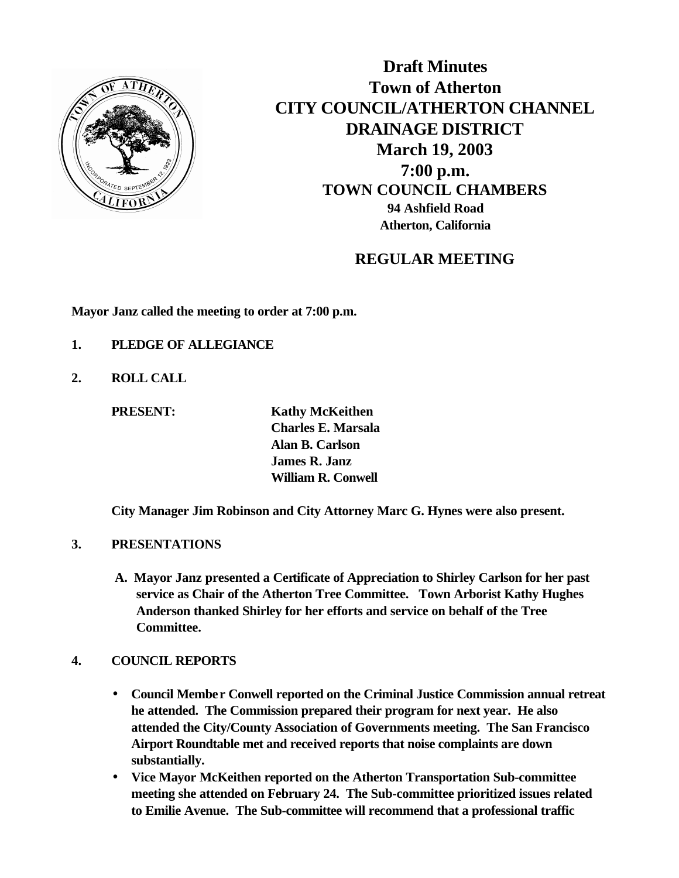# Draft Minutes
# Town of Atherton
# CITY COUNCIL/ATHERTON CHANNEL DRAINAGE DISTRICT
# March 19, 2003
# 7:00 p.m.
## TOWN COUNCIL CHAMBERS
**94 Ashfield Road**
**Atherton, California**

## REGULAR MEETING

**Mayor Janz called the meeting to order at 7:00 p.m.**

**1. PLEDGE OF ALLEGIANCE**

**2. ROLL CALL**

**PRESENT:**
**Kathy McKeithen**
**Charles E. Marsala**
**Alan B. Carlson**
**James R. Janz**
**William R. Conwell**

**City Manager Jim Robinson and City Attorney Marc G. Hynes were also present.**

**3. PRESENTATIONS**

**A. Mayor Janz presented a Certificate of Appreciation to Shirley Carlson for her past service as Chair of the Atherton Tree Committee. Town Arborist Kathy Hughes Anderson thanked Shirley for her efforts and service on behalf of the Tree Committee.**

**4. COUNCIL REPORTS**

- **Council Member Conwell reported on the Criminal Justice Commission annual retreat he attended. The Commission prepared their program for next year. He also attended the City/County Association of Governments meeting. The San Francisco Airport Roundtable met and received reports that noise complaints are down substantially.**
- **Vice Mayor McKeithen reported on the Atherton Transportation Sub-committee meeting she attended on February 24. The Sub-committee prioritized issues related to Emilie Avenue. The Sub-committee will recommend that a professional traffic**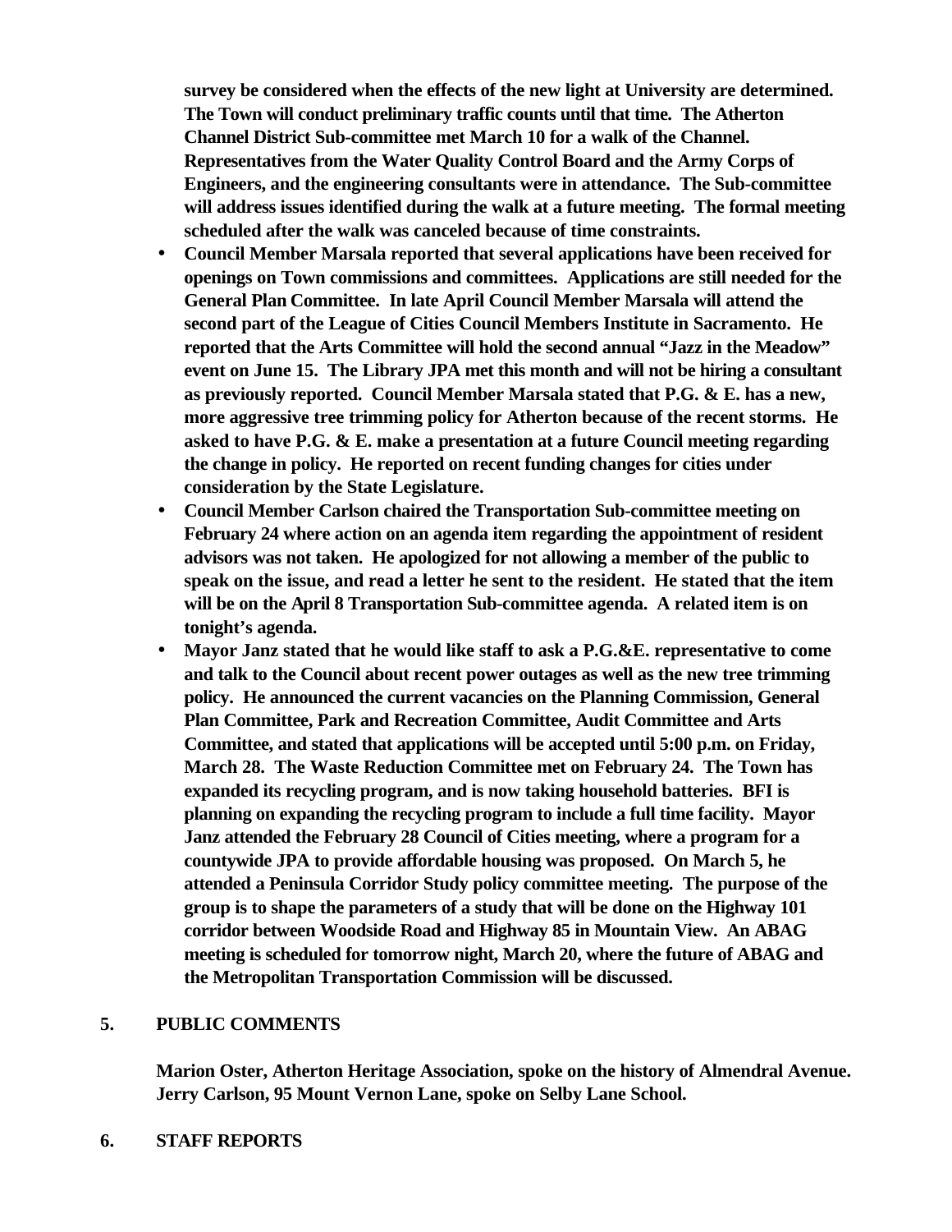**survey be considered when the effects of the new light at University are determined. The Town will conduct preliminary traffic counts until that time. The Atherton Channel District Sub-committee met March 10 for a walk of the Channel. Representatives from the Water Quality Control Board and the Army Corps of Engineers, and the engineering consultants were in attendance. The Sub-committee will address issues identified during the walk at a future meeting. The formal meeting scheduled after the walk was canceled because of time constraints.**

- **Council Member Marsala reported that several applications have been received for openings on Town commissions and committees. Applications are still needed for the General Plan Committee. In late April Council Member Marsala will attend the second part of the League of Cities Council Members Institute in Sacramento. He reported that the Arts Committee will hold the second annual "Jazz in the Meadow" event on June 15. The Library JPA met this month and will not be hiring a consultant as previously reported. Council Member Marsala stated that P.G. & E. has a new, more aggressive tree trimming policy for Atherton because of the recent storms. He asked to have P.G. & E. make a presentation at a future Council meeting regarding the change in policy. He reported on recent funding changes for cities under consideration by the State Legislature.**
- **Council Member Carlson chaired the Transportation Sub-committee meeting on February 24 where action on an agenda item regarding the appointment of resident advisors was not taken. He apologized for not allowing a member of the public to speak on the issue, and read a letter he sent to the resident. He stated that the item will be on the April 8 Transportation Sub-committee agenda. A related item is on tonight's agenda.**
- **Mayor Janz stated that he would like staff to ask a P.G.&E. representative to come and talk to the Council about recent power outages as well as the new tree trimming policy. He announced the current vacancies on the Planning Commission, General Plan Committee, Park and Recreation Committee, Audit Committee and Arts Committee, and stated that applications will be accepted until 5:00 p.m. on Friday, March 28. The Waste Reduction Committee met on February 24. The Town has expanded its recycling program, and is now taking household batteries. BFI is planning on expanding the recycling program to include a full time facility. Mayor Janz attended the February 28 Council of Cities meeting, where a program for a countywide JPA to provide affordable housing was proposed. On March 5, he attended a Peninsula Corridor Study policy committee meeting. The purpose of the group is to shape the parameters of a study that will be done on the Highway 101 corridor between Woodside Road and Highway 85 in Mountain View. An ABAG meeting is scheduled for tomorrow night, March 20, where the future of ABAG and the Metropolitan Transportation Commission will be discussed.**

**5. PUBLIC COMMENTS**

**Marion Oster, Atherton Heritage Association, spoke on the history of Almendral Avenue. Jerry Carlson, 95 Mount Vernon Lane, spoke on Selby Lane School.**

**6. STAFF REPORTS**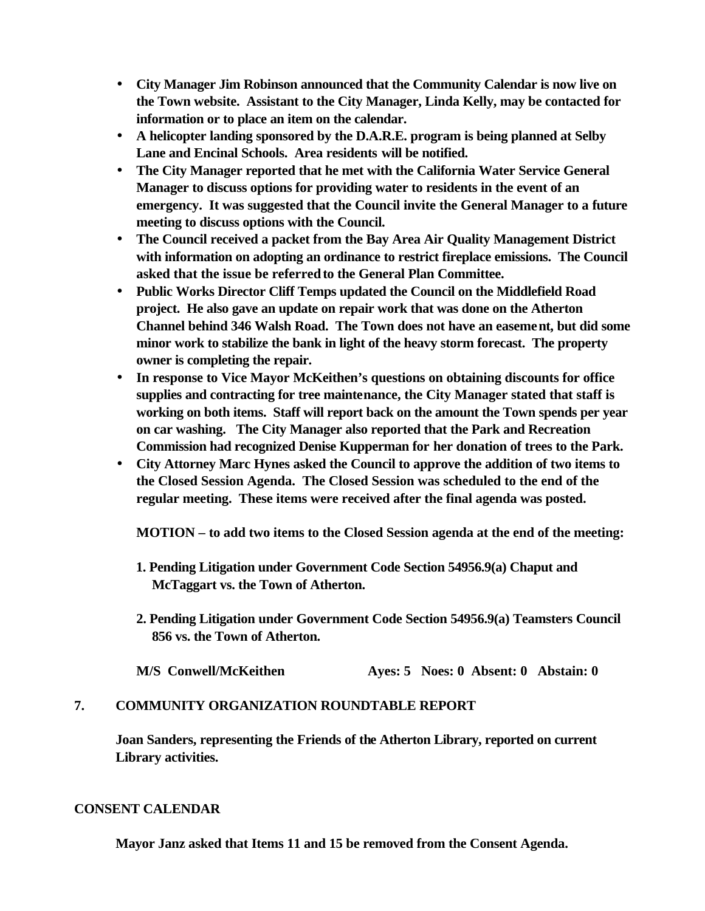- **City Manager Jim Robinson announced that the Community Calendar is now live on the Town website. Assistant to the City Manager, Linda Kelly, may be contacted for information or to place an item on the calendar.**
- **A helicopter landing sponsored by the D.A.R.E. program is being planned at Selby Lane and Encinal Schools. Area residents will be notified.**
- **The City Manager reported that he met with the California Water Service General Manager to discuss options for providing water to residents in the event of an emergency. It was suggested that the Council invite the General Manager to a future meeting to discuss options with the Council.**
- **The Council received a packet from the Bay Area Air Quality Management District with information on adopting an ordinance to restrict fireplace emissions. The Council asked that the issue be referred to the General Plan Committee.**
- **Public Works Director Cliff Temps updated the Council on the Middlefield Road project. He also gave an update on repair work that was done on the Atherton Channel behind 346 Walsh Road. The Town does not have an easement, but did some minor work to stabilize the bank in light of the heavy storm forecast. The property owner is completing the repair.**
- **In response to Vice Mayor McKeithen's questions on obtaining discounts for office supplies and contracting for tree maintenance, the City Manager stated that staff is working on both items. Staff will report back on the amount the Town spends per year on car washing. The City Manager also reported that the Park and Recreation Commission had recognized Denise Kupperman for her donation of trees to the Park.**
- **City Attorney Marc Hynes asked the Council to approve the addition of two items to the Closed Session Agenda. The Closed Session was scheduled to the end of the regular meeting. These items were received after the final agenda was posted.**

  **MOTION – to add two items to the Closed Session agenda at the end of the meeting:**

  **1. Pending Litigation under Government Code Section 54956.9(a) Chaput and McTaggart vs. the Town of Atherton.**

  **2. Pending Litigation under Government Code Section 54956.9(a) Teamsters Council 856 vs. the Town of Atherton.**

  **M/S Conwell/McKeithen Ayes: 5 Noes: 0 Absent: 0 Abstain: 0**

## 7. COMMUNITY ORGANIZATION ROUNDTABLE REPORT

**Joan Sanders, representing the Friends of the Atherton Library, reported on current Library activities.**

## CONSENT CALENDAR

**Mayor Janz asked that Items 11 and 15 be removed from the Consent Agenda.**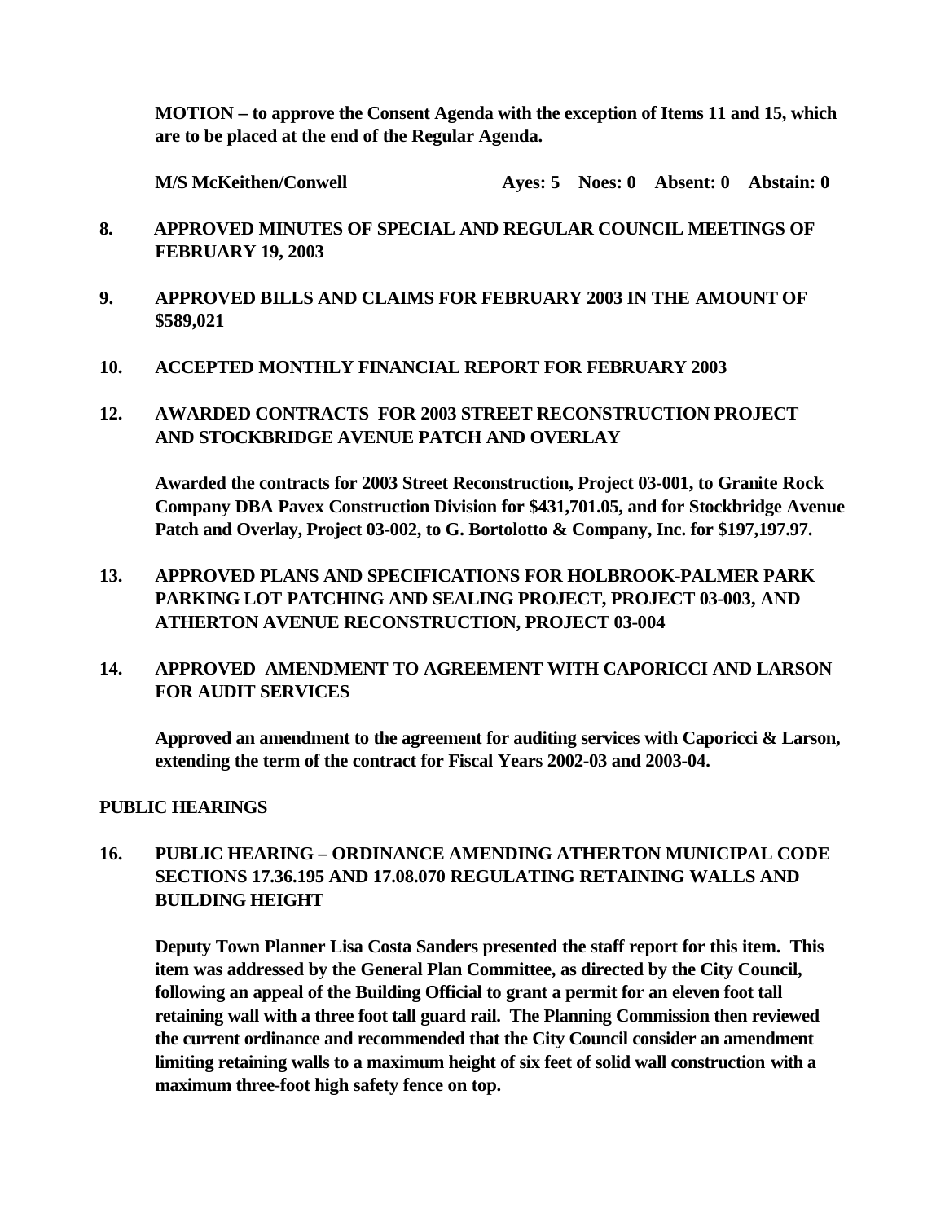**MOTION – to approve the Consent Agenda with the exception of Items 11 and 15, which are to be placed at the end of the Regular Agenda.**

**M/S McKeithen/Conwell Ayes: 5 Noes: 0 Absent: 0 Abstain: 0**

**8. APPROVED MINUTES OF SPECIAL AND REGULAR COUNCIL MEETINGS OF FEBRUARY 19, 2003**

**9. APPROVED BILLS AND CLAIMS FOR FEBRUARY 2003 IN THE AMOUNT OF $589,021**

**10. ACCEPTED MONTHLY FINANCIAL REPORT FOR FEBRUARY 2003**

**12. AWARDED CONTRACTS FOR 2003 STREET RECONSTRUCTION PROJECT AND STOCKBRIDGE AVENUE PATCH AND OVERLAY**

**Awarded the contracts for 2003 Street Reconstruction, Project 03-001, to Granite Rock Company DBA Pavex Construction Division for $431,701.05, and for Stockbridge Avenue Patch and Overlay, Project 03-002, to G. Bortolotto & Company, Inc. for $197,197.97.**

**13. APPROVED PLANS AND SPECIFICATIONS FOR HOLBROOK-PALMER PARK PARKING LOT PATCHING AND SEALING PROJECT, PROJECT 03-003, AND ATHERTON AVENUE RECONSTRUCTION, PROJECT 03-004**

**14. APPROVED AMENDMENT TO AGREEMENT WITH CAPORICCI AND LARSON FOR AUDIT SERVICES**

**Approved an amendment to the agreement for auditing services with Caporicci & Larson, extending the term of the contract for Fiscal Years 2002-03 and 2003-04.**

**PUBLIC HEARINGS**

**16. PUBLIC HEARING – ORDINANCE AMENDING ATHERTON MUNICIPAL CODE SECTIONS 17.36.195 AND 17.08.070 REGULATING RETAINING WALLS AND BUILDING HEIGHT**

**Deputy Town Planner Lisa Costa Sanders presented the staff report for this item. This item was addressed by the General Plan Committee, as directed by the City Council, following an appeal of the Building Official to grant a permit for an eleven foot tall retaining wall with a three foot tall guard rail. The Planning Commission then reviewed the current ordinance and recommended that the City Council consider an amendment limiting retaining walls to a maximum height of six feet of solid wall construction with a maximum three-foot high safety fence on top.**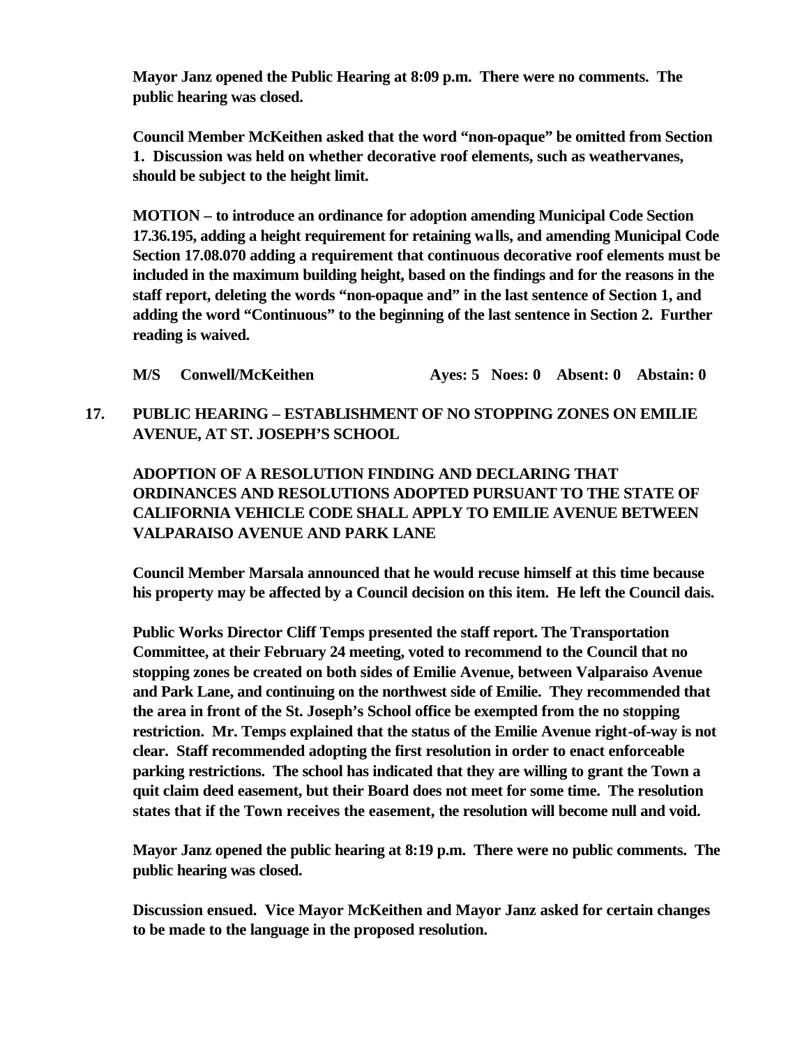**Mayor Janz opened the Public Hearing at 8:09 p.m. There were no comments. The public hearing was closed.**

**Council Member McKeithen asked that the word "non-opaque" be omitted from Section 1. Discussion was held on whether decorative roof elements, such as weathervanes, should be subject to the height limit.**

**MOTION – to introduce an ordinance for adoption amending Municipal Code Section 17.36.195, adding a height requirement for retaining walls, and amending Municipal Code Section 17.08.070 adding a requirement that continuous decorative roof elements must be included in the maximum building height, based on the findings and for the reasons in the staff report, deleting the words "non-opaque and" in the last sentence of Section 1, and adding the word "Continuous" to the beginning of the last sentence in Section 2. Further reading is waived.**

**M/S Conwell/McKeithen Ayes: 5 Noes: 0 Absent: 0 Abstain: 0**

**17. PUBLIC HEARING – ESTABLISHMENT OF NO STOPPING ZONES ON EMILIE AVENUE, AT ST. JOSEPH'S SCHOOL**

**ADOPTION OF A RESOLUTION FINDING AND DECLARING THAT ORDINANCES AND RESOLUTIONS ADOPTED PURSUANT TO THE STATE OF CALIFORNIA VEHICLE CODE SHALL APPLY TO EMILIE AVENUE BETWEEN VALPARAISO AVENUE AND PARK LANE**

**Council Member Marsala announced that he would recuse himself at this time because his property may be affected by a Council decision on this item. He left the Council dais.**

**Public Works Director Cliff Temps presented the staff report. The Transportation Committee, at their February 24 meeting, voted to recommend to the Council that no stopping zones be created on both sides of Emilie Avenue, between Valparaiso Avenue and Park Lane, and continuing on the northwest side of Emilie. They recommended that the area in front of the St. Joseph's School office be exempted from the no stopping restriction. Mr. Temps explained that the status of the Emilie Avenue right-of-way is not clear. Staff recommended adopting the first resolution in order to enact enforceable parking restrictions. The school has indicated that they are willing to grant the Town a quit claim deed easement, but their Board does not meet for some time. The resolution states that if the Town receives the easement, the resolution will become null and void.**

**Mayor Janz opened the public hearing at 8:19 p.m. There were no public comments. The public hearing was closed.**

**Discussion ensued. Vice Mayor McKeithen and Mayor Janz asked for certain changes to be made to the language in the proposed resolution.**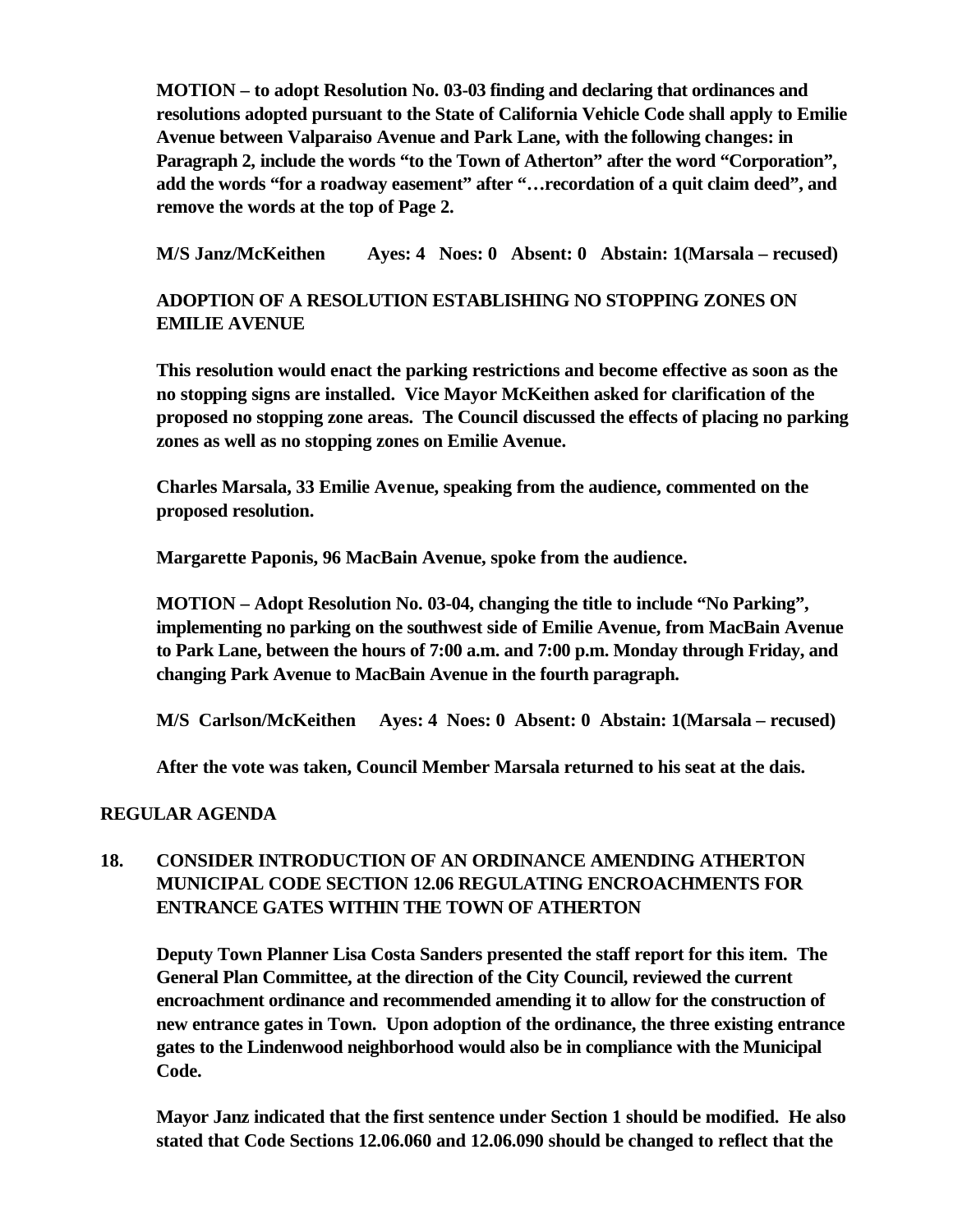**MOTION – to adopt Resolution No. 03-03 finding and declaring that ordinances and resolutions adopted pursuant to the State of California Vehicle Code shall apply to Emilie Avenue between Valparaiso Avenue and Park Lane, with the following changes: in Paragraph 2, include the words "to the Town of Atherton" after the word "Corporation", add the words "for a roadway easement" after "…recordation of a quit claim deed", and remove the words at the top of Page 2.**

**M/S Janz/McKeithen Ayes: 4 Noes: 0 Absent: 0 Abstain: 1(Marsala – recused)**

**ADOPTION OF A RESOLUTION ESTABLISHING NO STOPPING ZONES ON EMILIE AVENUE**

**This resolution would enact the parking restrictions and become effective as soon as the no stopping signs are installed. Vice Mayor McKeithen asked for clarification of the proposed no stopping zone areas. The Council discussed the effects of placing no parking zones as well as no stopping zones on Emilie Avenue.**

**Charles Marsala, 33 Emilie Avenue, speaking from the audience, commented on the proposed resolution.**

**Margarette Paponis, 96 MacBain Avenue, spoke from the audience.**

**MOTION – Adopt Resolution No. 03-04, changing the title to include "No Parking", implementing no parking on the southwest side of Emilie Avenue, from MacBain Avenue to Park Lane, between the hours of 7:00 a.m. and 7:00 p.m. Monday through Friday, and changing Park Avenue to MacBain Avenue in the fourth paragraph.**

**M/S Carlson/McKeithen Ayes: 4 Noes: 0 Absent: 0 Abstain: 1(Marsala – recused)**

**After the vote was taken, Council Member Marsala returned to his seat at the dais.**

## REGULAR AGENDA

### 18. CONSIDER INTRODUCTION OF AN ORDINANCE AMENDING ATHERTON MUNICIPAL CODE SECTION 12.06 REGULATING ENCROACHMENTS FOR ENTRANCE GATES WITHIN THE TOWN OF ATHERTON

**Deputy Town Planner Lisa Costa Sanders presented the staff report for this item. The General Plan Committee, at the direction of the City Council, reviewed the current encroachment ordinance and recommended amending it to allow for the construction of new entrance gates in Town. Upon adoption of the ordinance, the three existing entrance gates to the Lindenwood neighborhood would also be in compliance with the Municipal Code.**

**Mayor Janz indicated that the first sentence under Section 1 should be modified. He also stated that Code Sections 12.06.060 and 12.06.090 should be changed to reflect that the**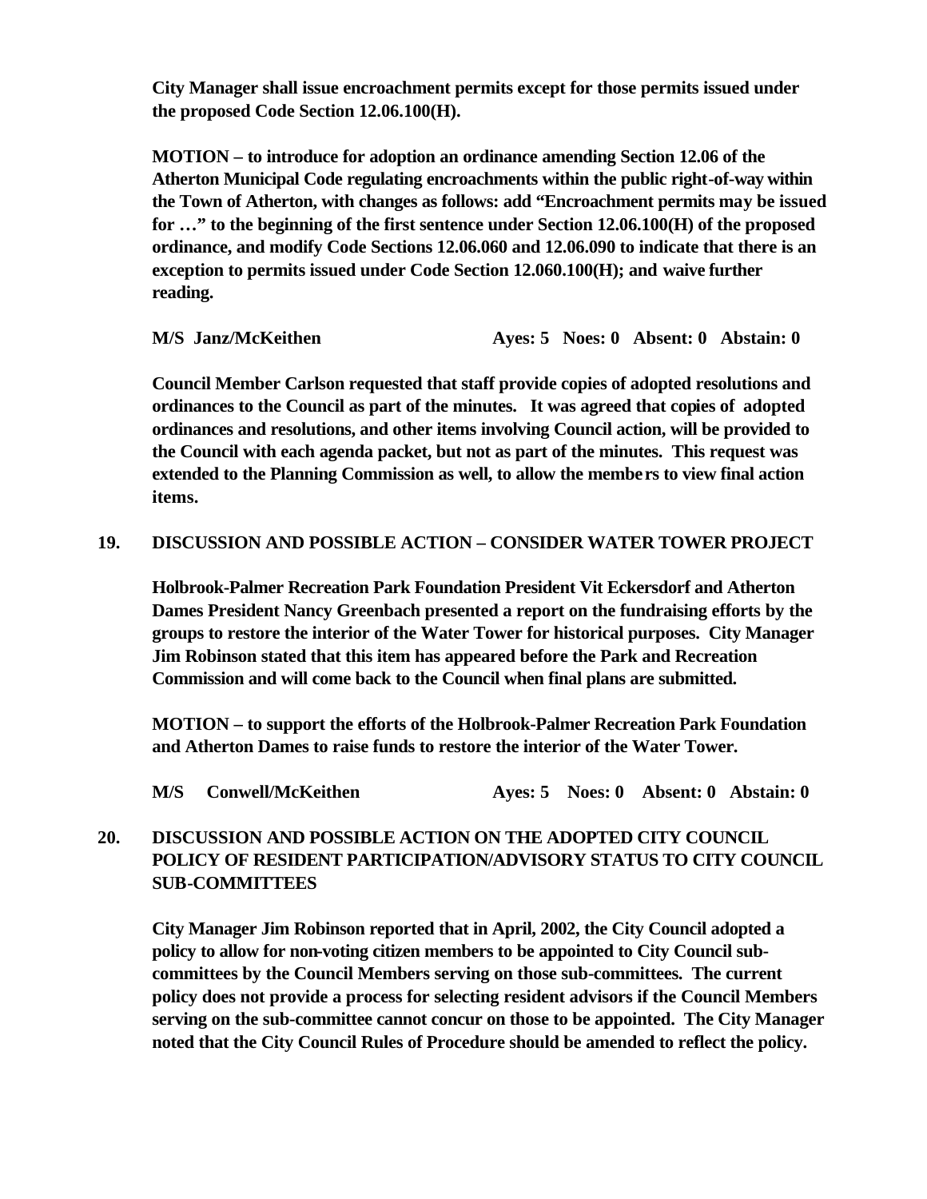**City Manager shall issue encroachment permits except for those permits issued under the proposed Code Section 12.06.100(H).**

**MOTION – to introduce for adoption an ordinance amending Section 12.06 of the Atherton Municipal Code regulating encroachments within the public right-of-way within the Town of Atherton, with changes as follows: add "Encroachment permits may be issued for …" to the beginning of the first sentence under Section 12.06.100(H) of the proposed ordinance, and modify Code Sections 12.06.060 and 12.06.090 to indicate that there is an exception to permits issued under Code Section 12.060.100(H); and waive further reading.**

**M/S Janz/McKeithen Ayes: 5 Noes: 0 Absent: 0 Abstain: 0**

**Council Member Carlson requested that staff provide copies of adopted resolutions and ordinances to the Council as part of the minutes. It was agreed that copies of adopted ordinances and resolutions, and other items involving Council action, will be provided to the Council with each agenda packet, but not as part of the minutes. This request was extended to the Planning Commission as well, to allow the members to view final action items.**

**19. DISCUSSION AND POSSIBLE ACTION – CONSIDER WATER TOWER PROJECT**

**Holbrook-Palmer Recreation Park Foundation President Vit Eckersdorf and Atherton Dames President Nancy Greenbach presented a report on the fundraising efforts by the groups to restore the interior of the Water Tower for historical purposes. City Manager Jim Robinson stated that this item has appeared before the Park and Recreation Commission and will come back to the Council when final plans are submitted.**

**MOTION – to support the efforts of the Holbrook-Palmer Recreation Park Foundation and Atherton Dames to raise funds to restore the interior of the Water Tower.**

**M/S Conwell/McKeithen Ayes: 5 Noes: 0 Absent: 0 Abstain: 0**

**20. DISCUSSION AND POSSIBLE ACTION ON THE ADOPTED CITY COUNCIL POLICY OF RESIDENT PARTICIPATION/ADVISORY STATUS TO CITY COUNCIL SUB-COMMITTEES**

**City Manager Jim Robinson reported that in April, 2002, the City Council adopted a policy to allow for non-voting citizen members to be appointed to City Council sub-committees by the Council Members serving on those sub-committees. The current policy does not provide a process for selecting resident advisors if the Council Members serving on the sub-committee cannot concur on those to be appointed. The City Manager noted that the City Council Rules of Procedure should be amended to reflect the policy.**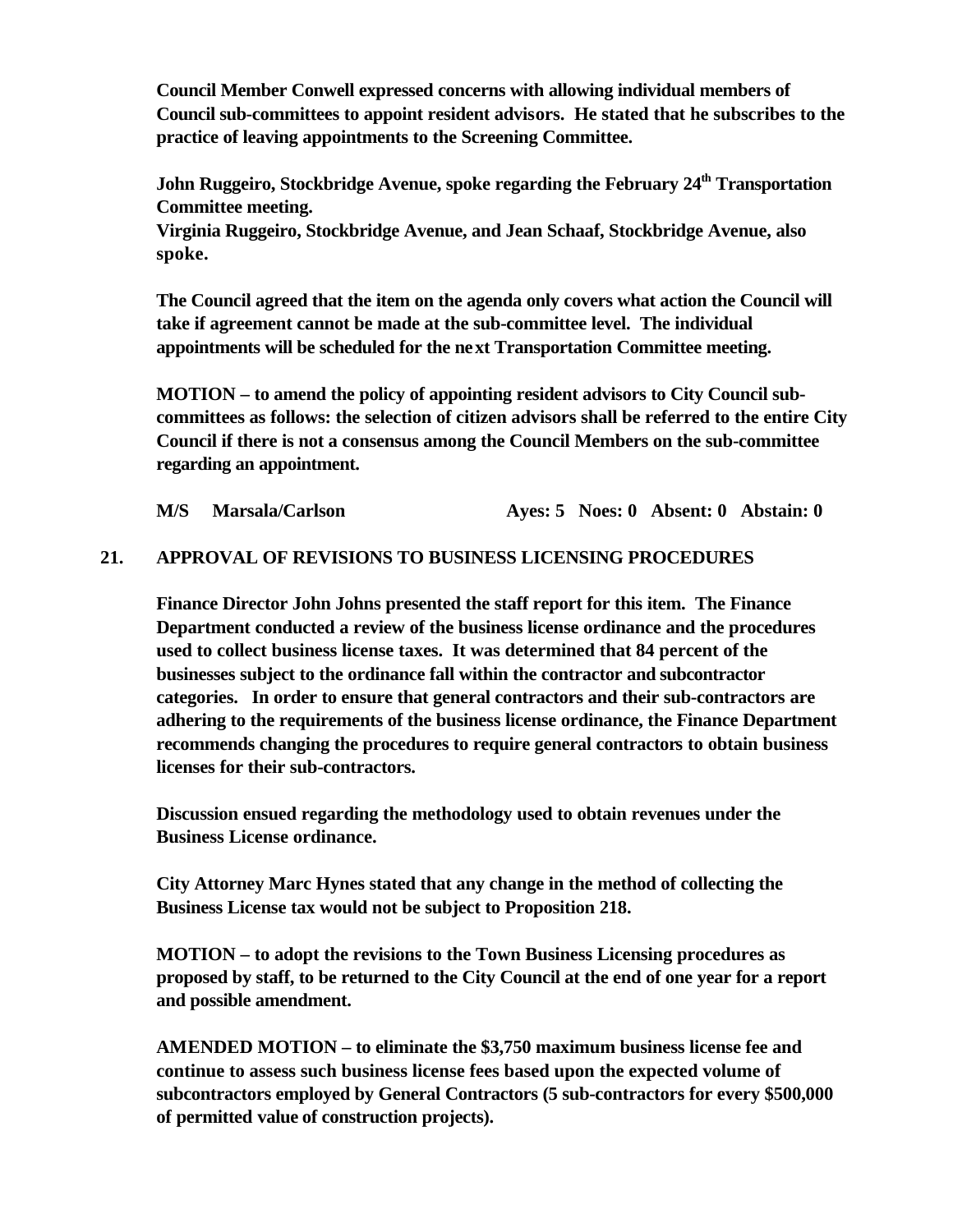**Council Member Conwell expressed concerns with allowing individual members of Council sub-committees to appoint resident advisors. He stated that he subscribes to the practice of leaving appointments to the Screening Committee.**

**John Ruggeiro, Stockbridge Avenue, spoke regarding the February 24th Transportation Committee meeting.**
**Virginia Ruggeiro, Stockbridge Avenue, and Jean Schaaf, Stockbridge Avenue, also spoke.**

**The Council agreed that the item on the agenda only covers what action the Council will take if agreement cannot be made at the sub-committee level. The individual appointments will be scheduled for the next Transportation Committee meeting.**

**MOTION – to amend the policy of appointing resident advisors to City Council sub-committees as follows: the selection of citizen advisors shall be referred to the entire City Council if there is not a consensus among the Council Members on the sub-committee regarding an appointment.**

**M/S Marsala/Carlson Ayes: 5 Noes: 0 Absent: 0 Abstain: 0**

## 21. APPROVAL OF REVISIONS TO BUSINESS LICENSING PROCEDURES

**Finance Director John Johns presented the staff report for this item. The Finance Department conducted a review of the business license ordinance and the procedures used to collect business license taxes. It was determined that 84 percent of the businesses subject to the ordinance fall within the contractor and subcontractor categories. In order to ensure that general contractors and their sub-contractors are adhering to the requirements of the business license ordinance, the Finance Department recommends changing the procedures to require general contractors to obtain business licenses for their sub-contractors.**

**Discussion ensued regarding the methodology used to obtain revenues under the Business License ordinance.**

**City Attorney Marc Hynes stated that any change in the method of collecting the Business License tax would not be subject to Proposition 218.**

**MOTION – to adopt the revisions to the Town Business Licensing procedures as proposed by staff, to be returned to the City Council at the end of one year for a report and possible amendment.**

**AMENDED MOTION – to eliminate the $3,750 maximum business license fee and continue to assess such business license fees based upon the expected volume of subcontractors employed by General Contractors (5 sub-contractors for every $500,000 of permitted value of construction projects).**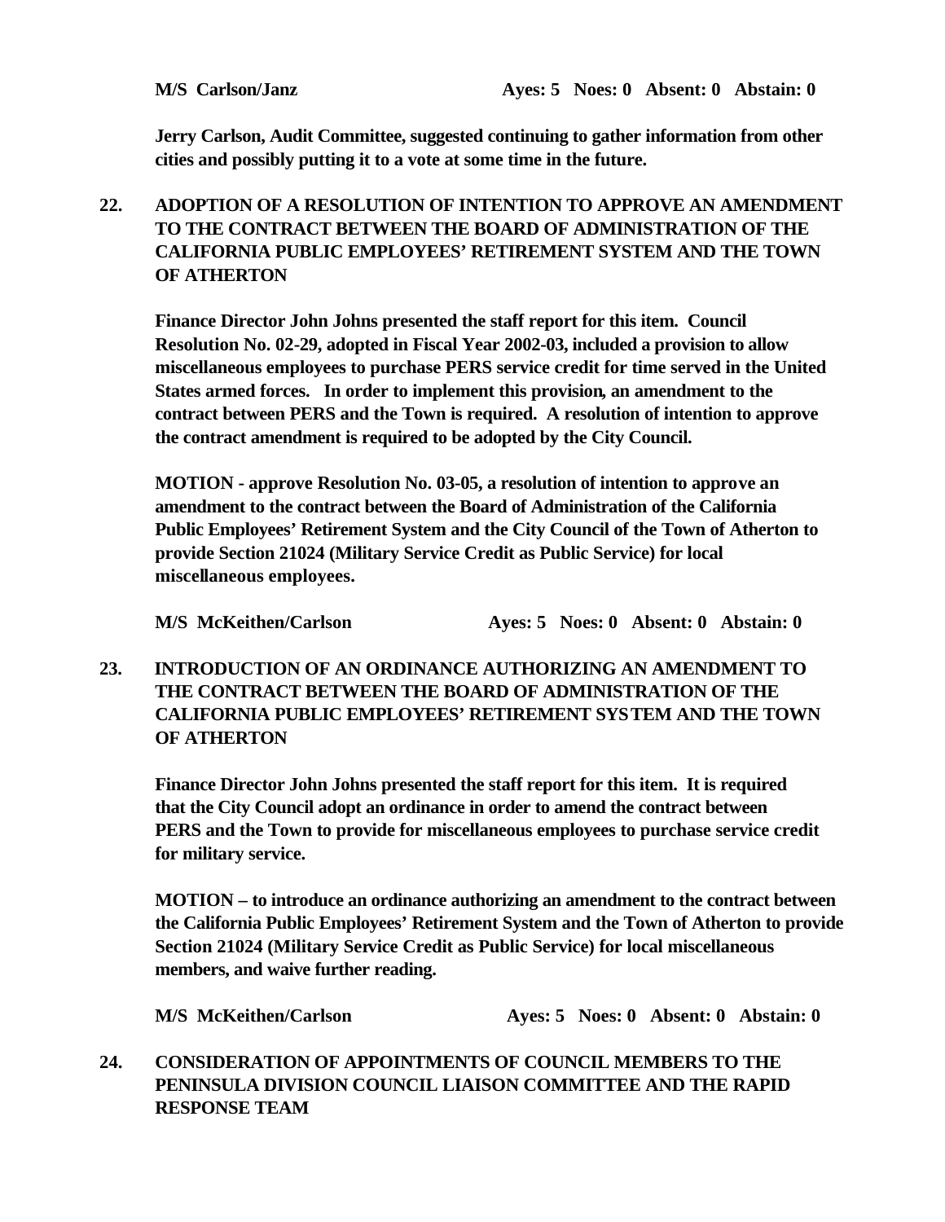**M/S Carlson/Janz Ayes: 5 Noes: 0 Absent: 0 Abstain: 0**

**Jerry Carlson, Audit Committee, suggested continuing to gather information from other cities and possibly putting it to a vote at some time in the future.**

**22. ADOPTION OF A RESOLUTION OF INTENTION TO APPROVE AN AMENDMENT TO THE CONTRACT BETWEEN THE BOARD OF ADMINISTRATION OF THE CALIFORNIA PUBLIC EMPLOYEES' RETIREMENT SYSTEM AND THE TOWN OF ATHERTON**

**Finance Director John Johns presented the staff report for this item. Council Resolution No. 02-29, adopted in Fiscal Year 2002-03, included a provision to allow miscellaneous employees to purchase PERS service credit for time served in the United States armed forces. In order to implement this provision, an amendment to the contract between PERS and the Town is required. A resolution of intention to approve the contract amendment is required to be adopted by the City Council.**

**MOTION - approve Resolution No. 03-05, a resolution of intention to approve an amendment to the contract between the Board of Administration of the California Public Employees' Retirement System and the City Council of the Town of Atherton to provide Section 21024 (Military Service Credit as Public Service) for local miscellaneous employees.**

**M/S McKeithen/Carlson Ayes: 5 Noes: 0 Absent: 0 Abstain: 0**

**23. INTRODUCTION OF AN ORDINANCE AUTHORIZING AN AMENDMENT TO THE CONTRACT BETWEEN THE BOARD OF ADMINISTRATION OF THE CALIFORNIA PUBLIC EMPLOYEES' RETIREMENT SYSTEM AND THE TOWN OF ATHERTON**

**Finance Director John Johns presented the staff report for this item. It is required that the City Council adopt an ordinance in order to amend the contract between PERS and the Town to provide for miscellaneous employees to purchase service credit for military service.**

**MOTION – to introduce an ordinance authorizing an amendment to the contract between the California Public Employees' Retirement System and the Town of Atherton to provide Section 21024 (Military Service Credit as Public Service) for local miscellaneous members, and waive further reading.**

**M/S McKeithen/Carlson Ayes: 5 Noes: 0 Absent: 0 Abstain: 0**

**24. CONSIDERATION OF APPOINTMENTS OF COUNCIL MEMBERS TO THE PENINSULA DIVISION COUNCIL LIAISON COMMITTEE AND THE RAPID RESPONSE TEAM**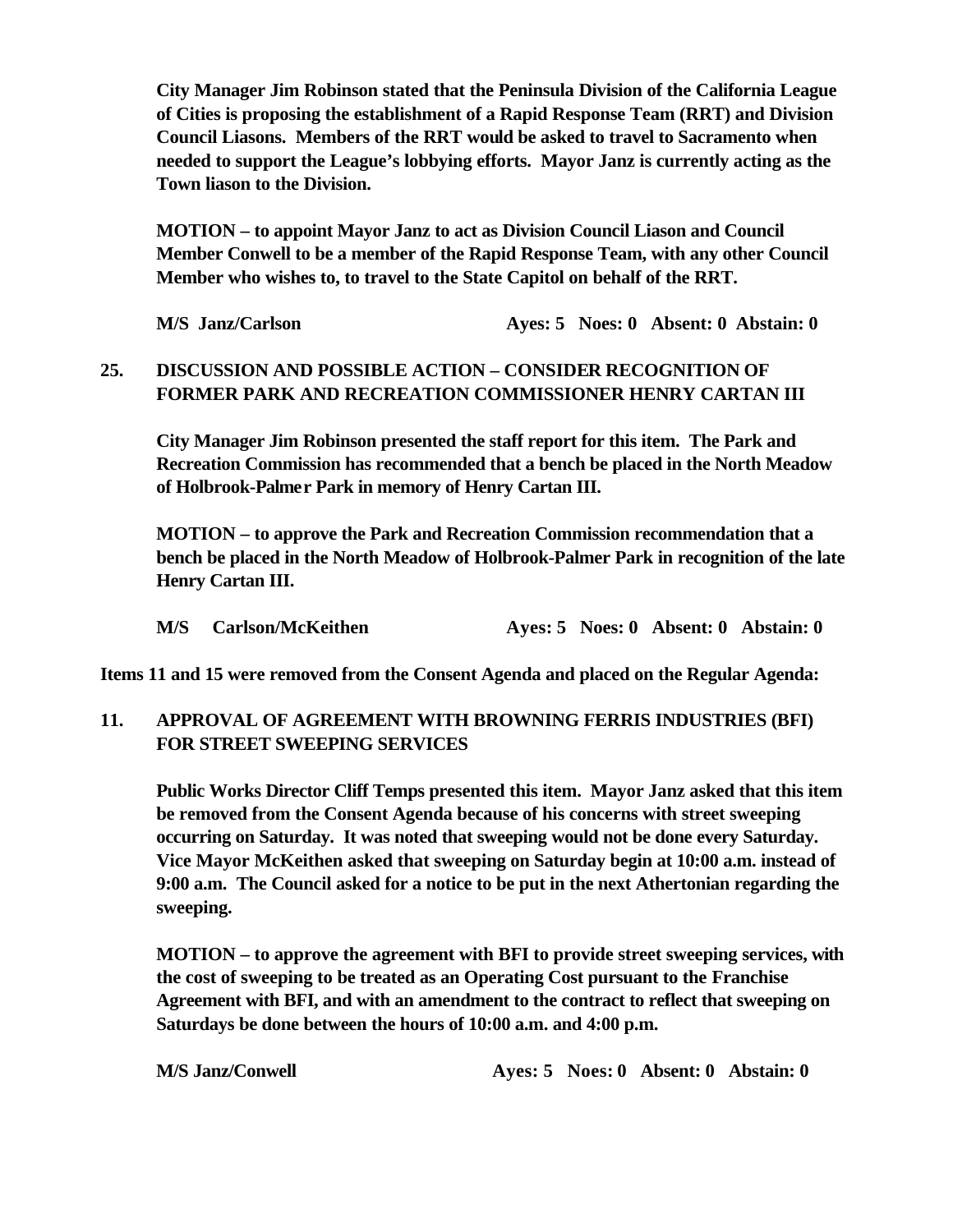**City Manager Jim Robinson stated that the Peninsula Division of the California League of Cities is proposing the establishment of a Rapid Response Team (RRT) and Division Council Liasons. Members of the RRT would be asked to travel to Sacramento when needed to support the League's lobbying efforts. Mayor Janz is currently acting as the Town liason to the Division.**

**MOTION – to appoint Mayor Janz to act as Division Council Liason and Council Member Conwell to be a member of the Rapid Response Team, with any other Council Member who wishes to, to travel to the State Capitol on behalf of the RRT.**

**M/S Janz/Carlson Ayes: 5 Noes: 0 Absent: 0 Abstain: 0**

## 25. DISCUSSION AND POSSIBLE ACTION – CONSIDER RECOGNITION OF FORMER PARK AND RECREATION COMMISSIONER HENRY CARTAN III

**City Manager Jim Robinson presented the staff report for this item. The Park and Recreation Commission has recommended that a bench be placed in the North Meadow of Holbrook-Palmer Park in memory of Henry Cartan III.**

**MOTION – to approve the Park and Recreation Commission recommendation that a bench be placed in the North Meadow of Holbrook-Palmer Park in recognition of the late Henry Cartan III.**

**M/S Carlson/McKeithen Ayes: 5 Noes: 0 Absent: 0 Abstain: 0**

**Items 11 and 15 were removed from the Consent Agenda and placed on the Regular Agenda:**

## 11. APPROVAL OF AGREEMENT WITH BROWNING FERRIS INDUSTRIES (BFI) FOR STREET SWEEPING SERVICES

**Public Works Director Cliff Temps presented this item. Mayor Janz asked that this item be removed from the Consent Agenda because of his concerns with street sweeping occurring on Saturday. It was noted that sweeping would not be done every Saturday. Vice Mayor McKeithen asked that sweeping on Saturday begin at 10:00 a.m. instead of 9:00 a.m. The Council asked for a notice to be put in the next Athertonian regarding the sweeping.**

**MOTION – to approve the agreement with BFI to provide street sweeping services, with the cost of sweeping to be treated as an Operating Cost pursuant to the Franchise Agreement with BFI, and with an amendment to the contract to reflect that sweeping on Saturdays be done between the hours of 10:00 a.m. and 4:00 p.m.**

**M/S Janz/Conwell Ayes: 5 Noes: 0 Absent: 0 Abstain: 0**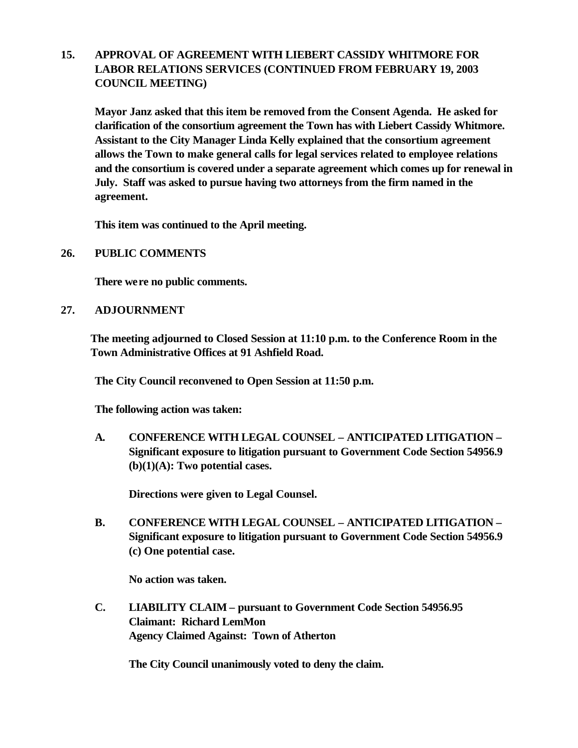**15. APPROVAL OF AGREEMENT WITH LIEBERT CASSIDY WHITMORE FOR LABOR RELATIONS SERVICES (CONTINUED FROM FEBRUARY 19, 2003 COUNCIL MEETING)**

**Mayor Janz asked that this item be removed from the Consent Agenda. He asked for clarification of the consortium agreement the Town has with Liebert Cassidy Whitmore. Assistant to the City Manager Linda Kelly explained that the consortium agreement allows the Town to make general calls for legal services related to employee relations and the consortium is covered under a separate agreement which comes up for renewal in July. Staff was asked to pursue having two attorneys from the firm named in the agreement.**

**This item was continued to the April meeting.**

**26. PUBLIC COMMENTS**

**There were no public comments.**

**27. ADJOURNMENT**

**The meeting adjourned to Closed Session at 11:10 p.m. to the Conference Room in the Town Administrative Offices at 91 Ashfield Road.**

**The City Council reconvened to Open Session at 11:50 p.m.**

**The following action was taken:**

**A. CONFERENCE WITH LEGAL COUNSEL – ANTICIPATED LITIGATION – Significant exposure to litigation pursuant to Government Code Section 54956.9 (b)(1)(A): Two potential cases.**

**Directions were given to Legal Counsel.**

**B. CONFERENCE WITH LEGAL COUNSEL – ANTICIPATED LITIGATION – Significant exposure to litigation pursuant to Government Code Section 54956.9 (c) One potential case.**

**No action was taken.**

**C. LIABILITY CLAIM – pursuant to Government Code Section 54956.95**
**Claimant: Richard LemMon**
**Agency Claimed Against: Town of Atherton**

**The City Council unanimously voted to deny the claim.**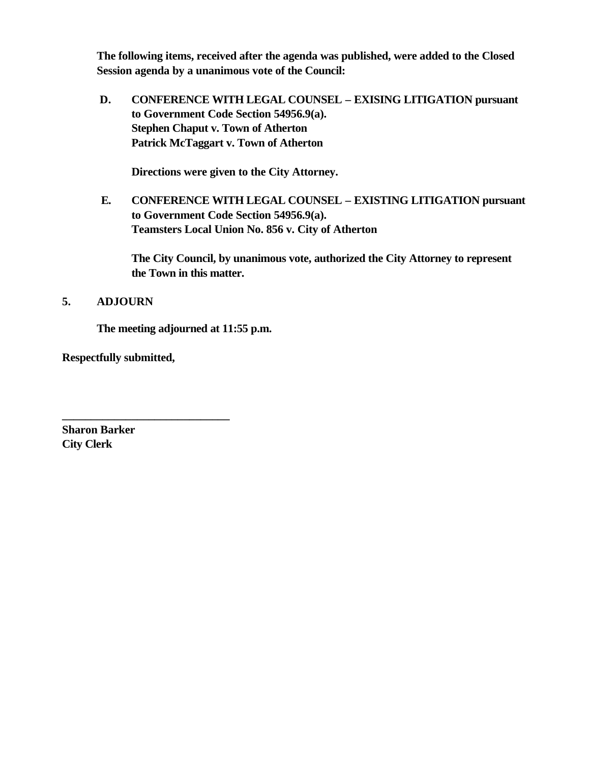**The following items, received after the agenda was published, were added to the Closed Session agenda by a unanimous vote of the Council:**

**D. CONFERENCE WITH LEGAL COUNSEL – EXISING LITIGATION pursuant to Government Code Section 54956.9(a).**
**Stephen Chaput v. Town of Atherton**
**Patrick McTaggart v. Town of Atherton**

**Directions were given to the City Attorney.**

**E. CONFERENCE WITH LEGAL COUNSEL – EXISTING LITIGATION pursuant to Government Code Section 54956.9(a).**
**Teamsters Local Union No. 856 v. City of Atherton**

**The City Council, by unanimous vote, authorized the City Attorney to represent the Town in this matter.**

**5. ADJOURN**

**The meeting adjourned at 11:55 p.m.**

**Respectfully submitted,**

**______________________________**
**Sharon Barker**
**City Clerk**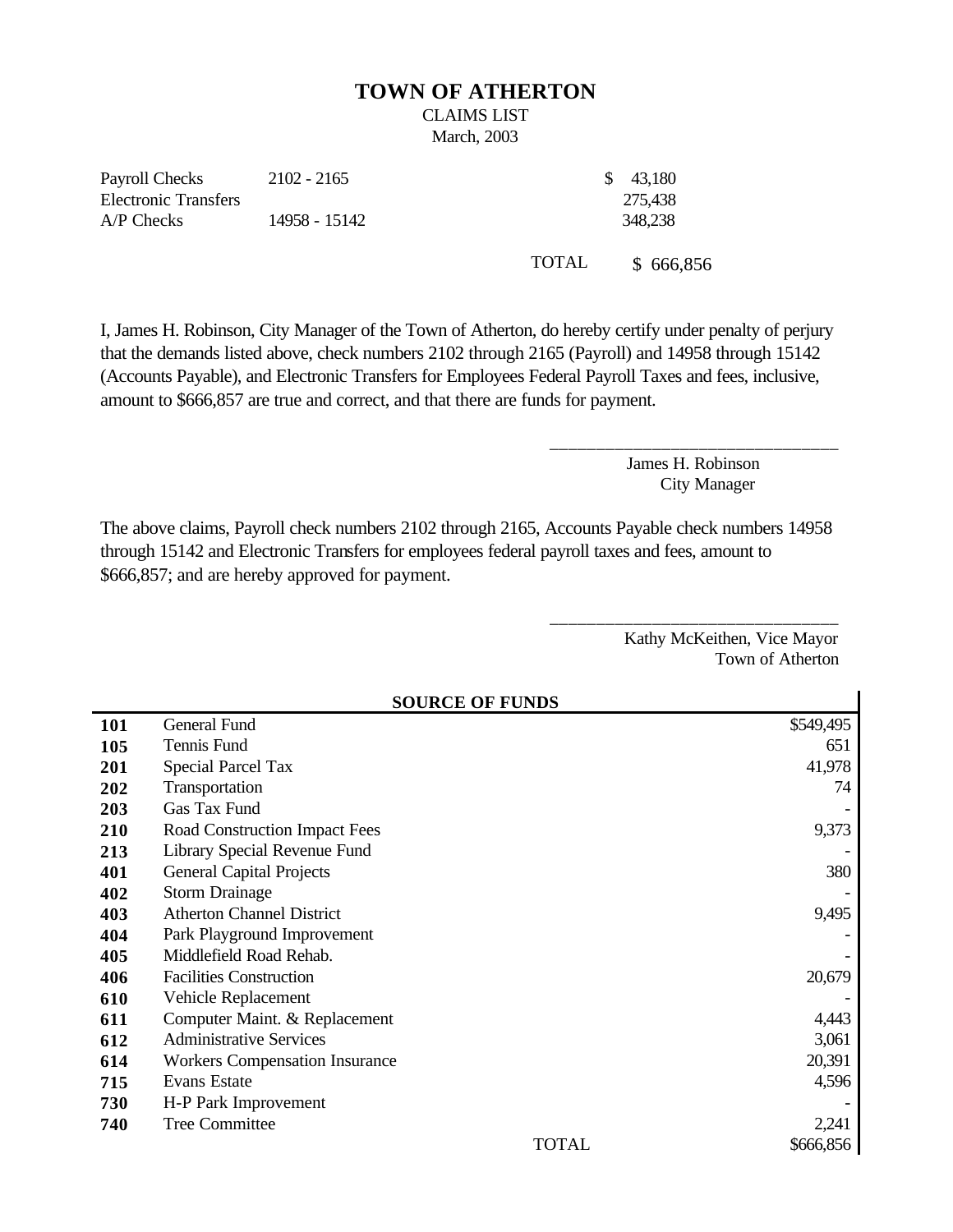# TOWN OF ATHERTON

CLAIMS LIST

March, 2003

| | | |
|---|---|---|
| Payroll Checks | 2102 - 2165 | $ 43,180 |
| Electronic Transfers | | 275,438 |
| A/P Checks | 14958 - 15142 | 348,238 |
| | TOTAL | $ 666,856 |

I, James H. Robinson, City Manager of the Town of Atherton, do hereby certify under penalty of perjury that the demands listed above, check numbers 2102 through 2165 (Payroll) and 14958 through 15142 (Accounts Payable), and Electronic Transfers for Employees Federal Payroll Taxes and fees, inclusive, amount to $666,857 are true and correct, and that there are funds for payment.

\_\_\_\_\_\_\_\_\_\_\_\_\_\_\_\_\_\_\_\_\_\_\_\_\_\_\_\_\_\_\_\_

James H. Robinson
City Manager

The above claims, Payroll check numbers 2102 through 2165, Accounts Payable check numbers 14958 through 15142 and Electronic Transfers for employees federal payroll taxes and fees, amount to $666,857; and are hereby approved for payment.

\_\_\_\_\_\_\_\_\_\_\_\_\_\_\_\_\_\_\_\_\_\_\_\_\_\_\_\_\_\_\_\_

Kathy McKeithen, Vice Mayor
Town of Atherton

| SOURCE OF FUNDS | | |
|---|---|---|
| **101** | General Fund | $549,495 |
| **105** | Tennis Fund | 651 |
| **201** | Special Parcel Tax | 41,978 |
| **202** | Transportation | 74 |
| **203** | Gas Tax Fund | - |
| **210** | Road Construction Impact Fees | 9,373 |
| **213** | Library Special Revenue Fund | - |
| **401** | General Capital Projects | 380 |
| **402** | Storm Drainage | - |
| **403** | Atherton Channel District | 9,495 |
| **404** | Park Playground Improvement | - |
| **405** | Middlefield Road Rehab. | - |
| **406** | Facilities Construction | 20,679 |
| **610** | Vehicle Replacement | - |
| **611** | Computer Maint. & Replacement | 4,443 |
| **612** | Administrative Services | 3,061 |
| **614** | Workers Compensation Insurance | 20,391 |
| **715** | Evans Estate | 4,596 |
| **730** | H-P Park Improvement | - |
| **740** | Tree Committee | 2,241 |
| | TOTAL | $666,856 |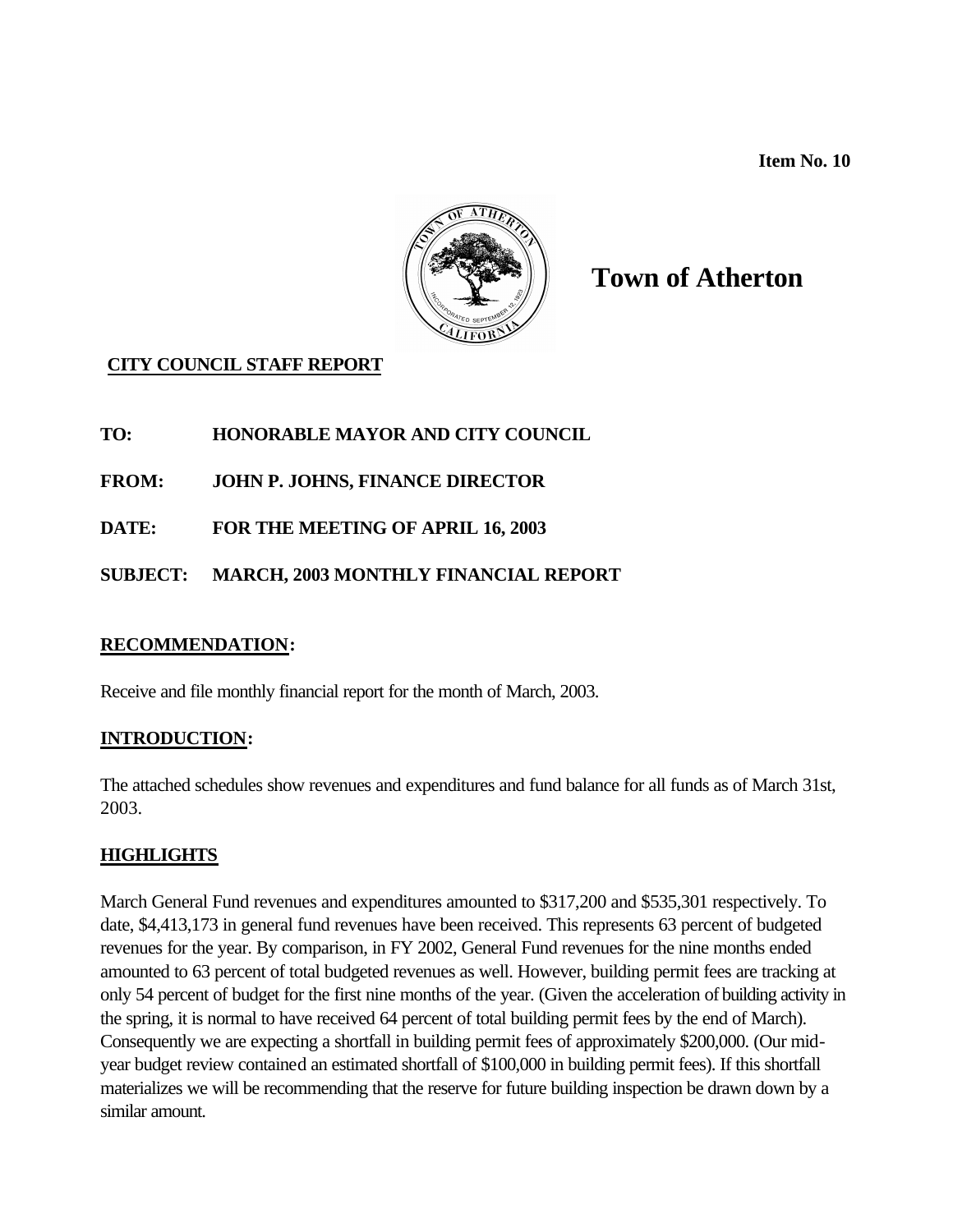**Item No. 10**

# Town of Atherton

**CITY COUNCIL STAFF REPORT**

**TO:** HONORABLE MAYOR AND CITY COUNCIL

**FROM:** JOHN P. JOHNS, FINANCE DIRECTOR

**DATE:** FOR THE MEETING OF APRIL 16, 2003

**SUBJECT:** MARCH, 2003 MONTHLY FINANCIAL REPORT

## RECOMMENDATION:

Receive and file monthly financial report for the month of March, 2003.

## INTRODUCTION:

The attached schedules show revenues and expenditures and fund balance for all funds as of March 31st, 2003.

## HIGHLIGHTS

March General Fund revenues and expenditures amounted to $317,200 and $535,301 respectively. To date, $4,413,173 in general fund revenues have been received. This represents 63 percent of budgeted revenues for the year. By comparison, in FY 2002, General Fund revenues for the nine months ended amounted to 63 percent of total budgeted revenues as well. However, building permit fees are tracking at only 54 percent of budget for the first nine months of the year. (Given the acceleration of building activity in the spring, it is normal to have received 64 percent of total building permit fees by the end of March). Consequently we are expecting a shortfall in building permit fees of approximately $200,000. (Our mid-year budget review contained an estimated shortfall of $100,000 in building permit fees). If this shortfall materializes we will be recommending that the reserve for future building inspection be drawn down by a similar amount.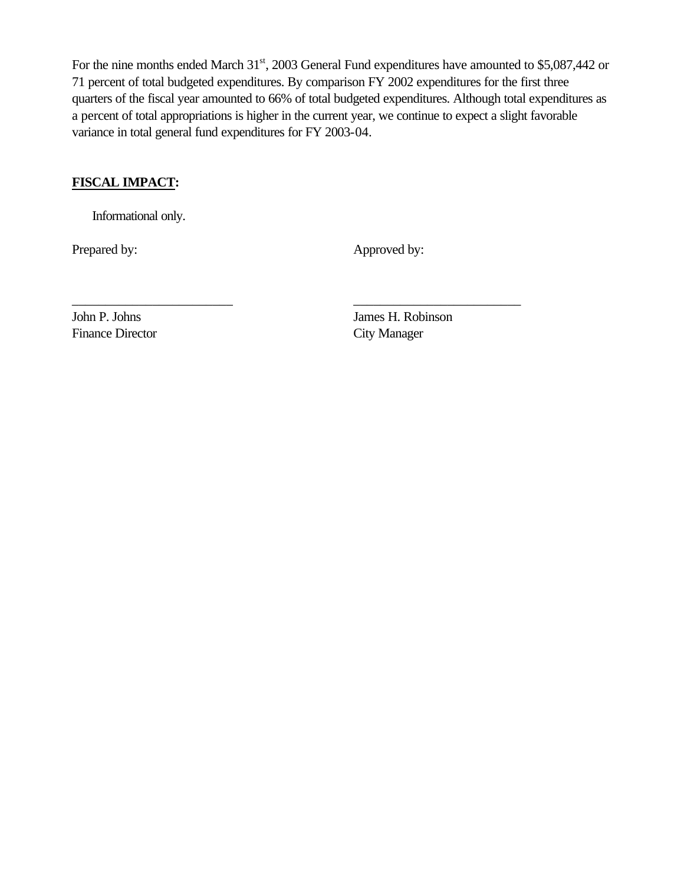For the nine months ended March 31st, 2003 General Fund expenditures have amounted to $5,087,442 or 71 percent of total budgeted expenditures. By comparison FY 2002 expenditures for the first three quarters of the fiscal year amounted to 66% of total budgeted expenditures. Although total expenditures as a percent of total appropriations is higher in the current year, we continue to expect a slight favorable variance in total general fund expenditures for FY 2003-04.

**FISCAL IMPACT:**

Informational only.

| Prepared by: | Approved by: |
|---|---|
| \_\_\_\_\_\_\_\_\_\_\_\_\_\_\_\_\_\_\_\_\_\_\_\_\_ | \_\_\_\_\_\_\_\_\_\_\_\_\_\_\_\_\_\_\_\_\_\_\_\_\_ |
| John P. Johns | James H. Robinson |
| Finance Director | City Manager |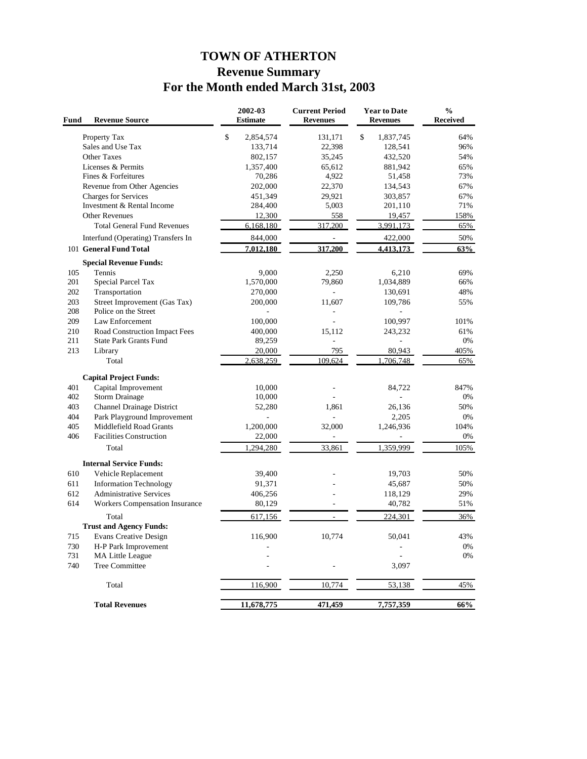# TOWN OF ATHERTON
## Revenue Summary
## For the Month ended March 31st, 2003

| Fund | Revenue Source | 2002-03 Estimate | Current Period Revenues | Year to Date Revenues | % Received |
|---|---|---|---|---|---|
| | Property Tax | $ 2,854,574 | 131,171 | $ 1,837,745 | 64% |
| | Sales and Use Tax | 133,714 | 22,398 | 128,541 | 96% |
| | Other Taxes | 802,157 | 35,245 | 432,520 | 54% |
| | Licenses & Permits | 1,357,400 | 65,612 | 881,942 | 65% |
| | Fines & Forfeitures | 70,286 | 4,922 | 51,458 | 73% |
| | Revenue from Other Agencies | 202,000 | 22,370 | 134,543 | 67% |
| | Charges for Services | 451,349 | 29,921 | 303,857 | 67% |
| | Investment & Rental Income | 284,400 | 5,003 | 201,110 | 71% |
| | Other Revenues | 12,300 | 558 | 19,457 | 158% |
| | Total General Fund Revenues | 6,168,180 | 317,200 | 3,991,173 | 65% |
| | Interfund (Operating) Transfers In | 844,000 | - | 422,000 | 50% |
| 101 | **General Fund Total** | **7,012,180** | **317,200** | **4,413,173** | **63%** |
| | **Special Revenue Funds:** | | | | |
| 105 | Tennis | 9,000 | 2,250 | 6,210 | 69% |
| 201 | Special Parcel Tax | 1,570,000 | 79,860 | 1,034,889 | 66% |
| 202 | Transportation | 270,000 | - | 130,691 | 48% |
| 203 | Street Improvement (Gas Tax) | 200,000 | 11,607 | 109,786 | 55% |
| 208 | Police on the Street | - | - | - | |
| 209 | Law Enforcement | 100,000 | - | 100,997 | 101% |
| 210 | Road Construction Impact Fees | 400,000 | 15,112 | 243,232 | 61% |
| 211 | State Park Grants Fund | 89,259 | - | - | 0% |
| 213 | Library | 20,000 | 795 | 80,943 | 405% |
| | Total | 2,638,259 | 109,624 | 1,706,748 | 65% |
| | **Capital Project Funds:** | | | | |
| 401 | Capital Improvement | 10,000 | - | 84,722 | 847% |
| 402 | Storm Drainage | 10,000 | - | - | 0% |
| 403 | Channel Drainage District | 52,280 | 1,861 | 26,136 | 50% |
| 404 | Park Playground Improvement | - | - | 2,205 | 0% |
| 405 | Middlefield Road Grants | 1,200,000 | 32,000 | 1,246,936 | 104% |
| 406 | Facilities Construction | 22,000 | - | - | 0% |
| | Total | 1,294,280 | 33,861 | 1,359,999 | 105% |
| | **Internal Service Funds:** | | | | |
| 610 | Vehicle Replacement | 39,400 | - | 19,703 | 50% |
| 611 | Information Technology | 91,371 | - | 45,687 | 50% |
| 612 | Administrative Services | 406,256 | - | 118,129 | 29% |
| 614 | Workers Compensation Insurance | 80,129 | - | 40,782 | 51% |
| | Total | 617,156 | - | 224,301 | 36% |
| | **Trust and Agency Funds:** | | | | |
| 715 | Evans Creative Design | 116,900 | 10,774 | 50,041 | 43% |
| 730 | H-P Park Improvement | - | | - | 0% |
| 731 | MA Little League | - | | - | 0% |
| 740 | Tree Committee | - | - | 3,097 | |
| | Total | 116,900 | 10,774 | 53,138 | 45% |
| | **Total Revenues** | **11,678,775** | **471,459** | **7,757,359** | **66%** |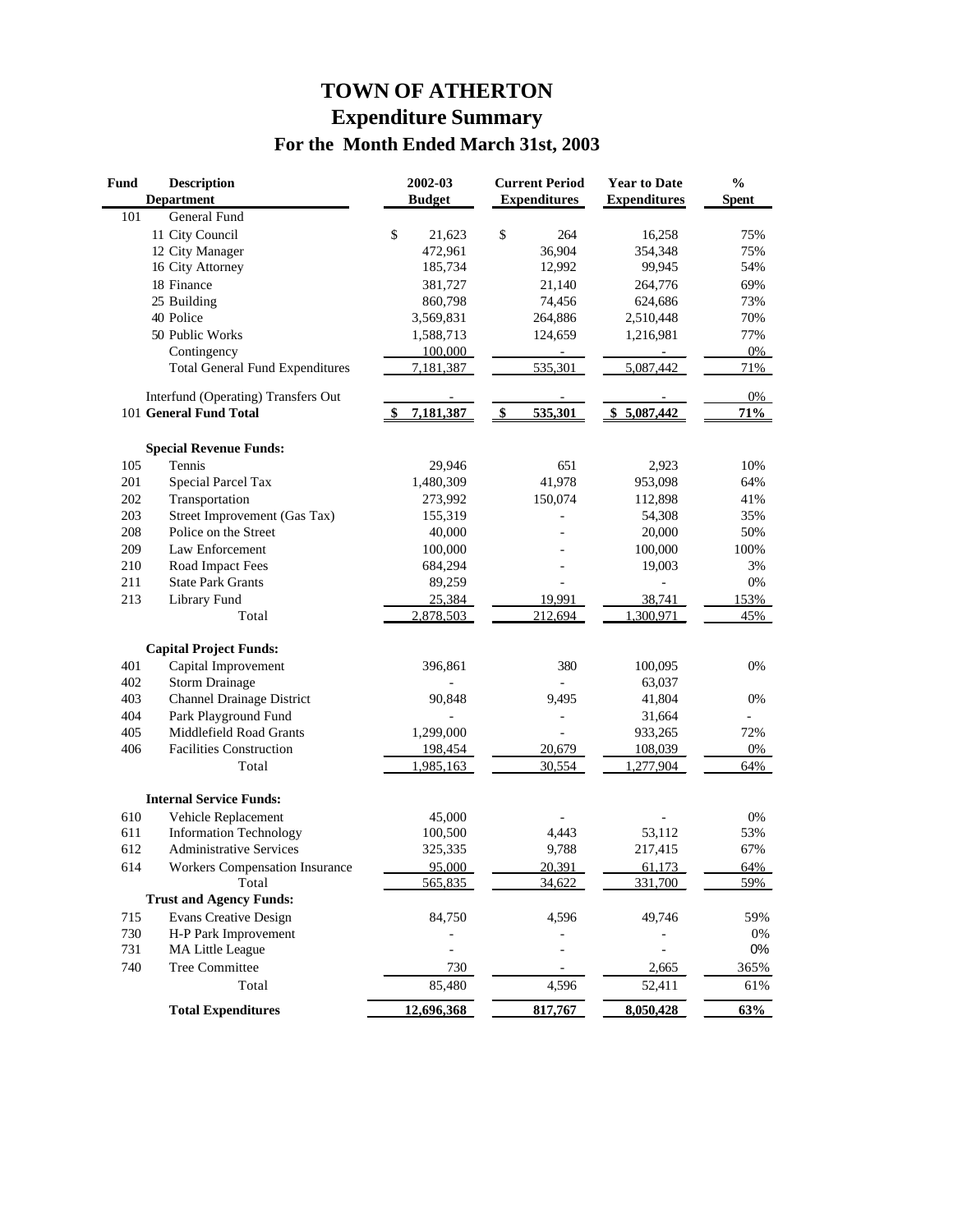# TOWN OF ATHERTON
## Expenditure Summary
### For the Month Ended March 31st, 2003

| Fund | Description Department | 2002-03 Budget | Current Period Expenditures | Year to Date Expenditures | % Spent |
|---|---|---|---|---|---|
| 101 | General Fund | | | | |
| | 11 City Council | $ 21,623 | $ 264 | 16,258 | 75% |
| | 12 City Manager | 472,961 | 36,904 | 354,348 | 75% |
| | 16 City Attorney | 185,734 | 12,992 | 99,945 | 54% |
| | 18 Finance | 381,727 | 21,140 | 264,776 | 69% |
| | 25 Building | 860,798 | 74,456 | 624,686 | 73% |
| | 40 Police | 3,569,831 | 264,886 | 2,510,448 | 70% |
| | 50 Public Works | 1,588,713 | 124,659 | 1,216,981 | 77% |
| | Contingency | 100,000 | - | - | 0% |
| | Total General Fund Expenditures | 7,181,387 | 535,301 | 5,087,442 | 71% |
| | Interfund (Operating) Transfers Out | - | - | - | 0% |
| 101 | **General Fund Total** | **$ 7,181,387** | **$ 535,301** | **$ 5,087,442** | **71%** |
| | **Special Revenue Funds:** | | | | |
| 105 | Tennis | 29,946 | 651 | 2,923 | 10% |
| 201 | Special Parcel Tax | 1,480,309 | 41,978 | 953,098 | 64% |
| 202 | Transportation | 273,992 | 150,074 | 112,898 | 41% |
| 203 | Street Improvement (Gas Tax) | 155,319 | - | 54,308 | 35% |
| 208 | Police on the Street | 40,000 | - | 20,000 | 50% |
| 209 | Law Enforcement | 100,000 | - | 100,000 | 100% |
| 210 | Road Impact Fees | 684,294 | - | 19,003 | 3% |
| 211 | State Park Grants | 89,259 | - | - | 0% |
| 213 | Library Fund | 25,384 | 19,991 | 38,741 | 153% |
| | Total | 2,878,503 | 212,694 | 1,300,971 | 45% |
| | **Capital Project Funds:** | | | | |
| 401 | Capital Improvement | 396,861 | 380 | 100,095 | 0% |
| 402 | Storm Drainage | - | - | 63,037 | |
| 403 | Channel Drainage District | 90,848 | 9,495 | 41,804 | 0% |
| 404 | Park Playground Fund | - | - | 31,664 | - |
| 405 | Middlefield Road Grants | 1,299,000 | - | 933,265 | 72% |
| 406 | Facilities Construction | 198,454 | 20,679 | 108,039 | 0% |
| | Total | 1,985,163 | 30,554 | 1,277,904 | 64% |
| | **Internal Service Funds:** | | | | |
| 610 | Vehicle Replacement | 45,000 | - | - | 0% |
| 611 | Information Technology | 100,500 | 4,443 | 53,112 | 53% |
| 612 | Administrative Services | 325,335 | 9,788 | 217,415 | 67% |
| 614 | Workers Compensation Insurance | 95,000 | 20,391 | 61,173 | 64% |
| | Total | 565,835 | 34,622 | 331,700 | 59% |
| | **Trust and Agency Funds:** | | | | |
| 715 | Evans Creative Design | 84,750 | 4,596 | 49,746 | 59% |
| 730 | H-P Park Improvement | - | - | - | 0% |
| 731 | MA Little League | - | - | - | 0% |
| 740 | Tree Committee | 730 | - | 2,665 | 365% |
| | Total | 85,480 | 4,596 | 52,411 | 61% |
| | **Total Expenditures** | **12,696,368** | **817,767** | **8,050,428** | **63%** |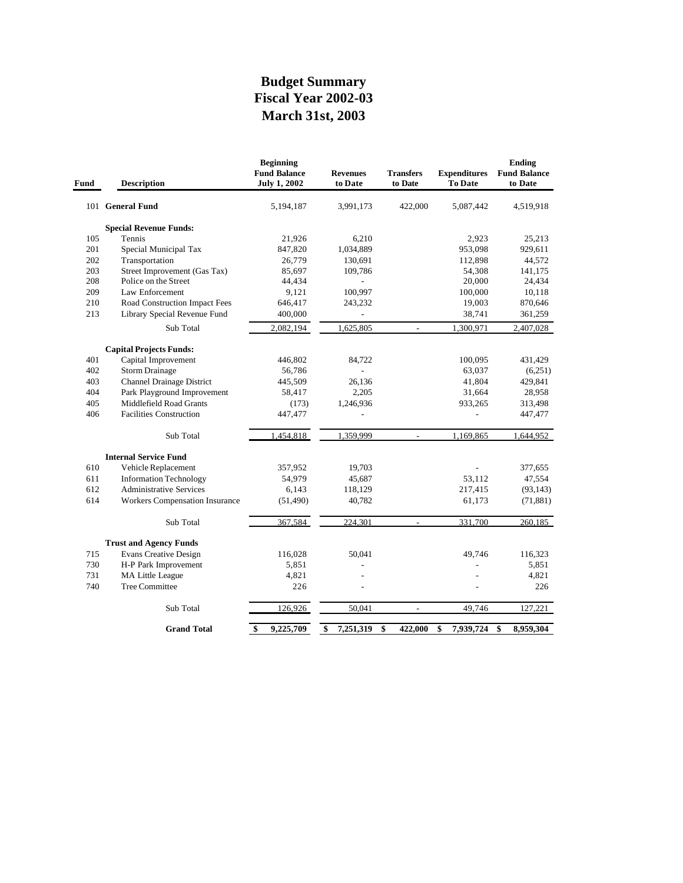# Budget Summary
# Fiscal Year 2002-03
# March 31st, 2003

| Fund | Description | Beginning Fund Balance July 1, 2002 | Revenues to Date | Transfers to Date | Expenditures To Date | Ending Fund Balance to Date |
|---|---|---|---|---|---|---|
| 101 | **General Fund** | 5,194,187 | 3,991,173 | 422,000 | 5,087,442 | 4,519,918 |
| | **Special Revenue Funds:** | | | | | |
| 105 | Tennis | 21,926 | 6,210 | | 2,923 | 25,213 |
| 201 | Special Municipal Tax | 847,820 | 1,034,889 | | 953,098 | 929,611 |
| 202 | Transportation | 26,779 | 130,691 | | 112,898 | 44,572 |
| 203 | Street Improvement (Gas Tax) | 85,697 | 109,786 | | 54,308 | 141,175 |
| 208 | Police on the Street | 44,434 | - | | 20,000 | 24,434 |
| 209 | Law Enforcement | 9,121 | 100,997 | | 100,000 | 10,118 |
| 210 | Road Construction Impact Fees | 646,417 | 243,232 | | 19,003 | 870,646 |
| 213 | Library Special Revenue Fund | 400,000 | - | | 38,741 | 361,259 |
| | Sub Total | 2,082,194 | 1,625,805 | - | 1,300,971 | 2,407,028 |
| | **Capital Projects Funds:** | | | | | |
| 401 | Capital Improvement | 446,802 | 84,722 | | 100,095 | 431,429 |
| 402 | Storm Drainage | 56,786 | - | | 63,037 | (6,251) |
| 403 | Channel Drainage District | 445,509 | 26,136 | | 41,804 | 429,841 |
| 404 | Park Playground Improvement | 58,417 | 2,205 | | 31,664 | 28,958 |
| 405 | Middlefield Road Grants | (173) | 1,246,936 | | 933,265 | 313,498 |
| 406 | Facilities Construction | 447,477 | - | | - | 447,477 |
| | Sub Total | 1,454,818 | 1,359,999 | - | 1,169,865 | 1,644,952 |
| | **Internal Service Fund** | | | | | |
| 610 | Vehicle Replacement | 357,952 | 19,703 | | - | 377,655 |
| 611 | Information Technology | 54,979 | 45,687 | | 53,112 | 47,554 |
| 612 | Administrative Services | 6,143 | 118,129 | | 217,415 | (93,143) |
| 614 | Workers Compensation Insurance | (51,490) | 40,782 | | 61,173 | (71,881) |
| | Sub Total | 367,584 | 224,301 | - | 331,700 | 260,185 |
| | **Trust and Agency Funds** | | | | | |
| 715 | Evans Creative Design | 116,028 | 50,041 | | 49,746 | 116,323 |
| 730 | H-P Park Improvement | 5,851 | - | | - | 5,851 |
| 731 | MA Little League | 4,821 | - | | - | 4,821 |
| 740 | Tree Committee | 226 | - | | - | 226 |
| | Sub Total | 126,926 | 50,041 | - | 49,746 | 127,221 |
| | **Grand Total** | **$ 9,225,709** | **$ 7,251,319** | **$ 422,000** | **$ 7,939,724** | **$ 8,959,304** |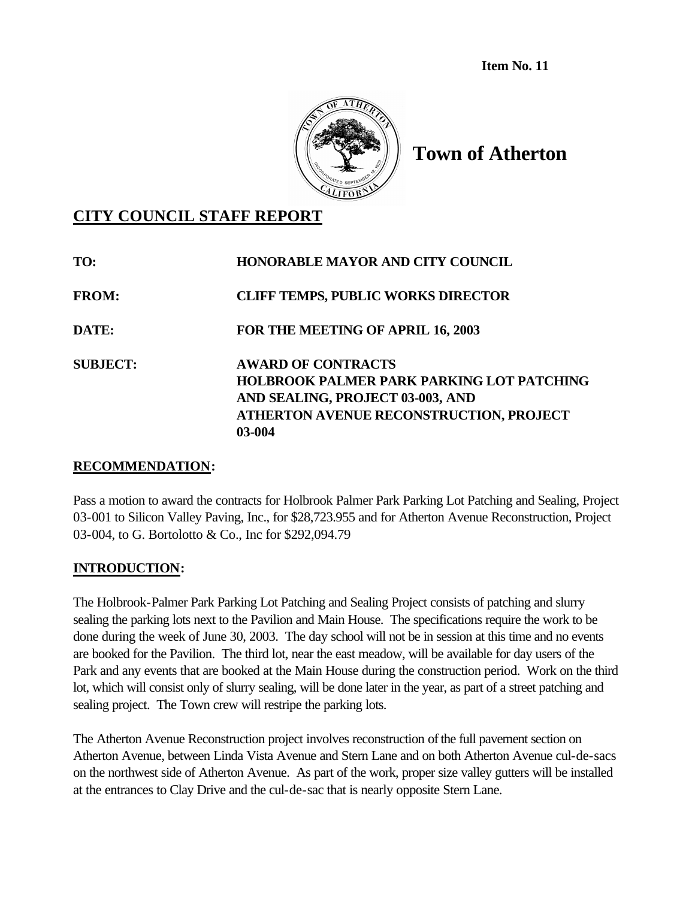**Item No. 11**

**Town of Atherton**

## CITY COUNCIL STAFF REPORT

**TO:** HONORABLE MAYOR AND CITY COUNCIL

**FROM:** CLIFF TEMPS, PUBLIC WORKS DIRECTOR

**DATE:** FOR THE MEETING OF APRIL 16, 2003

**SUBJECT:** AWARD OF CONTRACTS
HOLBROOK PALMER PARK PARKING LOT PATCHING AND SEALING, PROJECT 03-003, AND
ATHERTON AVENUE RECONSTRUCTION, PROJECT 03-004

### RECOMMENDATION:

Pass a motion to award the contracts for Holbrook Palmer Park Parking Lot Patching and Sealing, Project 03-001 to Silicon Valley Paving, Inc., for $28,723.955 and for Atherton Avenue Reconstruction, Project 03-004, to G. Bortolotto & Co., Inc for $292,094.79

### INTRODUCTION:

The Holbrook-Palmer Park Parking Lot Patching and Sealing Project consists of patching and slurry sealing the parking lots next to the Pavilion and Main House. The specifications require the work to be done during the week of June 30, 2003. The day school will not be in session at this time and no events are booked for the Pavilion. The third lot, near the east meadow, will be available for day users of the Park and any events that are booked at the Main House during the construction period. Work on the third lot, which will consist only of slurry sealing, will be done later in the year, as part of a street patching and sealing project. The Town crew will restripe the parking lots.

The Atherton Avenue Reconstruction project involves reconstruction of the full pavement section on Atherton Avenue, between Linda Vista Avenue and Stern Lane and on both Atherton Avenue cul-de-sacs on the northwest side of Atherton Avenue. As part of the work, proper size valley gutters will be installed at the entrances to Clay Drive and the cul-de-sac that is nearly opposite Stern Lane.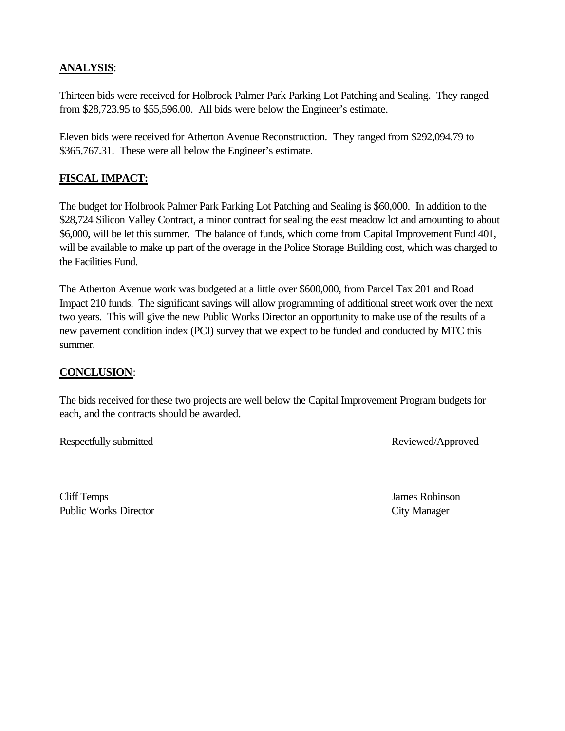**ANALYSIS**:

Thirteen bids were received for Holbrook Palmer Park Parking Lot Patching and Sealing. They ranged from $28,723.95 to $55,596.00. All bids were below the Engineer's estimate.

Eleven bids were received for Atherton Avenue Reconstruction. They ranged from $292,094.79 to $365,767.31. These were all below the Engineer's estimate.

**FISCAL IMPACT:**

The budget for Holbrook Palmer Park Parking Lot Patching and Sealing is $60,000. In addition to the $28,724 Silicon Valley Contract, a minor contract for sealing the east meadow lot and amounting to about $6,000, will be let this summer. The balance of funds, which come from Capital Improvement Fund 401, will be available to make up part of the overage in the Police Storage Building cost, which was charged to the Facilities Fund.

The Atherton Avenue work was budgeted at a little over $600,000, from Parcel Tax 201 and Road Impact 210 funds. The significant savings will allow programming of additional street work over the next two years. This will give the new Public Works Director an opportunity to make use of the results of a new pavement condition index (PCI) survey that we expect to be funded and conducted by MTC this summer.

**CONCLUSION**:

The bids received for these two projects are well below the Capital Improvement Program budgets for each, and the contracts should be awarded.

Respectfully submitted

Reviewed/Approved

Cliff Temps
Public Works Director

James Robinson
City Manager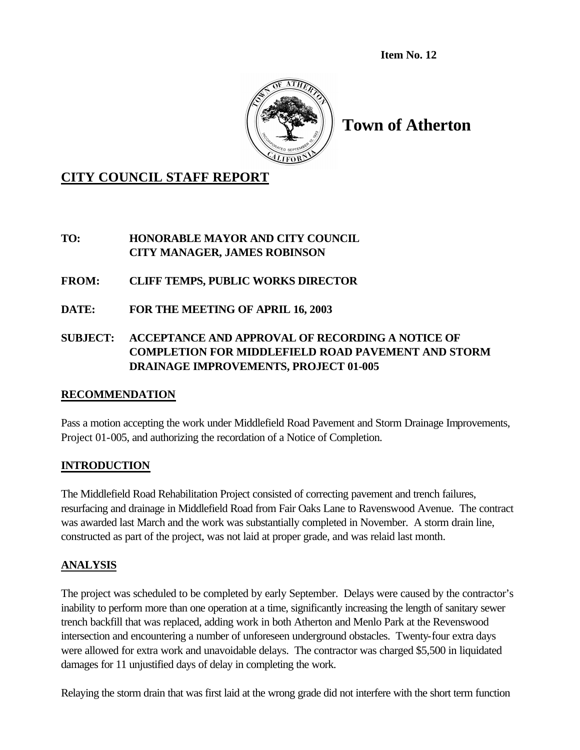**Item No. 12**

# Town of Atherton

## CITY COUNCIL STAFF REPORT

**TO:** HONORABLE MAYOR AND CITY COUNCIL
CITY MANAGER, JAMES ROBINSON

**FROM:** CLIFF TEMPS, PUBLIC WORKS DIRECTOR

**DATE:** FOR THE MEETING OF APRIL 16, 2003

**SUBJECT:** ACCEPTANCE AND APPROVAL OF RECORDING A NOTICE OF COMPLETION FOR MIDDLEFIELD ROAD PAVEMENT AND STORM DRAINAGE IMPROVEMENTS, PROJECT 01-005

### RECOMMENDATION

Pass a motion accepting the work under Middlefield Road Pavement and Storm Drainage Improvements, Project 01-005, and authorizing the recordation of a Notice of Completion.

### INTRODUCTION

The Middlefield Road Rehabilitation Project consisted of correcting pavement and trench failures, resurfacing and drainage in Middlefield Road from Fair Oaks Lane to Ravenswood Avenue. The contract was awarded last March and the work was substantially completed in November. A storm drain line, constructed as part of the project, was not laid at proper grade, and was relaid last month.

### ANALYSIS

The project was scheduled to be completed by early September. Delays were caused by the contractor's inability to perform more than one operation at a time, significantly increasing the length of sanitary sewer trench backfill that was replaced, adding work in both Atherton and Menlo Park at the Revenswood intersection and encountering a number of unforeseen underground obstacles. Twenty-four extra days were allowed for extra work and unavoidable delays. The contractor was charged $5,500 in liquidated damages for 11 unjustified days of delay in completing the work.

Relaying the storm drain that was first laid at the wrong grade did not interfere with the short term function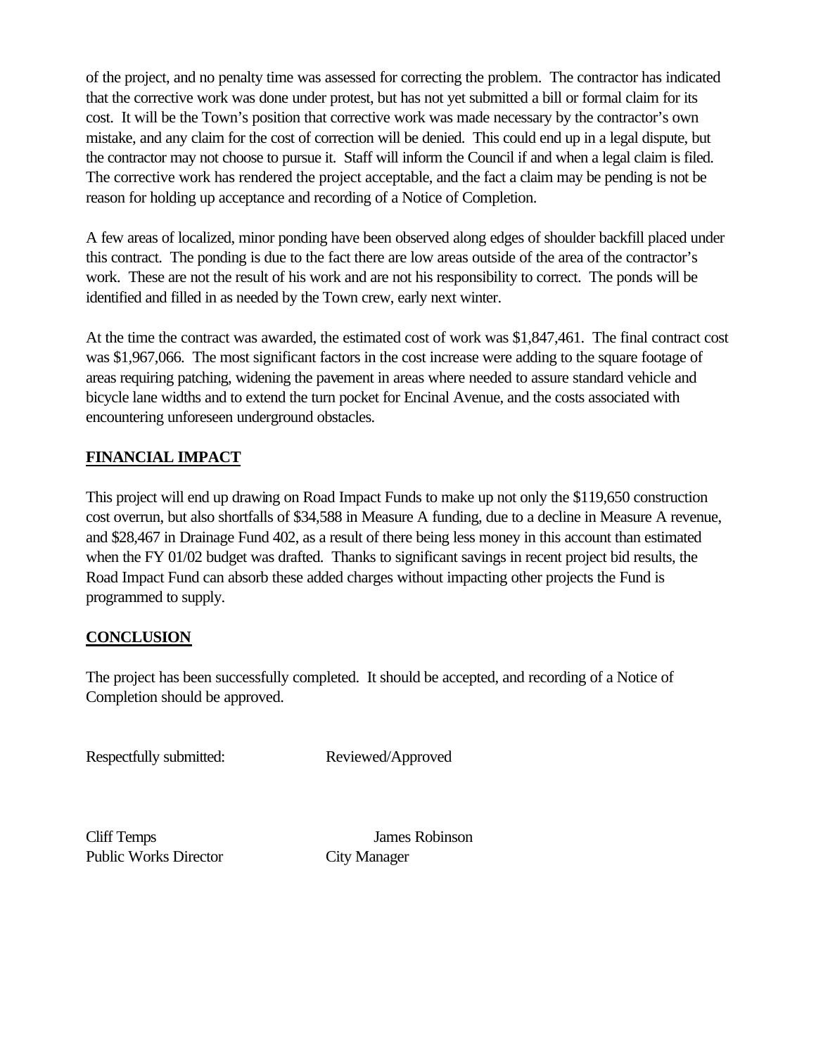of the project, and no penalty time was assessed for correcting the problem. The contractor has indicated that the corrective work was done under protest, but has not yet submitted a bill or formal claim for its cost. It will be the Town's position that corrective work was made necessary by the contractor's own mistake, and any claim for the cost of correction will be denied. This could end up in a legal dispute, but the contractor may not choose to pursue it. Staff will inform the Council if and when a legal claim is filed. The corrective work has rendered the project acceptable, and the fact a claim may be pending is not be reason for holding up acceptance and recording of a Notice of Completion.

A few areas of localized, minor ponding have been observed along edges of shoulder backfill placed under this contract. The ponding is due to the fact there are low areas outside of the area of the contractor's work. These are not the result of his work and are not his responsibility to correct. The ponds will be identified and filled in as needed by the Town crew, early next winter.

At the time the contract was awarded, the estimated cost of work was $1,847,461. The final contract cost was $1,967,066. The most significant factors in the cost increase were adding to the square footage of areas requiring patching, widening the pavement in areas where needed to assure standard vehicle and bicycle lane widths and to extend the turn pocket for Encinal Avenue, and the costs associated with encountering unforeseen underground obstacles.

## FINANCIAL IMPACT

This project will end up drawing on Road Impact Funds to make up not only the $119,650 construction cost overrun, but also shortfalls of $34,588 in Measure A funding, due to a decline in Measure A revenue, and $28,467 in Drainage Fund 402, as a result of there being less money in this account than estimated when the FY 01/02 budget was drafted. Thanks to significant savings in recent project bid results, the Road Impact Fund can absorb these added charges without impacting other projects the Fund is programmed to supply.

## CONCLUSION

The project has been successfully completed. It should be accepted, and recording of a Notice of Completion should be approved.

Respectfully submitted: Reviewed/Approved

Cliff Temps
Public Works Director

James Robinson
City Manager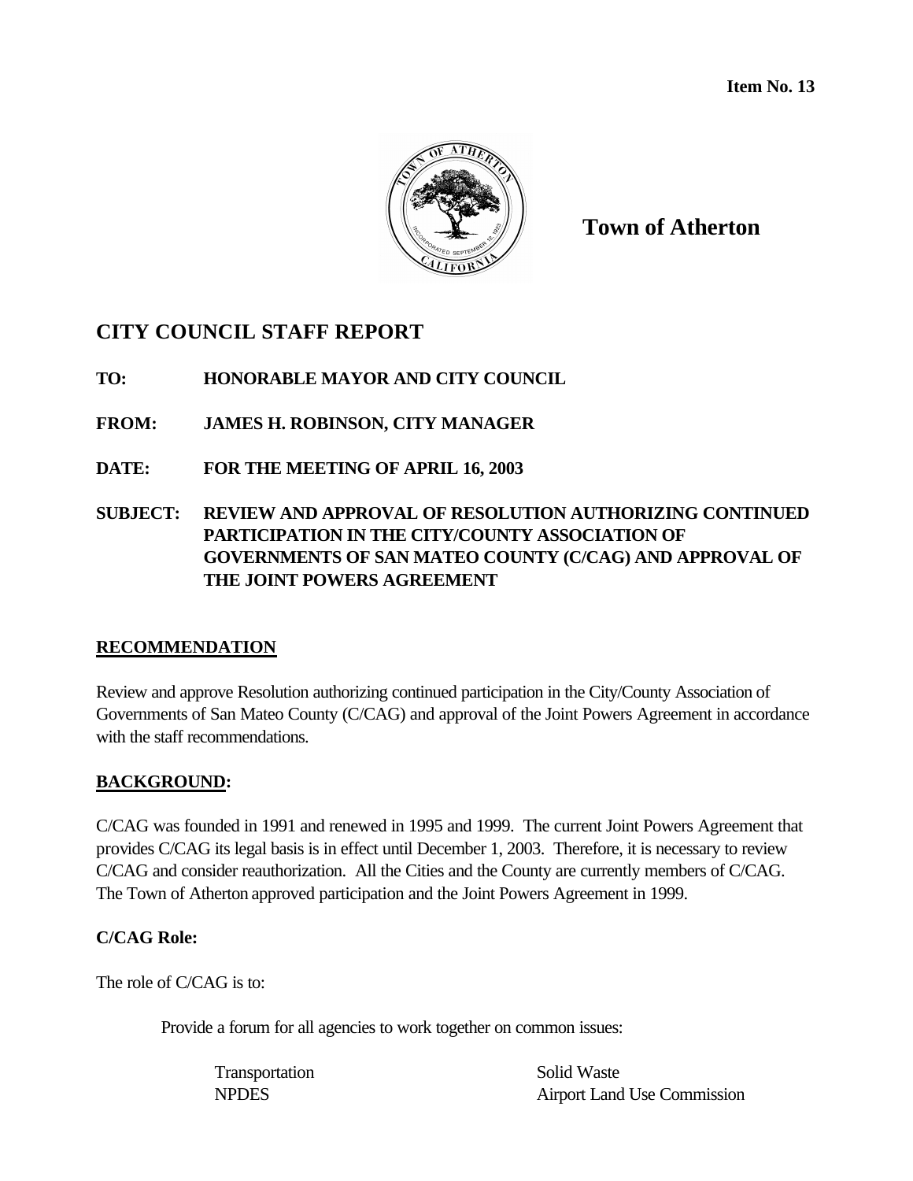**Item No. 13**

**Town of Atherton**

# CITY COUNCIL STAFF REPORT

**TO:** HONORABLE MAYOR AND CITY COUNCIL

**FROM:** JAMES H. ROBINSON, CITY MANAGER

**DATE:** FOR THE MEETING OF APRIL 16, 2003

**SUBJECT:** REVIEW AND APPROVAL OF RESOLUTION AUTHORIZING CONTINUED PARTICIPATION IN THE CITY/COUNTY ASSOCIATION OF GOVERNMENTS OF SAN MATEO COUNTY (C/CAG) AND APPROVAL OF THE JOINT POWERS AGREEMENT

## RECOMMENDATION

Review and approve Resolution authorizing continued participation in the City/County Association of Governments of San Mateo County (C/CAG) and approval of the Joint Powers Agreement in accordance with the staff recommendations.

## BACKGROUND:

C/CAG was founded in 1991 and renewed in 1995 and 1999. The current Joint Powers Agreement that provides C/CAG its legal basis is in effect until December 1, 2003. Therefore, it is necessary to review C/CAG and consider reauthorization. All the Cities and the County are currently members of C/CAG. The Town of Atherton approved participation and the Joint Powers Agreement in 1999.

### C/CAG Role:

The role of C/CAG is to:

Provide a forum for all agencies to work together on common issues:

- Transportation
- NPDES
- Solid Waste
- Airport Land Use Commission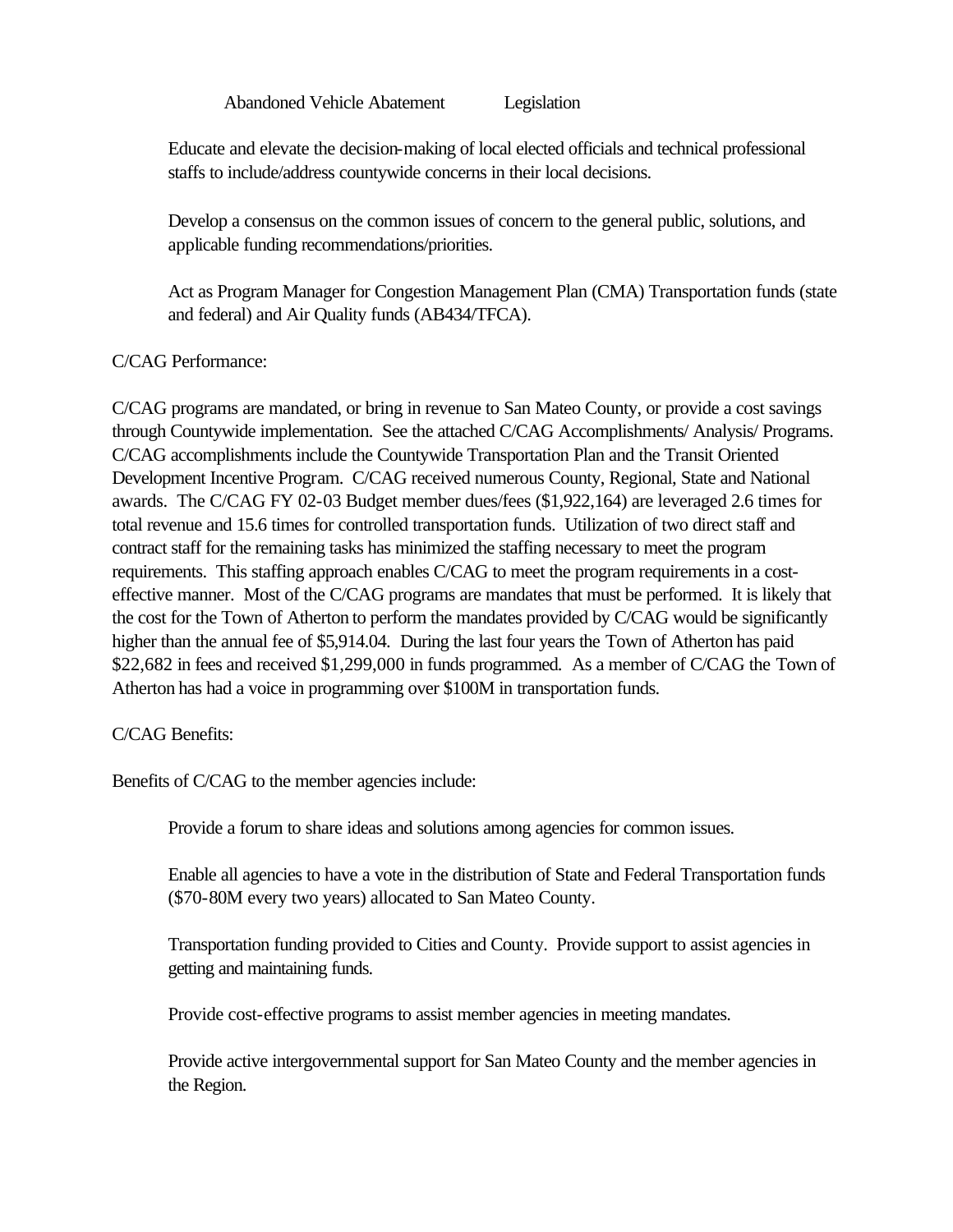Abandoned Vehicle Abatement        Legislation

Educate and elevate the decision-making of local elected officials and technical professional staffs to include/address countywide concerns in their local decisions.

Develop a consensus on the common issues of concern to the general public, solutions, and applicable funding recommendations/priorities.

Act as Program Manager for Congestion Management Plan (CMA) Transportation funds (state and federal) and Air Quality funds (AB434/TFCA).

C/CAG Performance:

C/CAG programs are mandated, or bring in revenue to San Mateo County, or provide a cost savings through Countywide implementation. See the attached C/CAG Accomplishments/ Analysis/ Programs. C/CAG accomplishments include the Countywide Transportation Plan and the Transit Oriented Development Incentive Program. C/CAG received numerous County, Regional, State and National awards. The C/CAG FY 02-03 Budget member dues/fees ($1,922,164) are leveraged 2.6 times for total revenue and 15.6 times for controlled transportation funds. Utilization of two direct staff and contract staff for the remaining tasks has minimized the staffing necessary to meet the program requirements. This staffing approach enables C/CAG to meet the program requirements in a cost-effective manner. Most of the C/CAG programs are mandates that must be performed. It is likely that the cost for the Town of Atherton to perform the mandates provided by C/CAG would be significantly higher than the annual fee of $5,914.04. During the last four years the Town of Atherton has paid $22,682 in fees and received $1,299,000 in funds programmed. As a member of C/CAG the Town of Atherton has had a voice in programming over $100M in transportation funds.

C/CAG Benefits:

Benefits of C/CAG to the member agencies include:

Provide a forum to share ideas and solutions among agencies for common issues.

Enable all agencies to have a vote in the distribution of State and Federal Transportation funds ($70-80M every two years) allocated to San Mateo County.

Transportation funding provided to Cities and County. Provide support to assist agencies in getting and maintaining funds.

Provide cost-effective programs to assist member agencies in meeting mandates.

Provide active intergovernmental support for San Mateo County and the member agencies in the Region.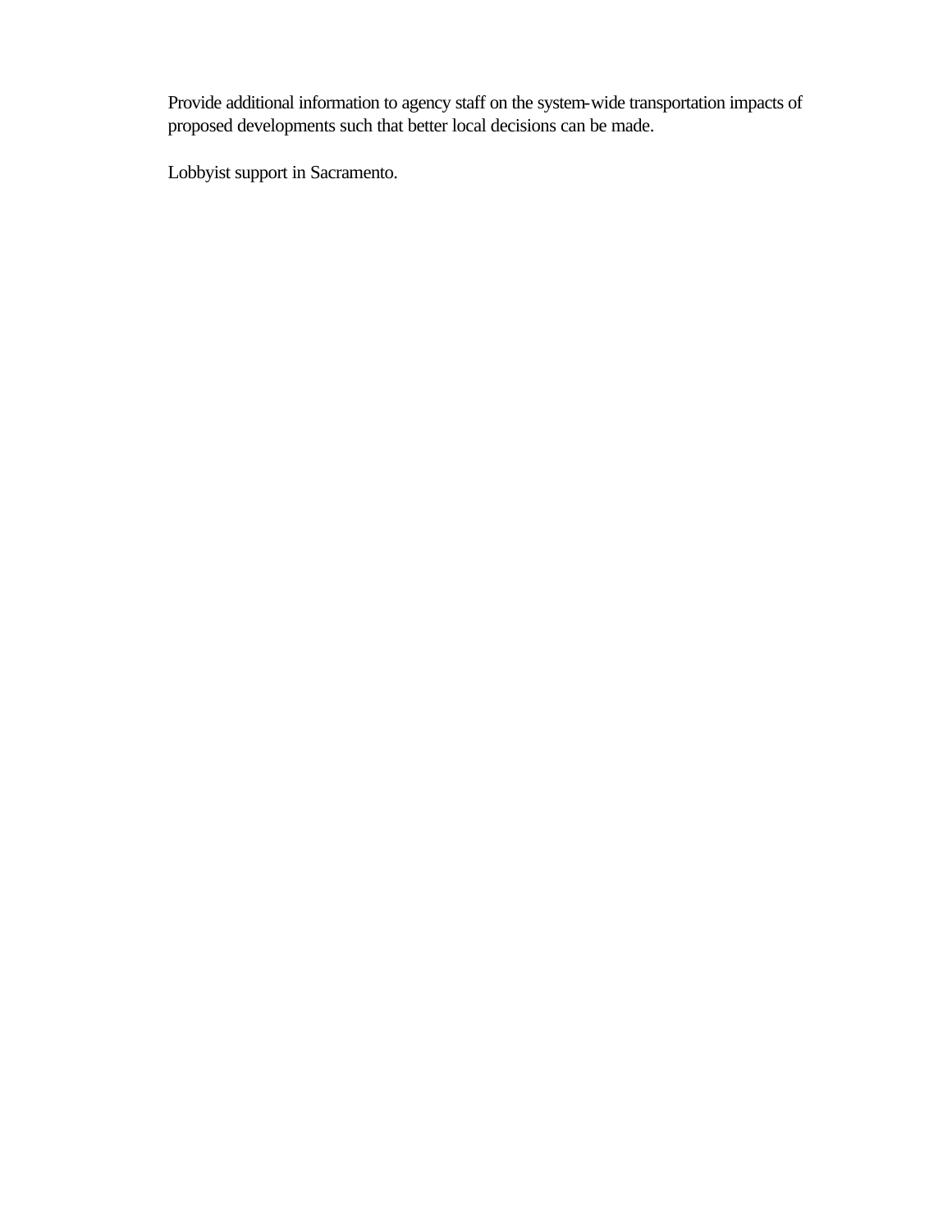Provide additional information to agency staff on the system-wide transportation impacts of proposed developments such that better local decisions can be made.

Lobbyist support in Sacramento.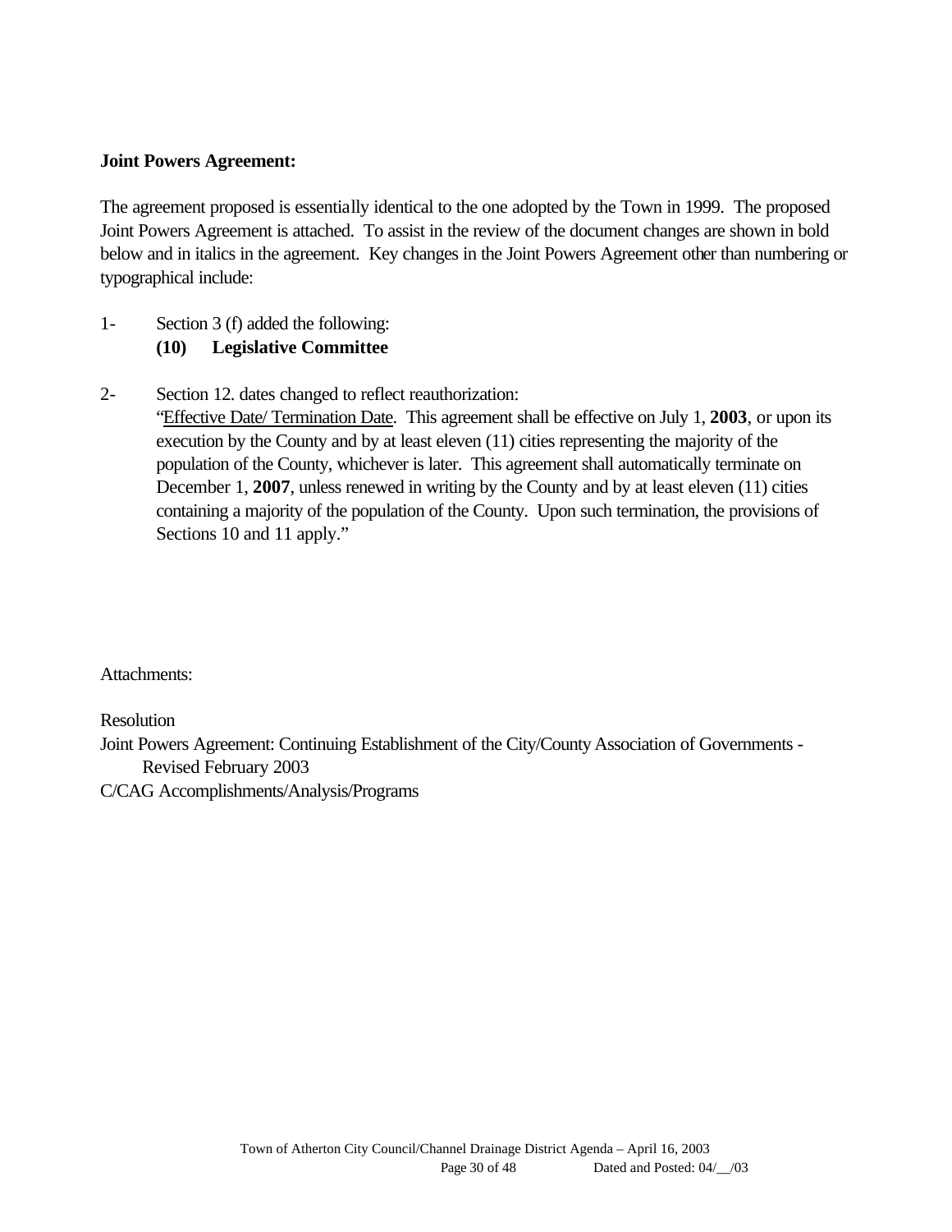**Joint Powers Agreement:**

The agreement proposed is essentially identical to the one adopted by the Town in 1999. The proposed Joint Powers Agreement is attached. To assist in the review of the document changes are shown in bold below and in italics in the agreement. Key changes in the Joint Powers Agreement other than numbering or typographical include:

1- Section 3 (f) added the following:
 **(10) Legislative Committee**

2- Section 12. dates changed to reflect reauthorization:
 "Effective Date/ Termination Date. This agreement shall be effective on July 1, **2003**, or upon its execution by the County and by at least eleven (11) cities representing the majority of the population of the County, whichever is later. This agreement shall automatically terminate on December 1, **2007**, unless renewed in writing by the County and by at least eleven (11) cities containing a majority of the population of the County. Upon such termination, the provisions of Sections 10 and 11 apply."

Attachments:

Resolution
Joint Powers Agreement: Continuing Establishment of the City/County Association of Governments - Revised February 2003
C/CAG Accomplishments/Analysis/Programs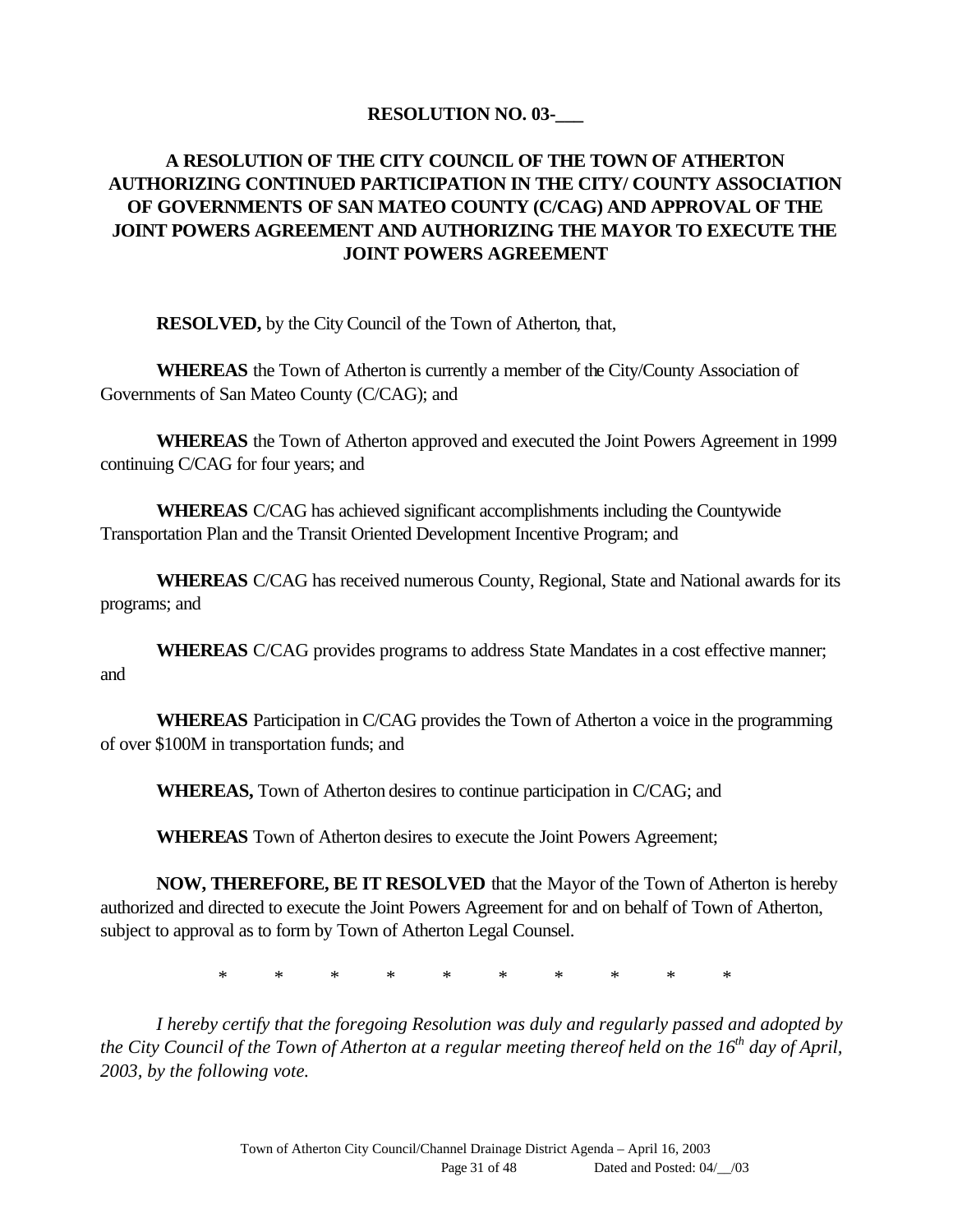**RESOLUTION NO. 03-___**

**A RESOLUTION OF THE CITY COUNCIL OF THE TOWN OF ATHERTON AUTHORIZING CONTINUED PARTICIPATION IN THE CITY/ COUNTY ASSOCIATION OF GOVERNMENTS OF SAN MATEO COUNTY (C/CAG) AND APPROVAL OF THE JOINT POWERS AGREEMENT AND AUTHORIZING THE MAYOR TO EXECUTE THE JOINT POWERS AGREEMENT**

**RESOLVED,** by the City Council of the Town of Atherton, that,

**WHEREAS** the Town of Atherton is currently a member of the City/County Association of Governments of San Mateo County (C/CAG); and

**WHEREAS** the Town of Atherton approved and executed the Joint Powers Agreement in 1999 continuing C/CAG for four years; and

**WHEREAS** C/CAG has achieved significant accomplishments including the Countywide Transportation Plan and the Transit Oriented Development Incentive Program; and

**WHEREAS** C/CAG has received numerous County, Regional, State and National awards for its programs; and

**WHEREAS** C/CAG provides programs to address State Mandates in a cost effective manner; and

**WHEREAS** Participation in C/CAG provides the Town of Atherton a voice in the programming of over $100M in transportation funds; and

**WHEREAS,** Town of Atherton desires to continue participation in C/CAG; and

**WHEREAS** Town of Atherton desires to execute the Joint Powers Agreement;

**NOW, THEREFORE, BE IT RESOLVED** that the Mayor of the Town of Atherton is hereby authorized and directed to execute the Joint Powers Agreement for and on behalf of Town of Atherton, subject to approval as to form by Town of Atherton Legal Counsel.

\* \* \* \* \* \* \* \* \* \*

*I hereby certify that the foregoing Resolution was duly and regularly passed and adopted by the City Council of the Town of Atherton at a regular meeting thereof held on the 16th day of April, 2003, by the following vote.*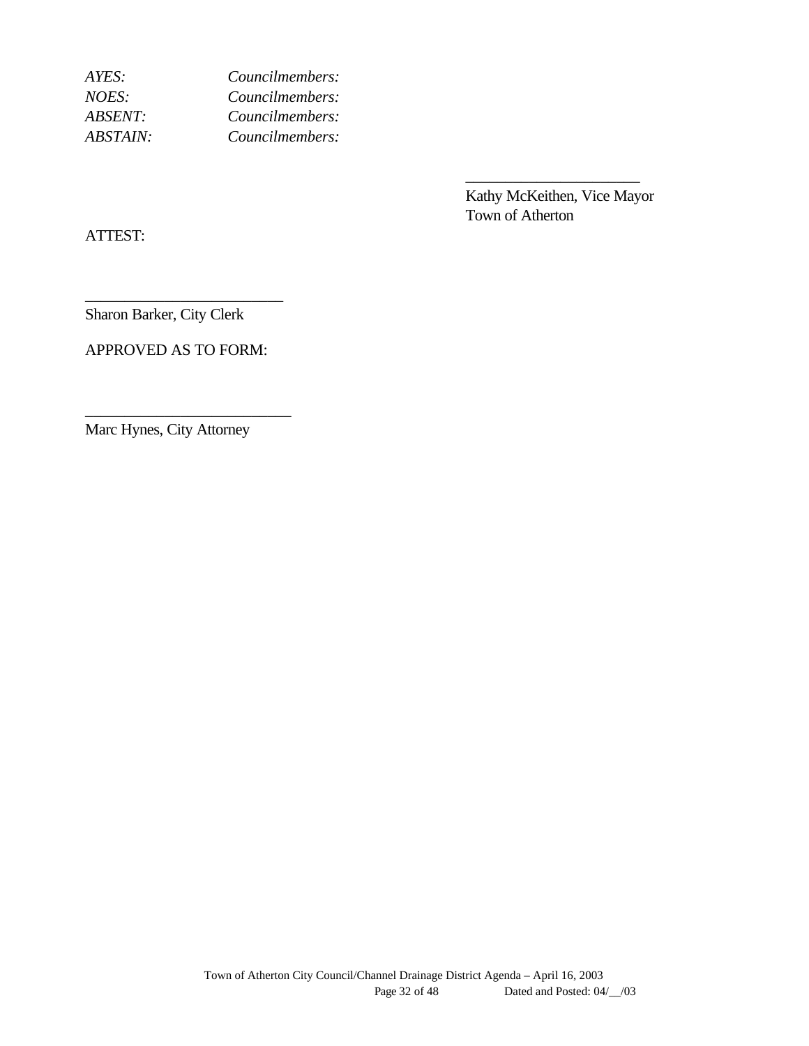*AYES:* *Councilmembers:*
*NOES:* *Councilmembers:*
*ABSENT:* *Councilmembers:*
*ABSTAIN:* *Councilmembers:*

______________________
Kathy McKeithen, Vice Mayor
Town of Atherton

ATTEST:

_________________________
Sharon Barker, City Clerk

APPROVED AS TO FORM:

__________________________
Marc Hynes, City Attorney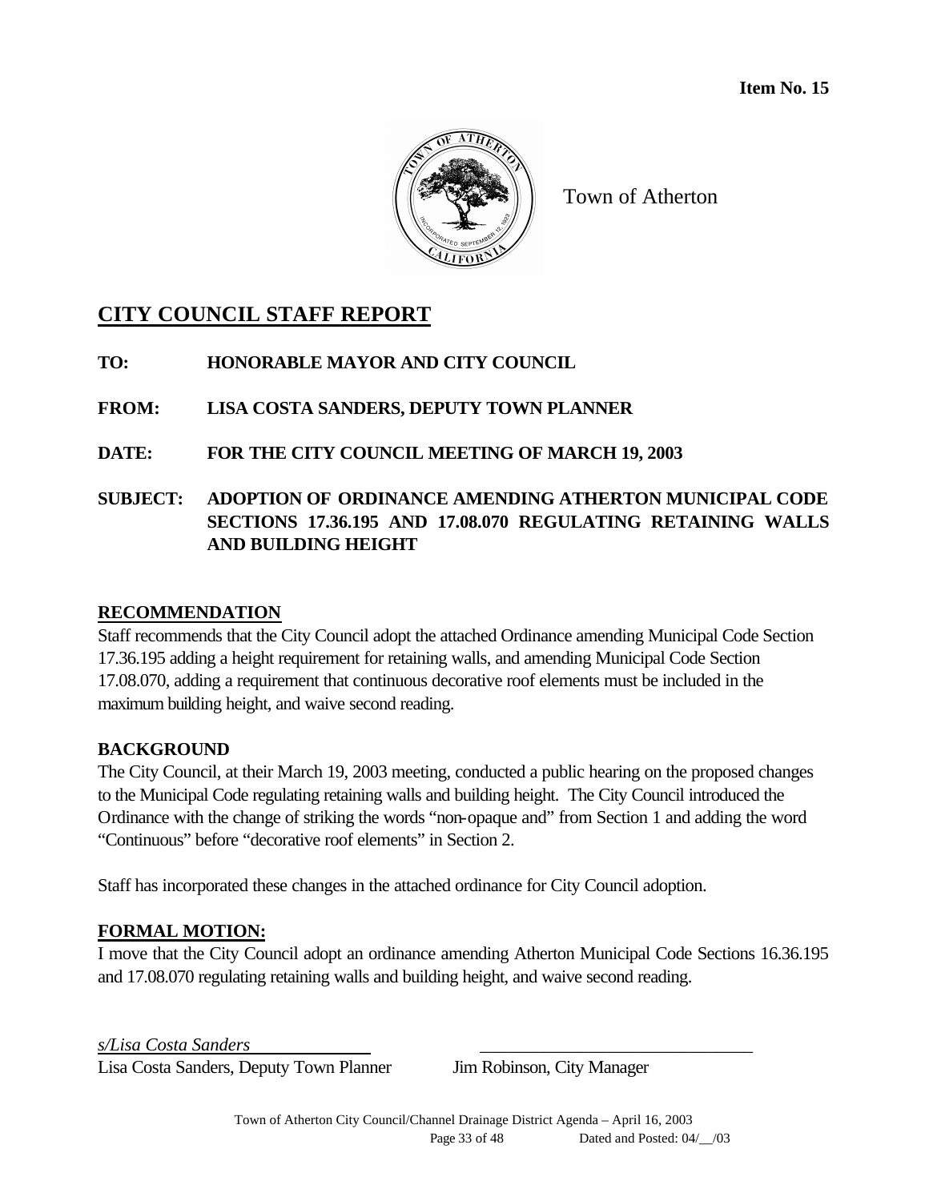**Item No. 15**

Town of Atherton

# CITY COUNCIL STAFF REPORT

**TO:** HONORABLE MAYOR AND CITY COUNCIL

**FROM:** LISA COSTA SANDERS, DEPUTY TOWN PLANNER

**DATE:** FOR THE CITY COUNCIL MEETING OF MARCH 19, 2003

**SUBJECT:** ADOPTION OF ORDINANCE AMENDING ATHERTON MUNICIPAL CODE SECTIONS 17.36.195 AND 17.08.070 REGULATING RETAINING WALLS AND BUILDING HEIGHT

## RECOMMENDATION

Staff recommends that the City Council adopt the attached Ordinance amending Municipal Code Section 17.36.195 adding a height requirement for retaining walls, and amending Municipal Code Section 17.08.070, adding a requirement that continuous decorative roof elements must be included in the maximum building height, and waive second reading.

## BACKGROUND

The City Council, at their March 19, 2003 meeting, conducted a public hearing on the proposed changes to the Municipal Code regulating retaining walls and building height. The City Council introduced the Ordinance with the change of striking the words "non-opaque and" from Section 1 and adding the word "Continuous" before "decorative roof elements" in Section 2.

Staff has incorporated these changes in the attached ordinance for City Council adoption.

## FORMAL MOTION:

I move that the City Council adopt an ordinance amending Atherton Municipal Code Sections 16.36.195 and 17.08.070 regulating retaining walls and building height, and waive second reading.

*s/Lisa Costa Sanders*
Lisa Costa Sanders, Deputy Town Planner

\_\_\_\_\_\_\_\_\_\_\_\_\_\_\_\_\_\_\_\_\_\_\_\_\_\_\_\_\_\_
Jim Robinson, City Manager

Town of Atherton City Council/Channel Drainage District Agenda – April 16, 2003
Dated and Posted: 04/\_\_/03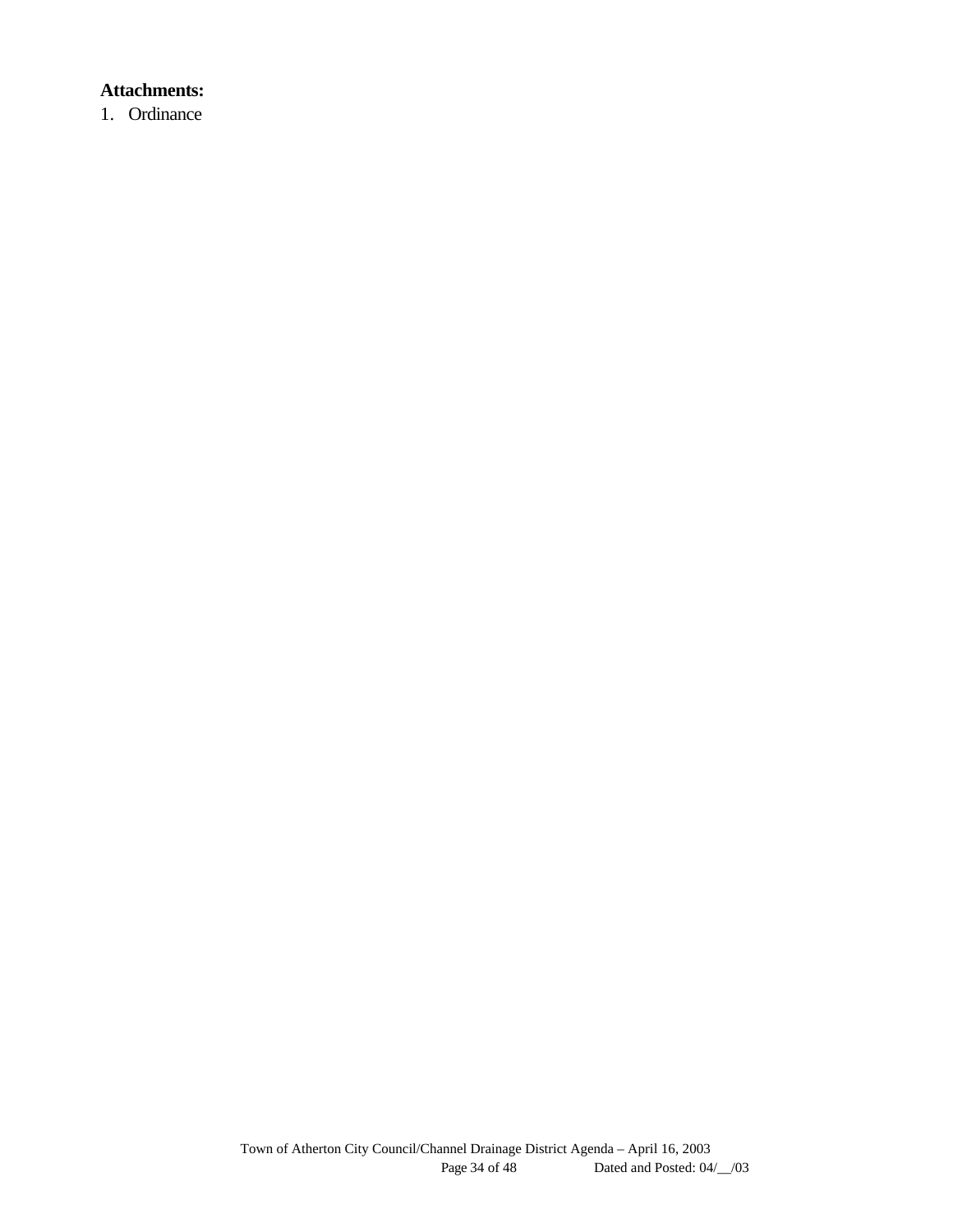**Attachments:**

1. Ordinance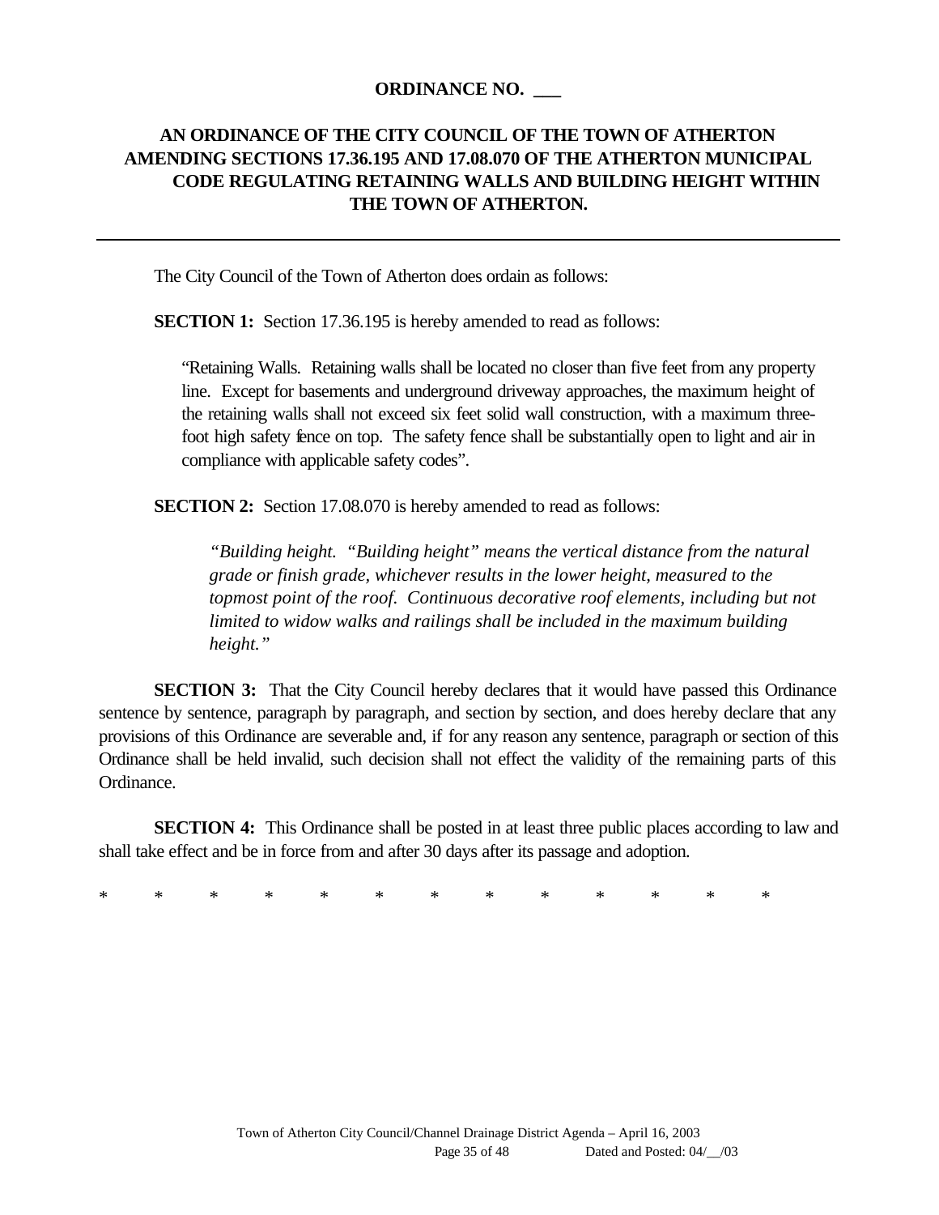**ORDINANCE NO. \_\_\_**

**AN ORDINANCE OF THE CITY COUNCIL OF THE TOWN OF ATHERTON AMENDING SECTIONS 17.36.195 AND 17.08.070 OF THE ATHERTON MUNICIPAL CODE REGULATING RETAINING WALLS AND BUILDING HEIGHT WITHIN THE TOWN OF ATHERTON.**

---

The City Council of the Town of Atherton does ordain as follows:

**SECTION 1:** Section 17.36.195 is hereby amended to read as follows:

> "Retaining Walls. Retaining walls shall be located no closer than five feet from any property line. Except for basements and underground driveway approaches, the maximum height of the retaining walls shall not exceed six feet solid wall construction, with a maximum three-foot high safety fence on top. The safety fence shall be substantially open to light and air in compliance with applicable safety codes".

**SECTION 2:** Section 17.08.070 is hereby amended to read as follows:

> *"Building height. "Building height" means the vertical distance from the natural grade or finish grade, whichever results in the lower height, measured to the topmost point of the roof. Continuous decorative roof elements, including but not limited to widow walks and railings shall be included in the maximum building height."*

**SECTION 3:** That the City Council hereby declares that it would have passed this Ordinance sentence by sentence, paragraph by paragraph, and section by section, and does hereby declare that any provisions of this Ordinance are severable and, if for any reason any sentence, paragraph or section of this Ordinance shall be held invalid, such decision shall not effect the validity of the remaining parts of this Ordinance.

**SECTION 4:** This Ordinance shall be posted in at least three public places according to law and shall take effect and be in force from and after 30 days after its passage and adoption.

\* \* \* \* \* \* \* \* \* \* \* \* \*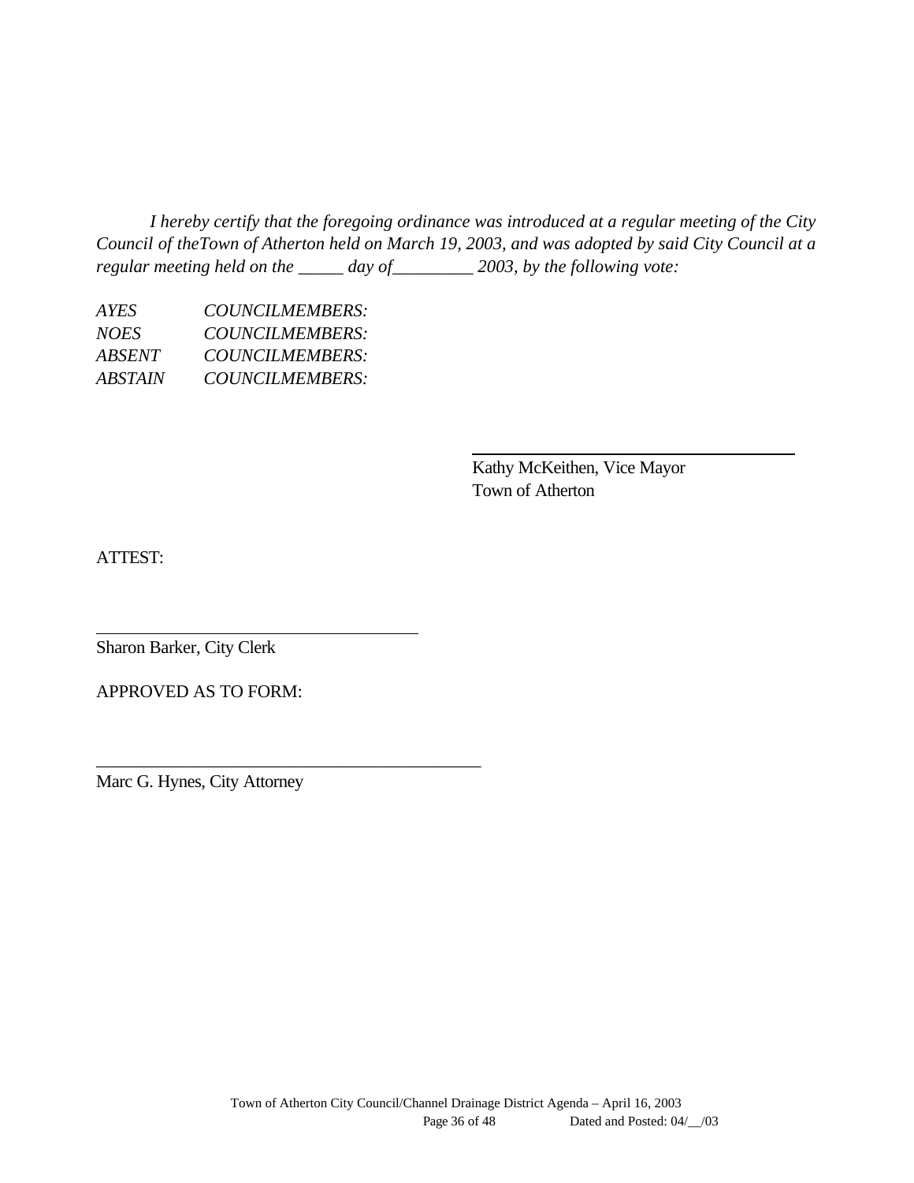*I hereby certify that the foregoing ordinance was introduced at a regular meeting of the City Council of theTown of Atherton held on March 19, 2003, and was adopted by said City Council at a regular meeting held on the _____ day of_________ 2003, by the following vote:*

*AYES COUNCILMEMBERS:*
*NOES COUNCILMEMBERS:*
*ABSENT COUNCILMEMBERS:*
*ABSTAIN COUNCILMEMBERS:*

\_\_\_\_\_\_\_\_\_\_\_\_\_\_\_\_\_\_\_\_\_\_\_\_\_\_\_\_\_\_\_\_\_\_\_\_
Kathy McKeithen, Vice Mayor
Town of Atherton

ATTEST:

\_\_\_\_\_\_\_\_\_\_\_\_\_\_\_\_\_\_\_\_\_\_\_\_\_\_\_\_\_\_\_\_\_\_\_\_
Sharon Barker, City Clerk

APPROVED AS TO FORM:

\_\_\_\_\_\_\_\_\_\_\_\_\_\_\_\_\_\_\_\_\_\_\_\_\_\_\_\_\_\_\_\_\_\_\_\_\_\_\_\_\_\_\_
Marc G. Hynes, City Attorney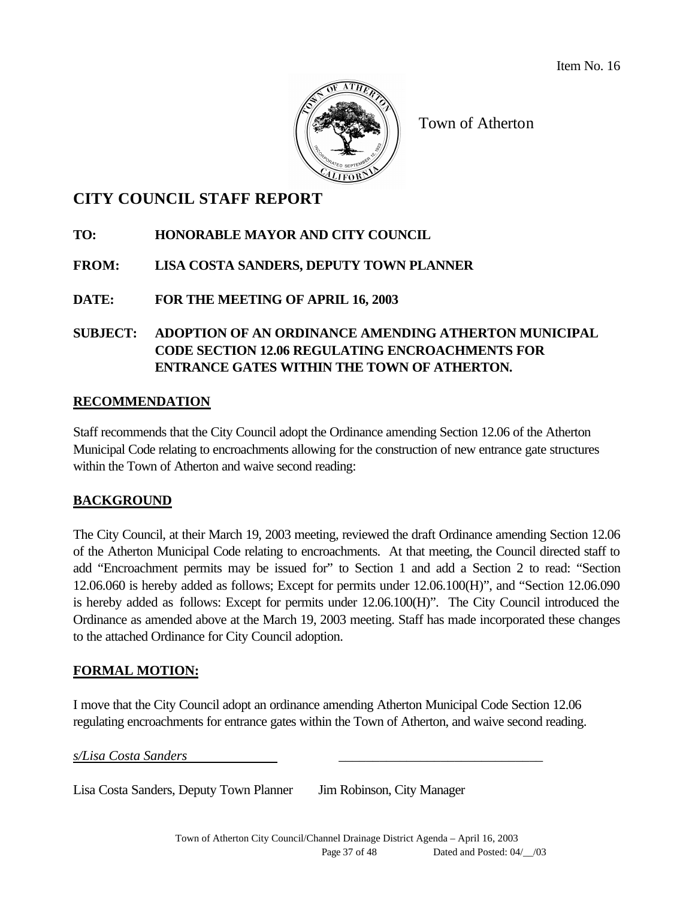Item No. 16

Town of Atherton

# CITY COUNCIL STAFF REPORT

**TO:** **HONORABLE MAYOR AND CITY COUNCIL**

**FROM:** **LISA COSTA SANDERS, DEPUTY TOWN PLANNER**

**DATE:** **FOR THE MEETING OF APRIL 16, 2003**

**SUBJECT:** **ADOPTION OF AN ORDINANCE AMENDING ATHERTON MUNICIPAL CODE SECTION 12.06 REGULATING ENCROACHMENTS FOR ENTRANCE GATES WITHIN THE TOWN OF ATHERTON.**

## RECOMMENDATION

Staff recommends that the City Council adopt the Ordinance amending Section 12.06 of the Atherton Municipal Code relating to encroachments allowing for the construction of new entrance gate structures within the Town of Atherton and waive second reading:

## BACKGROUND

The City Council, at their March 19, 2003 meeting, reviewed the draft Ordinance amending Section 12.06 of the Atherton Municipal Code relating to encroachments. At that meeting, the Council directed staff to add "Encroachment permits may be issued for" to Section 1 and add a Section 2 to read: "Section 12.06.060 is hereby added as follows; Except for permits under 12.06.100(H)", and "Section 12.06.090 is hereby added as follows: Except for permits under 12.06.100(H)". The City Council introduced the Ordinance as amended above at the March 19, 2003 meeting. Staff has made incorporated these changes to the attached Ordinance for City Council adoption.

## FORMAL MOTION:

I move that the City Council adopt an ordinance amending Atherton Municipal Code Section 12.06 regulating encroachments for entrance gates within the Town of Atherton, and waive second reading.

*s/Lisa Costa Sanders* \_\_\_\_\_\_\_\_\_\_\_\_\_\_\_\_\_\_\_\_\_\_\_\_\_\_\_\_\_\_

Lisa Costa Sanders, Deputy Town Planner Jim Robinson, City Manager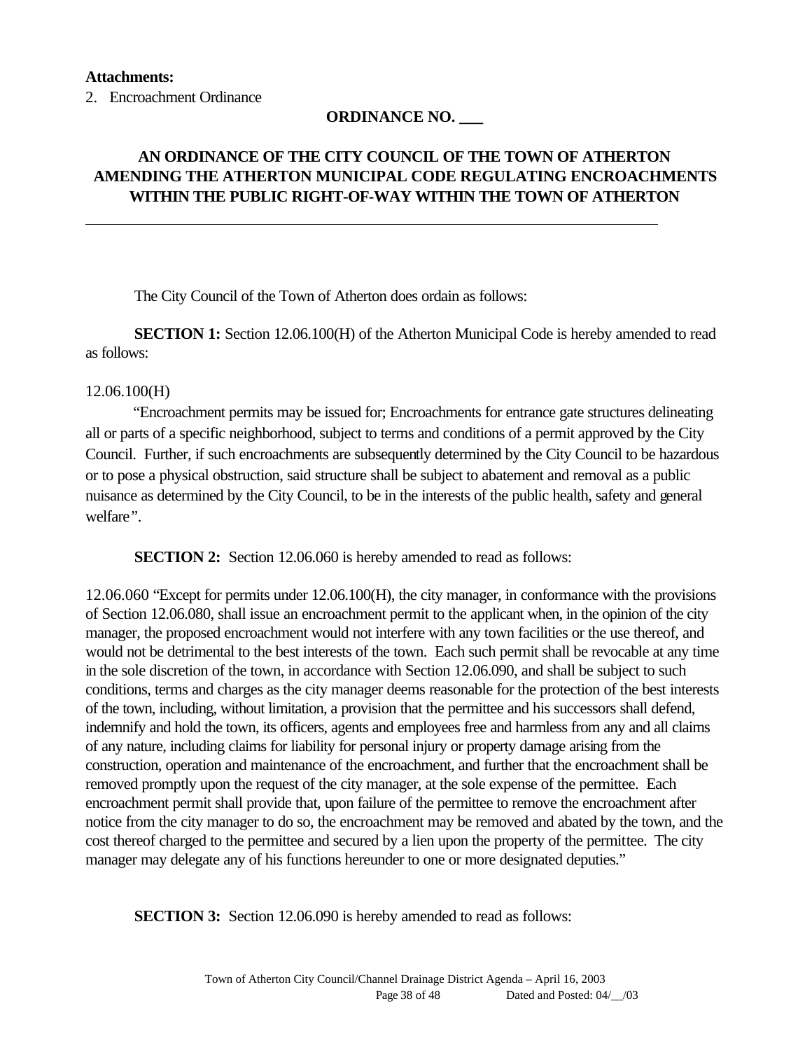**Attachments:**

2. Encroachment Ordinance

**ORDINANCE NO. ___**

**AN ORDINANCE OF THE CITY COUNCIL OF THE TOWN OF ATHERTON AMENDING THE ATHERTON MUNICIPAL CODE REGULATING ENCROACHMENTS WITHIN THE PUBLIC RIGHT-OF-WAY WITHIN THE TOWN OF ATHERTON**

---

The City Council of the Town of Atherton does ordain as follows:

**SECTION 1:** Section 12.06.100(H) of the Atherton Municipal Code is hereby amended to read as follows:

12.06.100(H)

"Encroachment permits may be issued for; Encroachments for entrance gate structures delineating all or parts of a specific neighborhood, subject to terms and conditions of a permit approved by the City Council. Further, if such encroachments are subsequently determined by the City Council to be hazardous or to pose a physical obstruction, said structure shall be subject to abatement and removal as a public nuisance as determined by the City Council, to be in the interests of the public health, safety and general welfare".

**SECTION 2:** Section 12.06.060 is hereby amended to read as follows:

12.06.060 "Except for permits under 12.06.100(H), the city manager, in conformance with the provisions of Section 12.06.080, shall issue an encroachment permit to the applicant when, in the opinion of the city manager, the proposed encroachment would not interfere with any town facilities or the use thereof, and would not be detrimental to the best interests of the town. Each such permit shall be revocable at any time in the sole discretion of the town, in accordance with Section 12.06.090, and shall be subject to such conditions, terms and charges as the city manager deems reasonable for the protection of the best interests of the town, including, without limitation, a provision that the permittee and his successors shall defend, indemnify and hold the town, its officers, agents and employees free and harmless from any and all claims of any nature, including claims for liability for personal injury or property damage arising from the construction, operation and maintenance of the encroachment, and further that the encroachment shall be removed promptly upon the request of the city manager, at the sole expense of the permittee. Each encroachment permit shall provide that, upon failure of the permittee to remove the encroachment after notice from the city manager to do so, the encroachment may be removed and abated by the town, and the cost thereof charged to the permittee and secured by a lien upon the property of the permittee. The city manager may delegate any of his functions hereunder to one or more designated deputies."

**SECTION 3:** Section 12.06.090 is hereby amended to read as follows: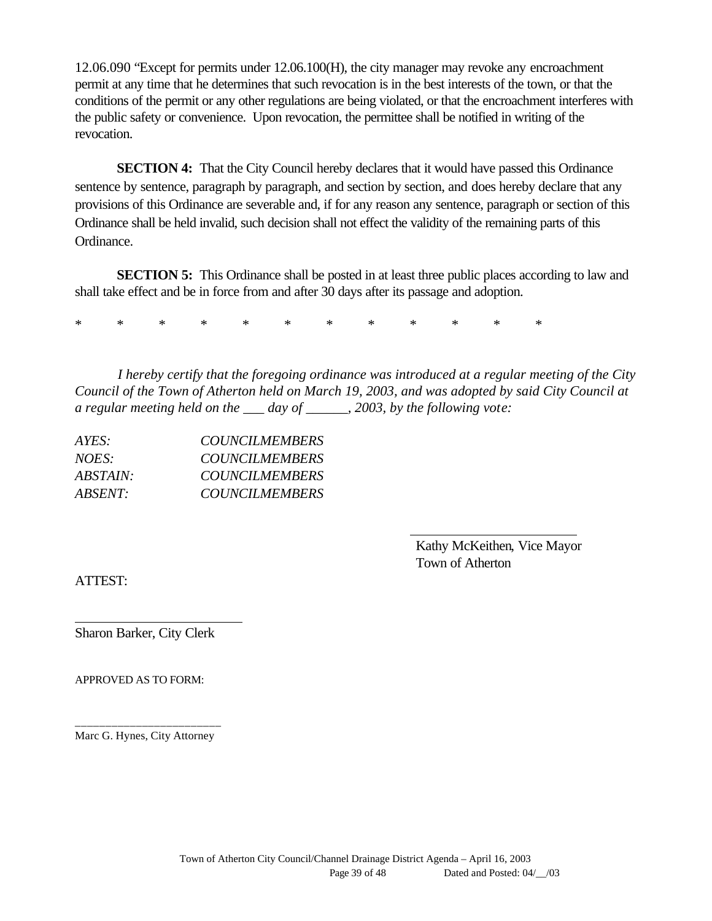12.06.090 "Except for permits under 12.06.100(H), the city manager may revoke any encroachment permit at any time that he determines that such revocation is in the best interests of the town, or that the conditions of the permit or any other regulations are being violated, or that the encroachment interferes with the public safety or convenience. Upon revocation, the permittee shall be notified in writing of the revocation.

**SECTION 4:** That the City Council hereby declares that it would have passed this Ordinance sentence by sentence, paragraph by paragraph, and section by section, and does hereby declare that any provisions of this Ordinance are severable and, if for any reason any sentence, paragraph or section of this Ordinance shall be held invalid, such decision shall not effect the validity of the remaining parts of this Ordinance.

**SECTION 5:** This Ordinance shall be posted in at least three public places according to law and shall take effect and be in force from and after 30 days after its passage and adoption.

\* \* \* \* \* \* \* \* \* \* \* \*

*I hereby certify that the foregoing ordinance was introduced at a regular meeting of the City Council of the Town of Atherton held on March 19, 2003, and was adopted by said City Council at a regular meeting held on the ___ day of ______, 2003, by the following vote:*

*AYES:* *COUNCILMEMBERS*
*NOES:* *COUNCILMEMBERS*
*ABSTAIN:* *COUNCILMEMBERS*
*ABSENT:* *COUNCILMEMBERS*

_________________________
Kathy McKeithen, Vice Mayor
Town of Atherton

ATTEST:

_________________________
Sharon Barker, City Clerk

APPROVED AS TO FORM:

_________________________
Marc G. Hynes, City Attorney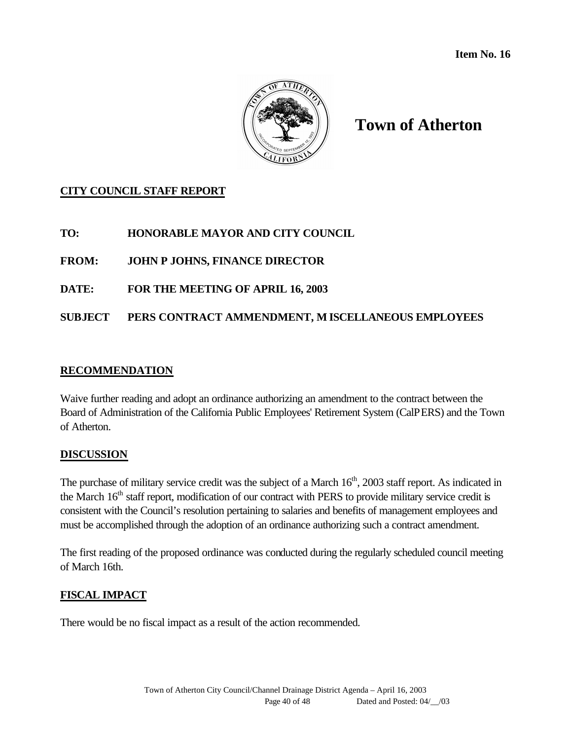**Item No. 16**

# Town of Atherton

## CITY COUNCIL STAFF REPORT

**TO:** HONORABLE MAYOR AND CITY COUNCIL

**FROM:** JOHN P JOHNS, FINANCE DIRECTOR

**DATE:** FOR THE MEETING OF APRIL 16, 2003

**SUBJECT** PERS CONTRACT AMMENDMENT, M ISCELLANEOUS EMPLOYEES

## RECOMMENDATION

Waive further reading and adopt an ordinance authorizing an amendment to the contract between the Board of Administration of the California Public Employees' Retirement System (CalPERS) and the Town of Atherton.

## DISCUSSION

The purchase of military service credit was the subject of a March 16th, 2003 staff report. As indicated in the March 16th staff report, modification of our contract with PERS to provide military service credit is consistent with the Council's resolution pertaining to salaries and benefits of management employees and must be accomplished through the adoption of an ordinance authorizing such a contract amendment.

The first reading of the proposed ordinance was conducted during the regularly scheduled council meeting of March 16th.

## FISCAL IMPACT

There would be no fiscal impact as a result of the action recommended.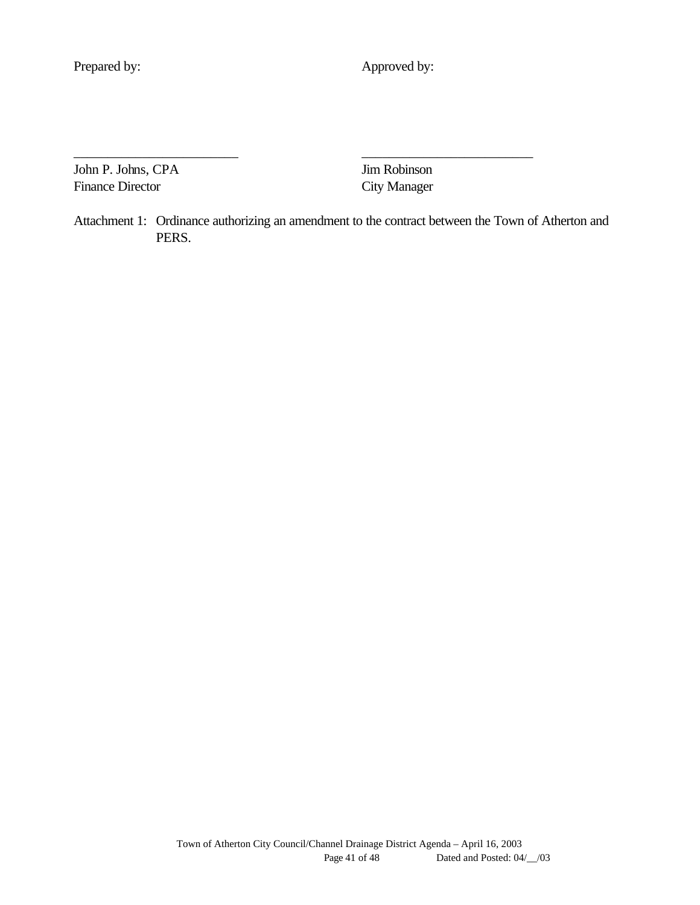| Prepared by: | Approved by: |
|---|---|
| | |
| _________________________ | __________________________ |
| John P. Johns, CPA | Jim Robinson |
| Finance Director | City Manager |

Attachment 1: Ordinance authorizing an amendment to the contract between the Town of Atherton and PERS.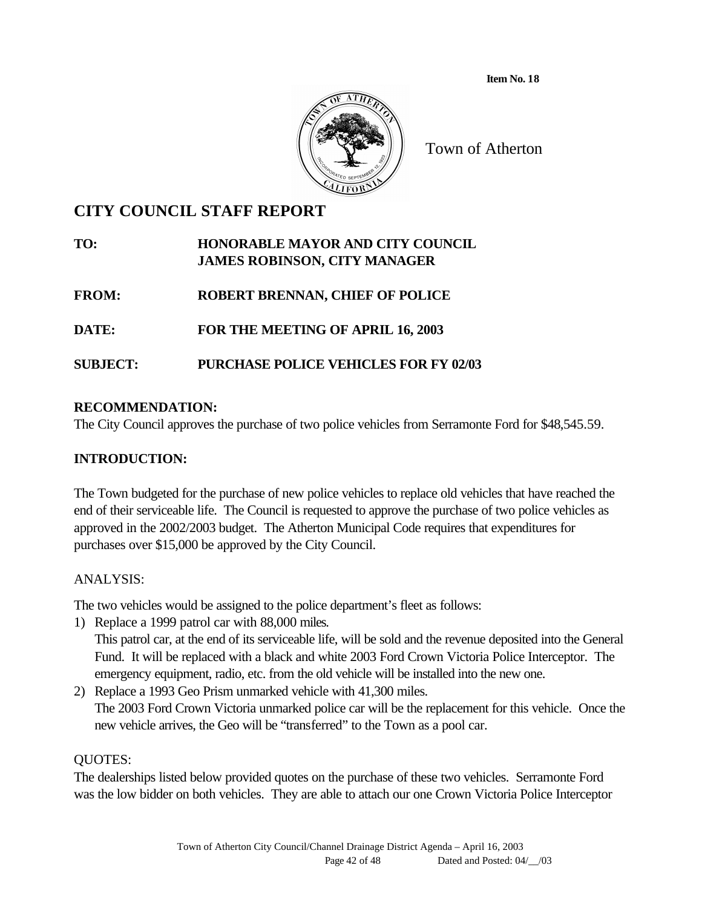**Item No. 18**

Town of Atherton

# CITY COUNCIL STAFF REPORT

**TO:** HONORABLE MAYOR AND CITY COUNCIL
JAMES ROBINSON, CITY MANAGER

**FROM:** ROBERT BRENNAN, CHIEF OF POLICE

**DATE:** FOR THE MEETING OF APRIL 16, 2003

**SUBJECT:** PURCHASE POLICE VEHICLES FOR FY 02/03

## RECOMMENDATION:

The City Council approves the purchase of two police vehicles from Serramonte Ford for $48,545.59.

## INTRODUCTION:

The Town budgeted for the purchase of new police vehicles to replace old vehicles that have reached the end of their serviceable life. The Council is requested to approve the purchase of two police vehicles as approved in the 2002/2003 budget. The Atherton Municipal Code requires that expenditures for purchases over $15,000 be approved by the City Council.

## ANALYSIS:

The two vehicles would be assigned to the police department's fleet as follows:

1) Replace a 1999 patrol car with 88,000 miles.
   This patrol car, at the end of its serviceable life, will be sold and the revenue deposited into the General Fund. It will be replaced with a black and white 2003 Ford Crown Victoria Police Interceptor. The emergency equipment, radio, etc. from the old vehicle will be installed into the new one.
2) Replace a 1993 Geo Prism unmarked vehicle with 41,300 miles.
   The 2003 Ford Crown Victoria unmarked police car will be the replacement for this vehicle. Once the new vehicle arrives, the Geo will be "transferred" to the Town as a pool car.

## QUOTES:

The dealerships listed below provided quotes on the purchase of these two vehicles. Serramonte Ford was the low bidder on both vehicles. They are able to attach our one Crown Victoria Police Interceptor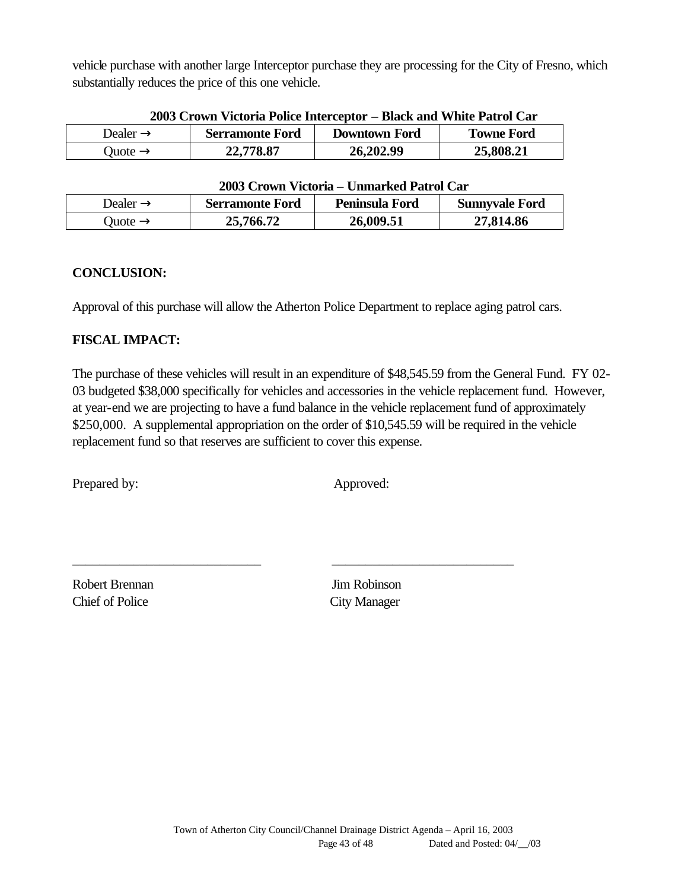vehicle purchase with another large Interceptor purchase they are processing for the City of Fresno, which substantially reduces the price of this one vehicle.

**2003 Crown Victoria Police Interceptor – Black and White Patrol Car**

| Dealer → | **Serramonte Ford** | **Downtown Ford** | **Towne Ford** |
|---|---|---|---|
| Quote → | **22,778.87** | **26,202.99** | **25,808.21** |

**2003 Crown Victoria – Unmarked Patrol Car**

| Dealer → | **Serramonte Ford** | **Peninsula Ford** | **Sunnyvale Ford** |
|---|---|---|---|
| Quote → | **25,766.72** | **26,009.51** | **27,814.86** |

**CONCLUSION:**

Approval of this purchase will allow the Atherton Police Department to replace aging patrol cars.

**FISCAL IMPACT:**

The purchase of these vehicles will result in an expenditure of $48,545.59 from the General Fund. FY 02-03 budgeted $38,000 specifically for vehicles and accessories in the vehicle replacement fund. However, at year-end we are projecting to have a fund balance in the vehicle replacement fund of approximately $250,000. A supplemental appropriation on the order of $10,545.59 will be required in the vehicle replacement fund so that reserves are sufficient to cover this expense.

Prepared by: Approved:

\_\_\_\_\_\_\_\_\_\_\_\_\_\_\_\_\_\_\_\_\_\_\_\_\_\_\_\_ \_\_\_\_\_\_\_\_\_\_\_\_\_\_\_\_\_\_\_\_\_\_\_\_\_\_\_\_

Robert Brennan
Chief of Police

Jim Robinson
City Manager

Town of Atherton City Council/Channel Drainage District Agenda – April 16, 2003
Dated and Posted: 04/__/03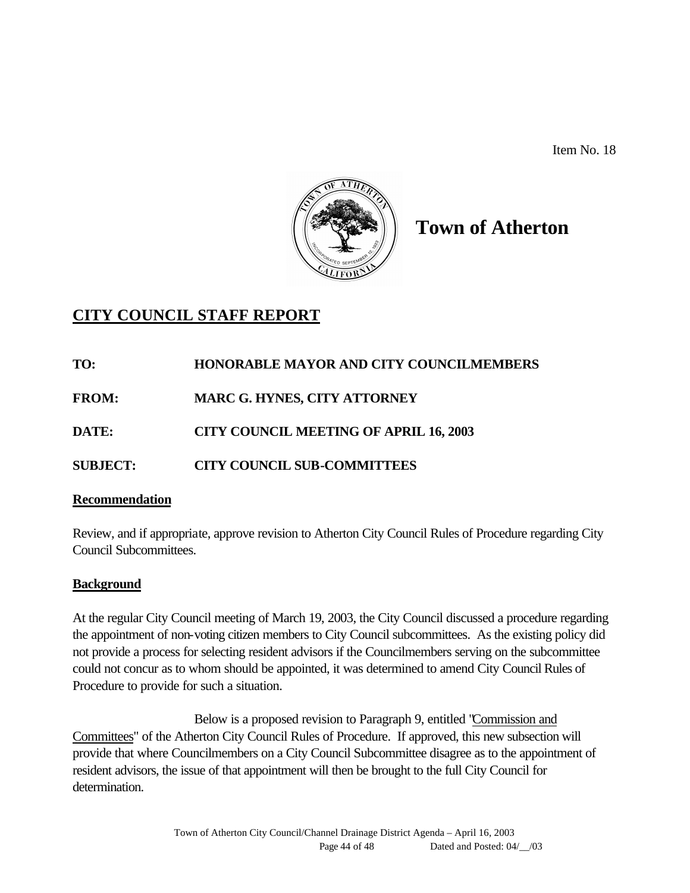Item No. 18

# Town of Atherton

## CITY COUNCIL STAFF REPORT

**TO:** **HONORABLE MAYOR AND CITY COUNCILMEMBERS**

**FROM:** **MARC G. HYNES, CITY ATTORNEY**

**DATE:** **CITY COUNCIL MEETING OF APRIL 16, 2003**

**SUBJECT:** **CITY COUNCIL SUB-COMMITTEES**

### Recommendation

Review, and if appropriate, approve revision to Atherton City Council Rules of Procedure regarding City Council Subcommittees.

### Background

At the regular City Council meeting of March 19, 2003, the City Council discussed a procedure regarding the appointment of non-voting citizen members to City Council subcommittees. As the existing policy did not provide a process for selecting resident advisors if the Councilmembers serving on the subcommittee could not concur as to whom should be appointed, it was determined to amend City Council Rules of Procedure to provide for such a situation.

Below is a proposed revision to Paragraph 9, entitled "Commission and Committees" of the Atherton City Council Rules of Procedure. If approved, this new subsection will provide that where Councilmembers on a City Council Subcommittee disagree as to the appointment of resident advisors, the issue of that appointment will then be brought to the full City Council for determination.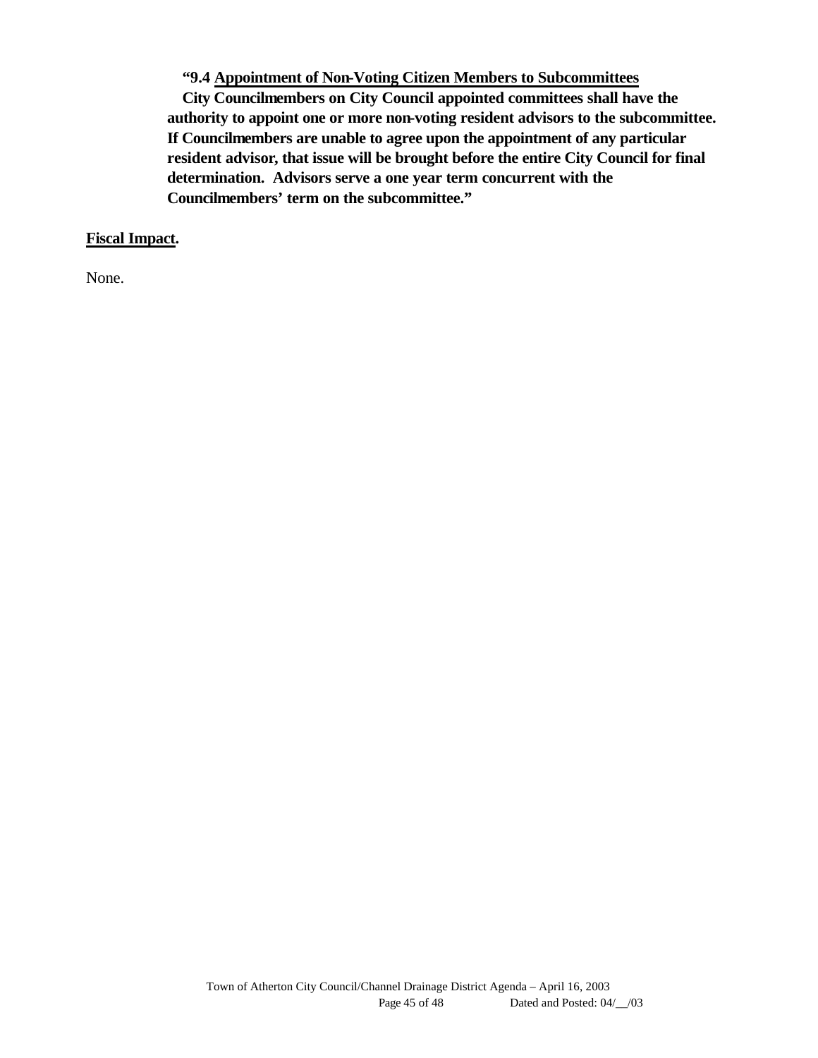**"9.4 Appointment of Non-Voting Citizen Members to Subcommittees**
**City Councilmembers on City Council appointed committees shall have the authority to appoint one or more non-voting resident advisors to the subcommittee. If Councilmembers are unable to agree upon the appointment of any particular resident advisor, that issue will be brought before the entire City Council for final determination. Advisors serve a one year term concurrent with the Councilmembers' term on the subcommittee."**

**Fiscal Impact.**

None.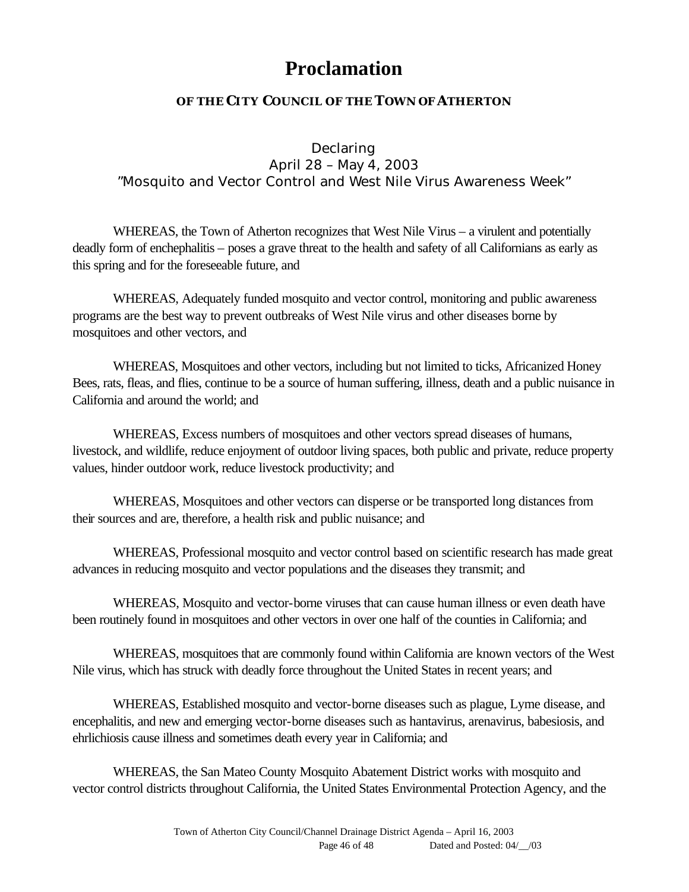# Proclamation

## OF THE CITY COUNCIL OF THE TOWN OF ATHERTON

### Declaring
### April 28 – May 4, 2003
### "Mosquito and Vector Control and West Nile Virus Awareness Week"

WHEREAS, the Town of Atherton recognizes that West Nile Virus – a virulent and potentially deadly form of enchephalitis – poses a grave threat to the health and safety of all Californians as early as this spring and for the foreseeable future, and

WHEREAS, Adequately funded mosquito and vector control, monitoring and public awareness programs are the best way to prevent outbreaks of West Nile virus and other diseases borne by mosquitoes and other vectors, and

WHEREAS, Mosquitoes and other vectors, including but not limited to ticks, Africanized Honey Bees, rats, fleas, and flies, continue to be a source of human suffering, illness, death and a public nuisance in California and around the world; and

WHEREAS, Excess numbers of mosquitoes and other vectors spread diseases of humans, livestock, and wildlife, reduce enjoyment of outdoor living spaces, both public and private, reduce property values, hinder outdoor work, reduce livestock productivity; and

WHEREAS, Mosquitoes and other vectors can disperse or be transported long distances from their sources and are, therefore, a health risk and public nuisance; and

WHEREAS, Professional mosquito and vector control based on scientific research has made great advances in reducing mosquito and vector populations and the diseases they transmit; and

WHEREAS, Mosquito and vector-borne viruses that can cause human illness or even death have been routinely found in mosquitoes and other vectors in over one half of the counties in California; and

WHEREAS, mosquitoes that are commonly found within California are known vectors of the West Nile virus, which has struck with deadly force throughout the United States in recent years; and

WHEREAS, Established mosquito and vector-borne diseases such as plague, Lyme disease, and encephalitis, and new and emerging vector-borne diseases such as hantavirus, arenavirus, babesiosis, and ehrlichiosis cause illness and sometimes death every year in California; and

WHEREAS, the San Mateo County Mosquito Abatement District works with mosquito and vector control districts throughout California, the United States Environmental Protection Agency, and the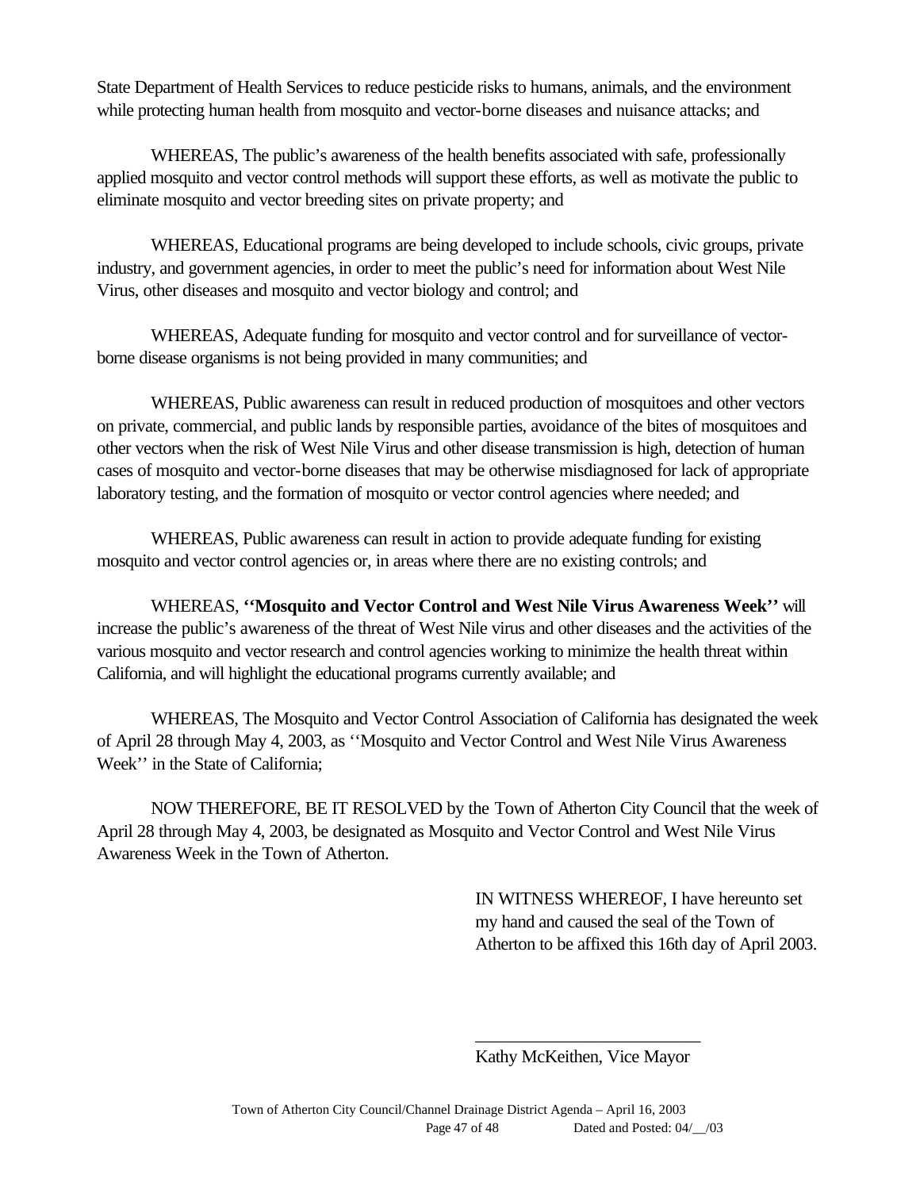State Department of Health Services to reduce pesticide risks to humans, animals, and the environment while protecting human health from mosquito and vector-borne diseases and nuisance attacks; and

WHEREAS, The public's awareness of the health benefits associated with safe, professionally applied mosquito and vector control methods will support these efforts, as well as motivate the public to eliminate mosquito and vector breeding sites on private property; and

WHEREAS, Educational programs are being developed to include schools, civic groups, private industry, and government agencies, in order to meet the public's need for information about West Nile Virus, other diseases and mosquito and vector biology and control; and

WHEREAS, Adequate funding for mosquito and vector control and for surveillance of vector-borne disease organisms is not being provided in many communities; and

WHEREAS, Public awareness can result in reduced production of mosquitoes and other vectors on private, commercial, and public lands by responsible parties, avoidance of the bites of mosquitoes and other vectors when the risk of West Nile Virus and other disease transmission is high, detection of human cases of mosquito and vector-borne diseases that may be otherwise misdiagnosed for lack of appropriate laboratory testing, and the formation of mosquito or vector control agencies where needed; and

WHEREAS, Public awareness can result in action to provide adequate funding for existing mosquito and vector control agencies or, in areas where there are no existing controls; and

WHEREAS, **''Mosquito and Vector Control and West Nile Virus Awareness Week''** will increase the public's awareness of the threat of West Nile virus and other diseases and the activities of the various mosquito and vector research and control agencies working to minimize the health threat within California, and will highlight the educational programs currently available; and

WHEREAS, The Mosquito and Vector Control Association of California has designated the week of April 28 through May 4, 2003, as ''Mosquito and Vector Control and West Nile Virus Awareness Week'' in the State of California;

NOW THEREFORE, BE IT RESOLVED by the Town of Atherton City Council that the week of April 28 through May 4, 2003, be designated as Mosquito and Vector Control and West Nile Virus Awareness Week in the Town of Atherton.

IN WITNESS WHEREOF, I have hereunto set my hand and caused the seal of the Town of Atherton to be affixed this 16th day of April 2003.

\_\_\_\_\_\_\_\_\_\_\_\_\_\_\_\_\_\_\_\_\_\_\_\_\_\_

Kathy McKeithen, Vice Mayor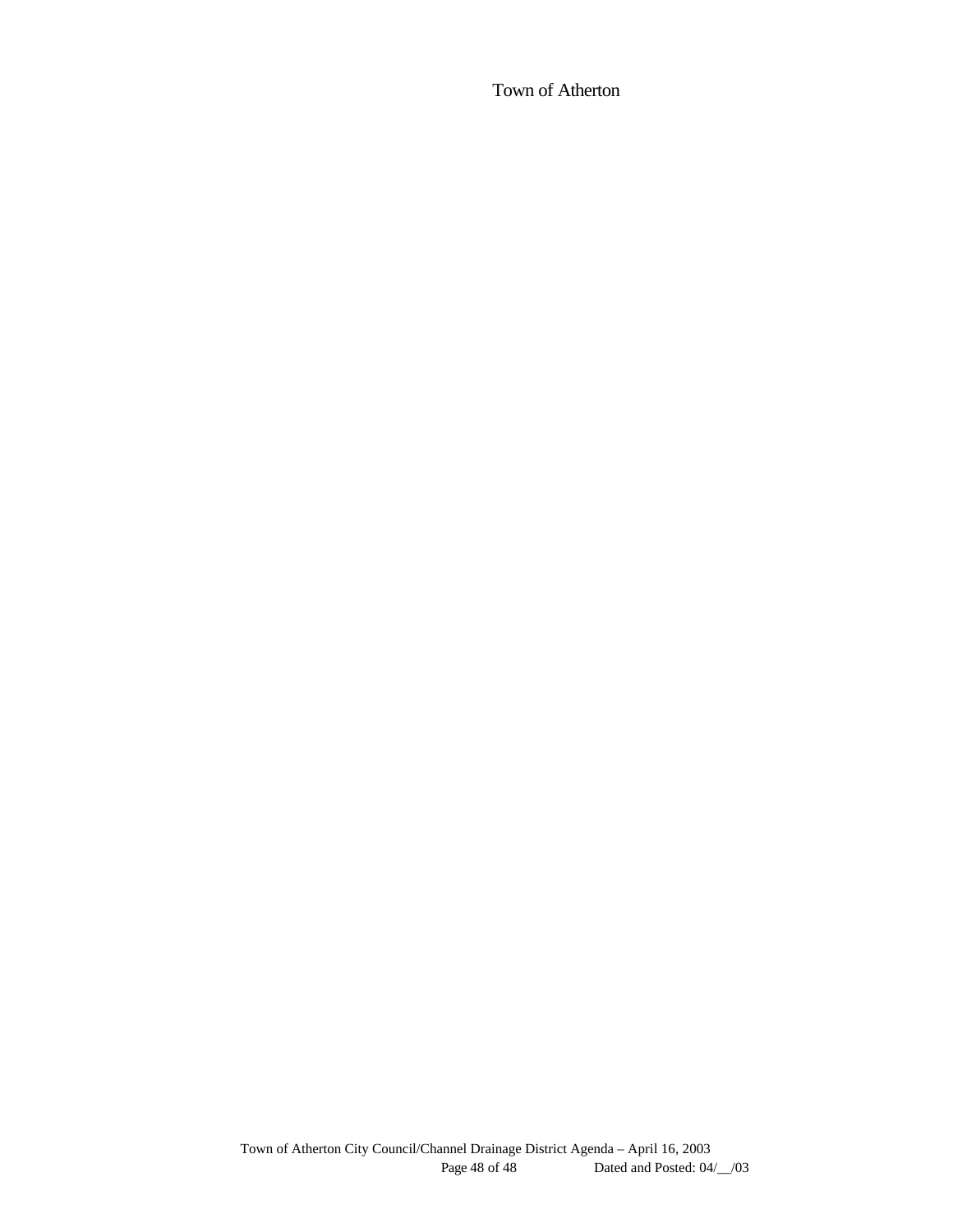Town of Atherton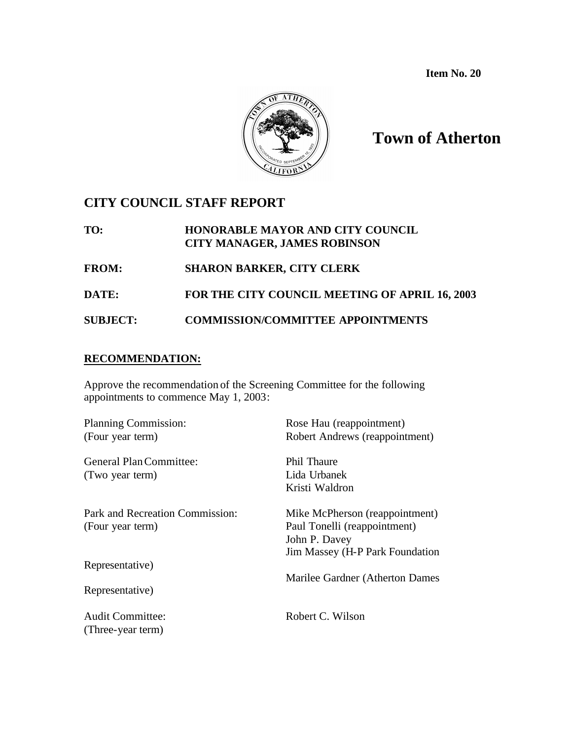**Item No. 20**

# Town of Atherton

## CITY COUNCIL STAFF REPORT

**TO:** HONORABLE MAYOR AND CITY COUNCIL
CITY MANAGER, JAMES ROBINSON

**FROM:** SHARON BARKER, CITY CLERK

**DATE:** FOR THE CITY COUNCIL MEETING OF APRIL 16, 2003

**SUBJECT:** COMMISSION/COMMITTEE APPOINTMENTS

**RECOMMENDATION:**

Approve the recommendation of the Screening Committee for the following appointments to commence May 1, 2003:

| | |
|---|---|
| Planning Commission: (Four year term) | Rose Hau (reappointment)<br>Robert Andrews (reappointment) |
| General Plan Committee: (Two year term) | Phil Thaure<br>Lida Urbanek<br>Kristi Waldron |
| Park and Recreation Commission: (Four year term) | Mike McPherson (reappointment)<br>Paul Tonelli (reappointment)<br>John P. Davey<br>Jim Massey (H-P Park Foundation Representative)<br>Marilee Gardner (Atherton Dames Representative) |
| Audit Committee: (Three-year term) | Robert C. Wilson |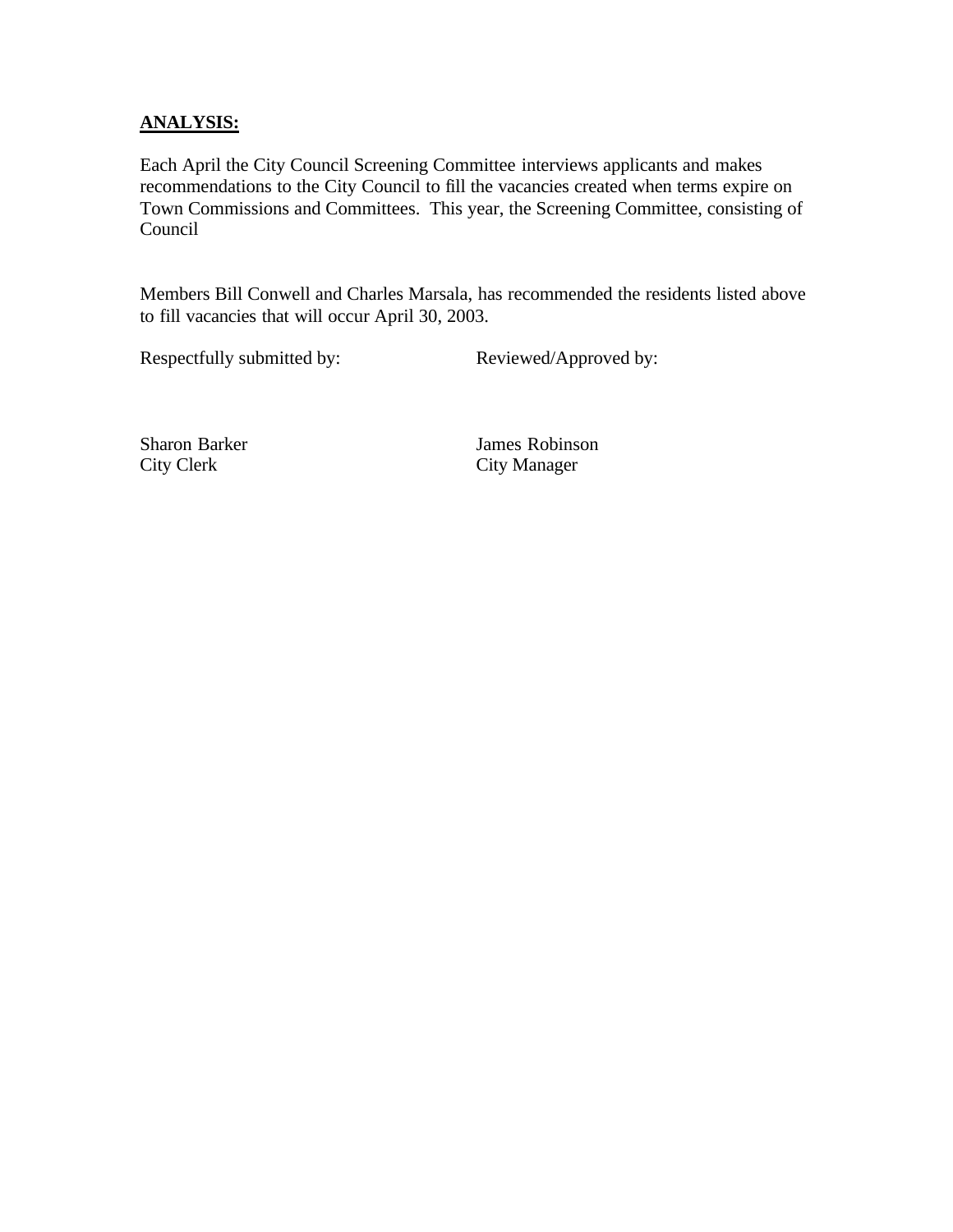**ANALYSIS:**

Each April the City Council Screening Committee interviews applicants and makes recommendations to the City Council to fill the vacancies created when terms expire on Town Commissions and Committees. This year, the Screening Committee, consisting of Council

Members Bill Conwell and Charles Marsala, has recommended the residents listed above to fill vacancies that will occur April 30, 2003.

| Respectfully submitted by: | Reviewed/Approved by: |
|---|---|
| Sharon Barker<br>City Clerk | James Robinson<br>City Manager |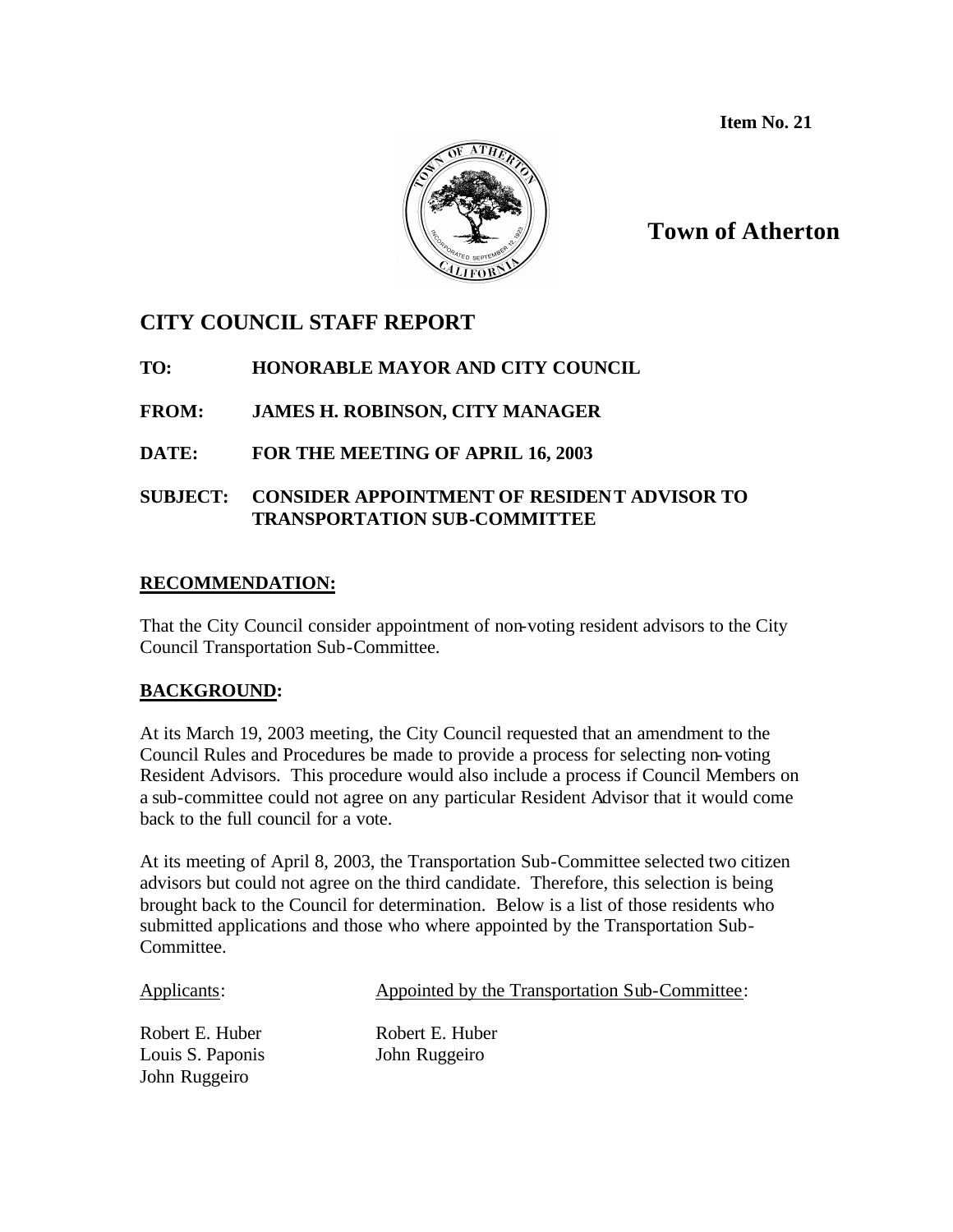**Item No. 21**

# Town of Atherton

## CITY COUNCIL STAFF REPORT

**TO:** HONORABLE MAYOR AND CITY COUNCIL

**FROM:** JAMES H. ROBINSON, CITY MANAGER

**DATE:** FOR THE MEETING OF APRIL 16, 2003

**SUBJECT:** CONSIDER APPOINTMENT OF RESIDENT ADVISOR TO TRANSPORTATION SUB-COMMITTEE

### RECOMMENDATION:

That the City Council consider appointment of non-voting resident advisors to the City Council Transportation Sub-Committee.

### BACKGROUND:

At its March 19, 2003 meeting, the City Council requested that an amendment to the Council Rules and Procedures be made to provide a process for selecting non-voting Resident Advisors. This procedure would also include a process if Council Members on a sub-committee could not agree on any particular Resident Advisor that it would come back to the full council for a vote.

At its meeting of April 8, 2003, the Transportation Sub-Committee selected two citizen advisors but could not agree on the third candidate. Therefore, this selection is being brought back to the Council for determination. Below is a list of those residents who submitted applications and those who where appointed by the Transportation Sub-Committee.

| Applicants: | Appointed by the Transportation Sub-Committee: |
|---|---|
| Robert E. Huber | Robert E. Huber |
| Louis S. Paponis | John Ruggeiro |
| John Ruggeiro | |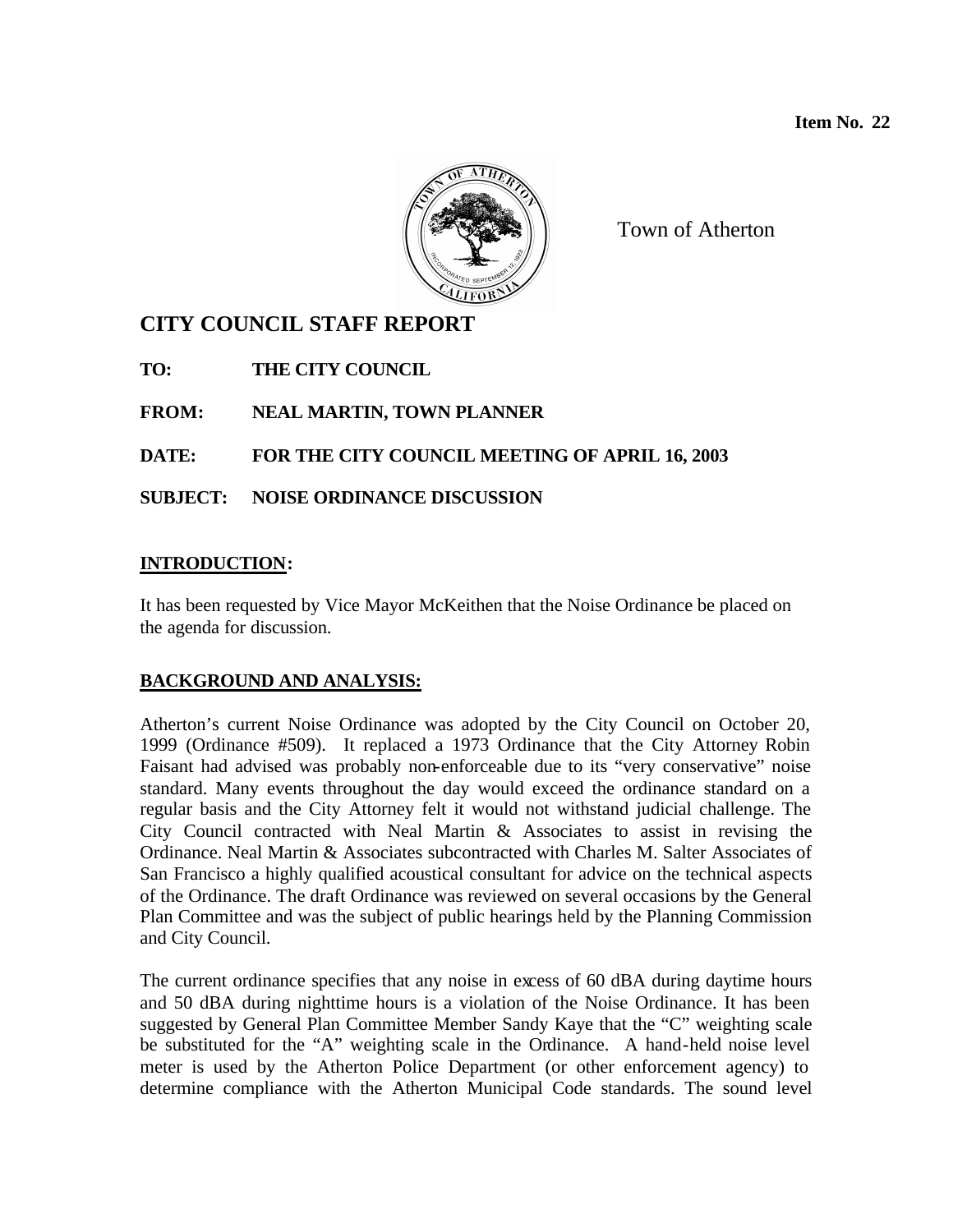**Item No. 22**

Town of Atherton

# CITY COUNCIL STAFF REPORT

**TO:** THE CITY COUNCIL

**FROM:** NEAL MARTIN, TOWN PLANNER

**DATE:** FOR THE CITY COUNCIL MEETING OF APRIL 16, 2003

**SUBJECT:** NOISE ORDINANCE DISCUSSION

## INTRODUCTION:

It has been requested by Vice Mayor McKeithen that the Noise Ordinance be placed on the agenda for discussion.

## BACKGROUND AND ANALYSIS:

Atherton's current Noise Ordinance was adopted by the City Council on October 20, 1999 (Ordinance #509). It replaced a 1973 Ordinance that the City Attorney Robin Faisant had advised was probably non-enforceable due to its "very conservative" noise standard. Many events throughout the day would exceed the ordinance standard on a regular basis and the City Attorney felt it would not withstand judicial challenge. The City Council contracted with Neal Martin & Associates to assist in revising the Ordinance. Neal Martin & Associates subcontracted with Charles M. Salter Associates of San Francisco a highly qualified acoustical consultant for advice on the technical aspects of the Ordinance. The draft Ordinance was reviewed on several occasions by the General Plan Committee and was the subject of public hearings held by the Planning Commission and City Council.

The current ordinance specifies that any noise in excess of 60 dBA during daytime hours and 50 dBA during nighttime hours is a violation of the Noise Ordinance. It has been suggested by General Plan Committee Member Sandy Kaye that the "C" weighting scale be substituted for the "A" weighting scale in the Ordinance. A hand-held noise level meter is used by the Atherton Police Department (or other enforcement agency) to determine compliance with the Atherton Municipal Code standards. The sound level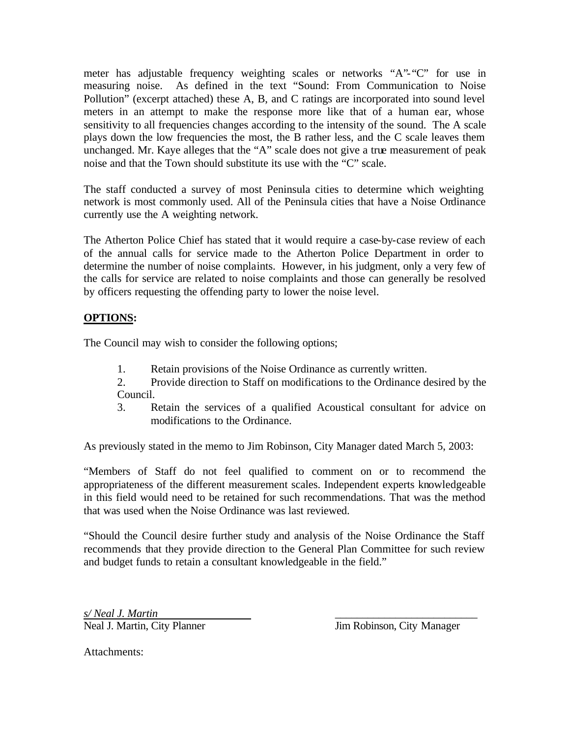meter has adjustable frequency weighting scales or networks "A"-"C" for use in measuring noise. As defined in the text "Sound: From Communication to Noise Pollution" (excerpt attached) these A, B, and C ratings are incorporated into sound level meters in an attempt to make the response more like that of a human ear, whose sensitivity to all frequencies changes according to the intensity of the sound. The A scale plays down the low frequencies the most, the B rather less, and the C scale leaves them unchanged. Mr. Kaye alleges that the "A" scale does not give a true measurement of peak noise and that the Town should substitute its use with the "C" scale.

The staff conducted a survey of most Peninsula cities to determine which weighting network is most commonly used. All of the Peninsula cities that have a Noise Ordinance currently use the A weighting network.

The Atherton Police Chief has stated that it would require a case-by-case review of each of the annual calls for service made to the Atherton Police Department in order to determine the number of noise complaints. However, in his judgment, only a very few of the calls for service are related to noise complaints and those can generally be resolved by officers requesting the offending party to lower the noise level.

## OPTIONS:

The Council may wish to consider the following options;

1. Retain provisions of the Noise Ordinance as currently written.
2. Provide direction to Staff on modifications to the Ordinance desired by the Council.
3. Retain the services of a qualified Acoustical consultant for advice on modifications to the Ordinance.

As previously stated in the memo to Jim Robinson, City Manager dated March 5, 2003:

"Members of Staff do not feel qualified to comment on or to recommend the appropriateness of the different measurement scales. Independent experts knowledgeable in this field would need to be retained for such recommendations. That was the method that was used when the Noise Ordinance was last reviewed.

"Should the Council desire further study and analysis of the Noise Ordinance the Staff recommends that they provide direction to the General Plan Committee for such review and budget funds to retain a consultant knowledgeable in the field."

*s/ Neal J. Martin*
Neal J. Martin, City Planner

\_\_\_\_\_\_\_\_\_\_\_\_\_\_\_\_\_\_\_\_\_\_\_\_\_\_
Jim Robinson, City Manager

Attachments: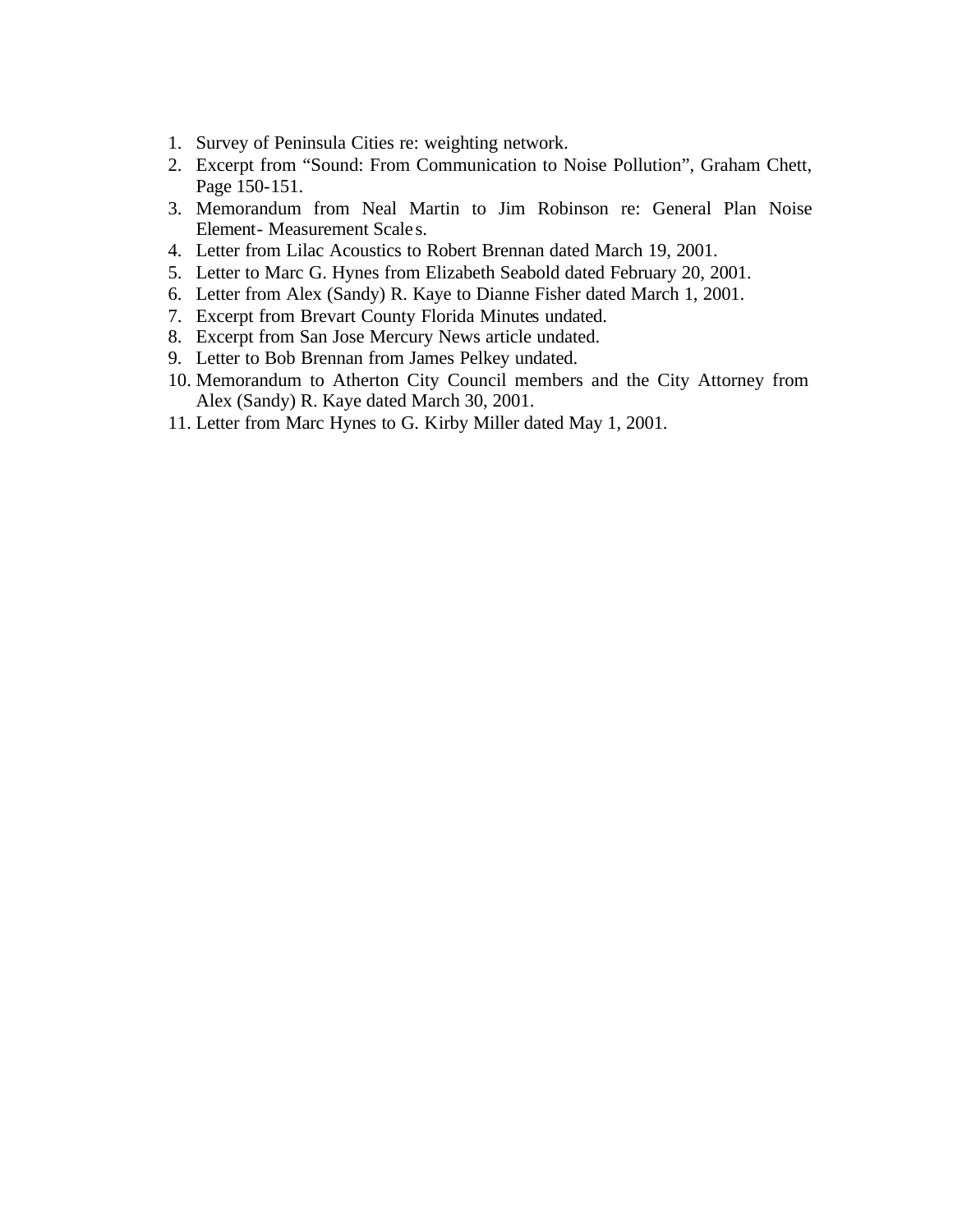1. Survey of Peninsula Cities re: weighting network.
2. Excerpt from "Sound: From Communication to Noise Pollution", Graham Chett, Page 150-151.
3. Memorandum from Neal Martin to Jim Robinson re: General Plan Noise Element- Measurement Scales.
4. Letter from Lilac Acoustics to Robert Brennan dated March 19, 2001.
5. Letter to Marc G. Hynes from Elizabeth Seabold dated February 20, 2001.
6. Letter from Alex (Sandy) R. Kaye to Dianne Fisher dated March 1, 2001.
7. Excerpt from Brevart County Florida Minutes undated.
8. Excerpt from San Jose Mercury News article undated.
9. Letter to Bob Brennan from James Pelkey undated.
10. Memorandum to Atherton City Council members and the City Attorney from Alex (Sandy) R. Kaye dated March 30, 2001.
11. Letter from Marc Hynes to G. Kirby Miller dated May 1, 2001.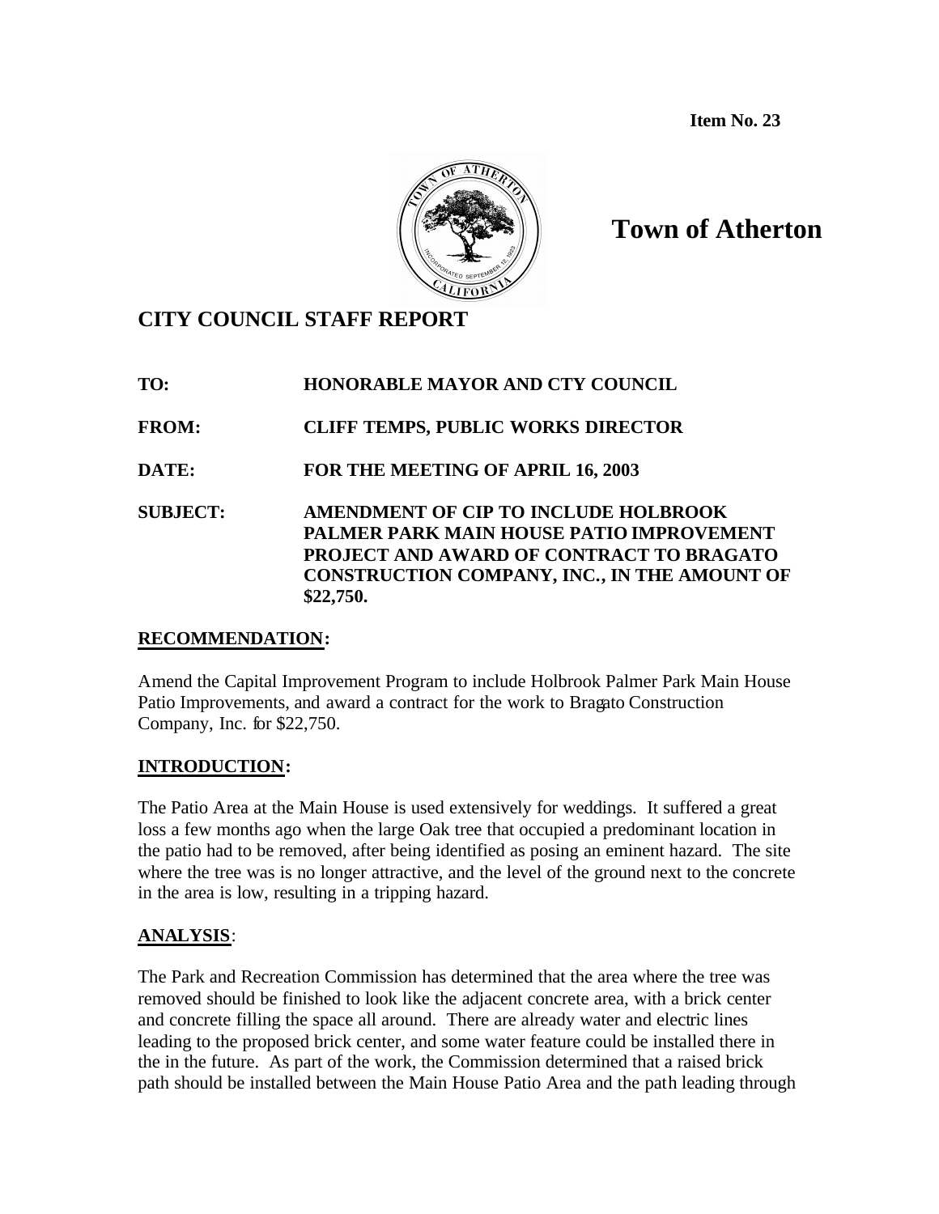**Item No. 23**

# Town of Atherton

## CITY COUNCIL STAFF REPORT

**TO:** HONORABLE MAYOR AND CTY COUNCIL

**FROM:** CLIFF TEMPS, PUBLIC WORKS DIRECTOR

**DATE:** FOR THE MEETING OF APRIL 16, 2003

**SUBJECT:** AMENDMENT OF CIP TO INCLUDE HOLBROOK PALMER PARK MAIN HOUSE PATIO IMPROVEMENT PROJECT AND AWARD OF CONTRACT TO BRAGATO CONSTRUCTION COMPANY, INC., IN THE AMOUNT OF $22,750.

### RECOMMENDATION:

Amend the Capital Improvement Program to include Holbrook Palmer Park Main House Patio Improvements, and award a contract for the work to Bragato Construction Company, Inc. for $22,750.

### INTRODUCTION:

The Patio Area at the Main House is used extensively for weddings. It suffered a great loss a few months ago when the large Oak tree that occupied a predominant location in the patio had to be removed, after being identified as posing an eminent hazard. The site where the tree was is no longer attractive, and the level of the ground next to the concrete in the area is low, resulting in a tripping hazard.

### ANALYSIS:

The Park and Recreation Commission has determined that the area where the tree was removed should be finished to look like the adjacent concrete area, with a brick center and concrete filling the space all around. There are already water and electric lines leading to the proposed brick center, and some water feature could be installed there in the in the future. As part of the work, the Commission determined that a raised brick path should be installed between the Main House Patio Area and the path leading through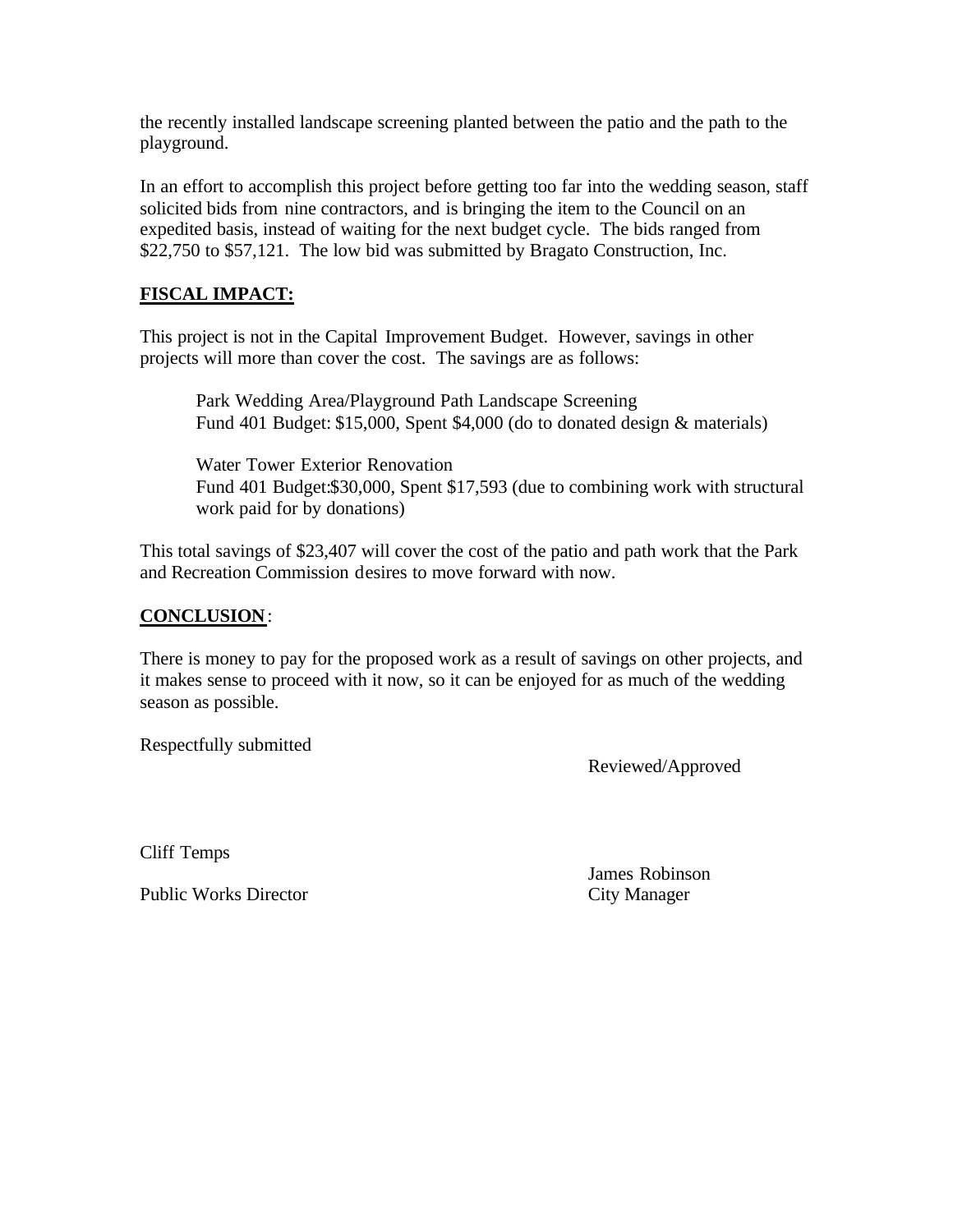the recently installed landscape screening planted between the patio and the path to the playground.

In an effort to accomplish this project before getting too far into the wedding season, staff solicited bids from nine contractors, and is bringing the item to the Council on an expedited basis, instead of waiting for the next budget cycle. The bids ranged from $22,750 to $57,121. The low bid was submitted by Bragato Construction, Inc.

**FISCAL IMPACT:**

This project is not in the Capital Improvement Budget. However, savings in other projects will more than cover the cost. The savings are as follows:

> Park Wedding Area/Playground Path Landscape Screening
> Fund 401 Budget: $15,000, Spent $4,000 (do to donated design & materials)
>
> Water Tower Exterior Renovation
> Fund 401 Budget:$30,000, Spent $17,593 (due to combining work with structural work paid for by donations)

This total savings of $23,407 will cover the cost of the patio and path work that the Park and Recreation Commission desires to move forward with now.

**CONCLUSION**:

There is money to pay for the proposed work as a result of savings on other projects, and it makes sense to proceed with it now, so it can be enjoyed for as much of the wedding season as possible.

Respectfully submitted

Reviewed/Approved

Cliff Temps

Public Works Director

James Robinson

City Manager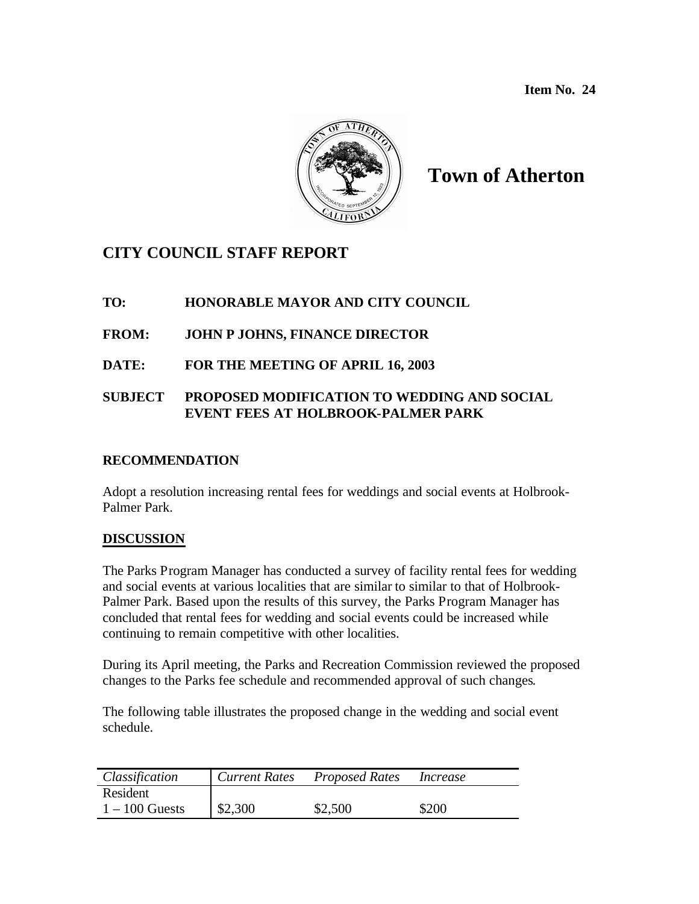**Item No. 24**

# Town of Atherton

## CITY COUNCIL STAFF REPORT

**TO:** HONORABLE MAYOR AND CITY COUNCIL

**FROM:** JOHN P JOHNS, FINANCE DIRECTOR

**DATE:** FOR THE MEETING OF APRIL 16, 2003

**SUBJECT** PROPOSED MODIFICATION TO WEDDING AND SOCIAL EVENT FEES AT HOLBROOK-PALMER PARK

### RECOMMENDATION

Adopt a resolution increasing rental fees for weddings and social events at Holbrook-Palmer Park.

### DISCUSSION

The Parks Program Manager has conducted a survey of facility rental fees for wedding and social events at various localities that are similar to similar to that of Holbrook-Palmer Park. Based upon the results of this survey, the Parks Program Manager has concluded that rental fees for wedding and social events could be increased while continuing to remain competitive with other localities.

During its April meeting, the Parks and Recreation Commission reviewed the proposed changes to the Parks fee schedule and recommended approval of such changes.

The following table illustrates the proposed change in the wedding and social event schedule.

| *Classification* | *Current Rates* | *Proposed Rates* | *Increase* |
|---|---|---|---|
| Resident | | | |
| 1 – 100 Guests | $2,300 | $2,500 | $200 |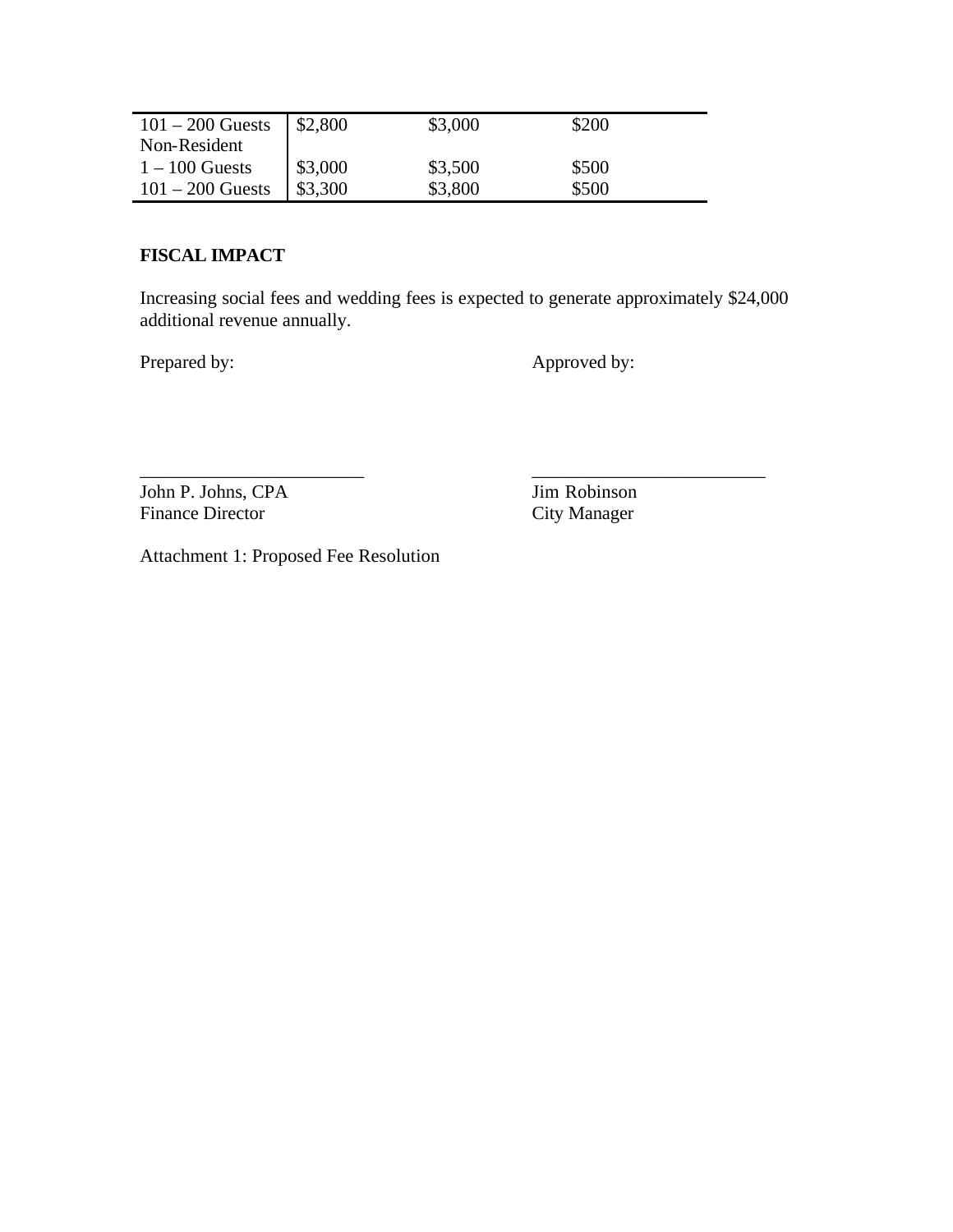| | | | |
|---|---|---|---|
| 101 – 200 Guests | $2,800 | $3,000 | $200 |
| Non-Resident | | | |
| 1 – 100 Guests | $3,000 | $3,500 | $500 |
| 101 – 200 Guests | $3,300 | $3,800 | $500 |

**FISCAL IMPACT**

Increasing social fees and wedding fees is expected to generate approximately $24,000 additional revenue annually.

Prepared by: Approved by:

\_\_\_\_\_\_\_\_\_\_\_\_\_\_\_\_\_\_\_\_\_\_\_\_ \_\_\_\_\_\_\_\_\_\_\_\_\_\_\_\_\_\_\_\_\_\_\_\_\_

John P. Johns, CPA
Finance Director

Jim Robinson
City Manager

Attachment 1: Proposed Fee Resolution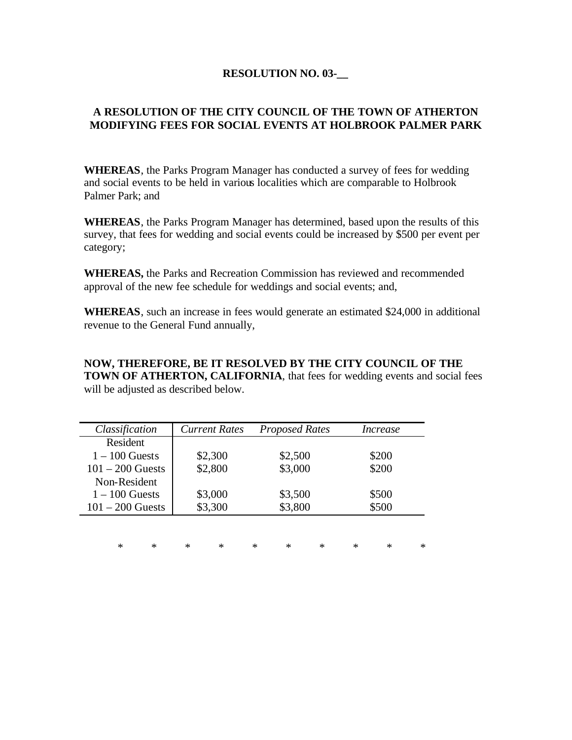**RESOLUTION NO. 03-__**

**A RESOLUTION OF THE CITY COUNCIL OF THE TOWN OF ATHERTON MODIFYING FEES FOR SOCIAL EVENTS AT HOLBROOK PALMER PARK**

**WHEREAS**, the Parks Program Manager has conducted a survey of fees for wedding and social events to be held in various localities which are comparable to Holbrook Palmer Park; and

**WHEREAS**, the Parks Program Manager has determined, based upon the results of this survey, that fees for wedding and social events could be increased by $500 per event per category;

**WHEREAS,** the Parks and Recreation Commission has reviewed and recommended approval of the new fee schedule for weddings and social events; and,

**WHEREAS**, such an increase in fees would generate an estimated $24,000 in additional revenue to the General Fund annually,

**NOW, THEREFORE, BE IT RESOLVED BY THE CITY COUNCIL OF THE TOWN OF ATHERTON, CALIFORNIA**, that fees for wedding events and social fees will be adjusted as described below.

| *Classification* | *Current Rates* | *Proposed Rates* | *Increase* |
|---|---|---|---|
| Resident | | | |
| 1 – 100 Guests | $2,300 | $2,500 | $200 |
| 101 – 200 Guests | $2,800 | $3,000 | $200 |
| Non-Resident | | | |
| 1 – 100 Guests | $3,000 | $3,500 | $500 |
| 101 – 200 Guests | $3,300 | $3,800 | $500 |

\* \* \* \* \* \* \* \* \* \*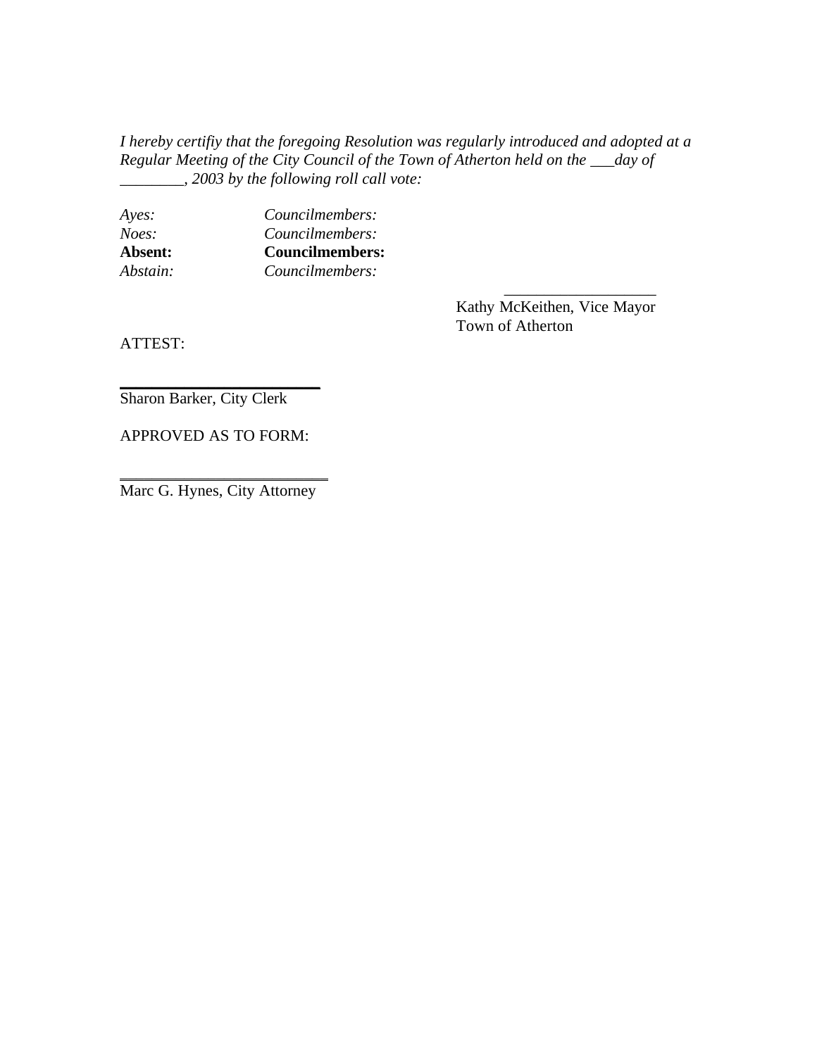*I hereby certifiy that the foregoing Resolution was regularly introduced and adopted at a Regular Meeting of the City Council of the Town of Atherton held on the ___day of ________, 2003 by the following roll call vote:*

| | |
|---|---|
| *Ayes:* | *Councilmembers:* |
| *Noes:* | *Councilmembers:* |
| **Absent:** | **Councilmembers:** |
| *Abstain:* | *Councilmembers:* |

___________________
Kathy McKeithen, Vice Mayor
Town of Atherton

ATTEST:

_________________________
Sharon Barker, City Clerk

APPROVED AS TO FORM:

_________________________
Marc G. Hynes, City Attorney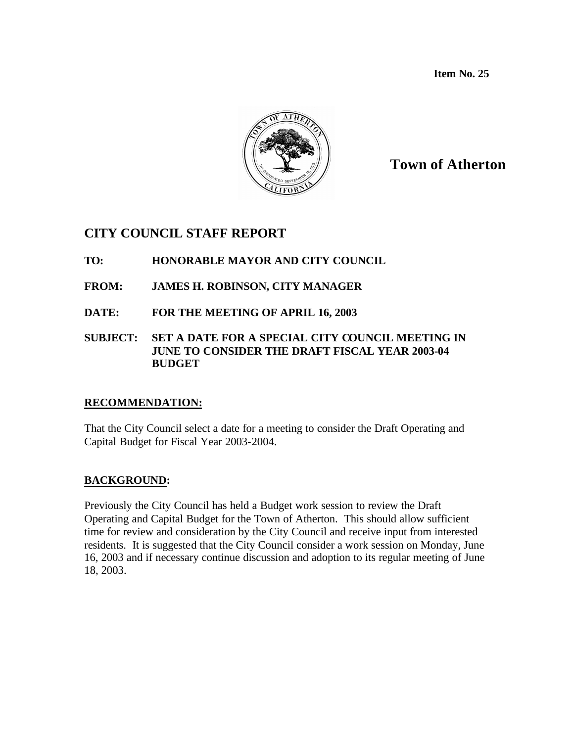**Item No. 25**

**Town of Atherton**

## CITY COUNCIL STAFF REPORT

**TO:** **HONORABLE MAYOR AND CITY COUNCIL**

**FROM:** **JAMES H. ROBINSON, CITY MANAGER**

**DATE:** **FOR THE MEETING OF APRIL 16, 2003**

**SUBJECT:** **SET A DATE FOR A SPECIAL CITY COUNCIL MEETING IN JUNE TO CONSIDER THE DRAFT FISCAL YEAR 2003-04 BUDGET**

### RECOMMENDATION:

That the City Council select a date for a meeting to consider the Draft Operating and Capital Budget for Fiscal Year 2003-2004.

### BACKGROUND:

Previously the City Council has held a Budget work session to review the Draft Operating and Capital Budget for the Town of Atherton. This should allow sufficient time for review and consideration by the City Council and receive input from interested residents. It is suggested that the City Council consider a work session on Monday, June 16, 2003 and if necessary continue discussion and adoption to its regular meeting of June 18, 2003.